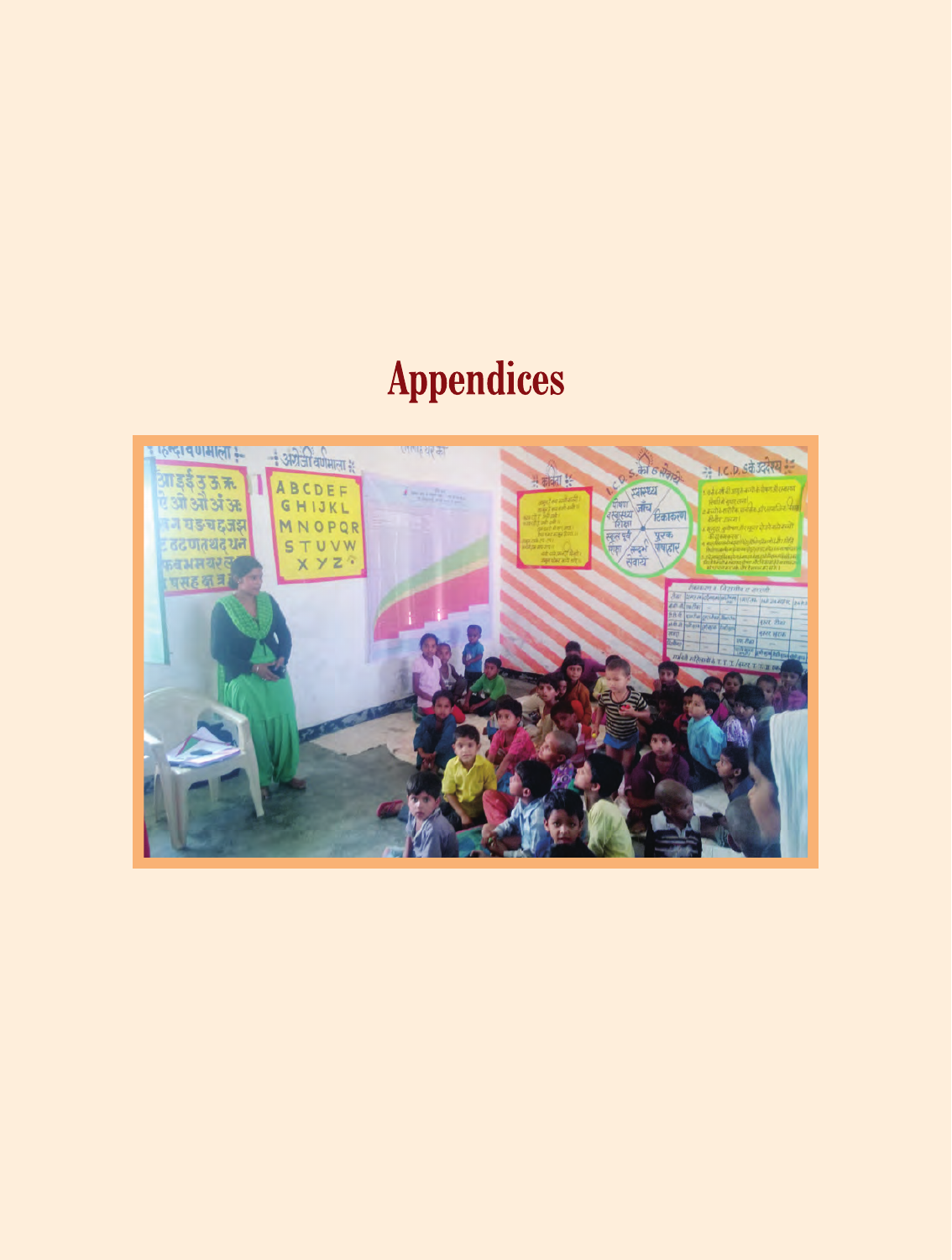# Appendices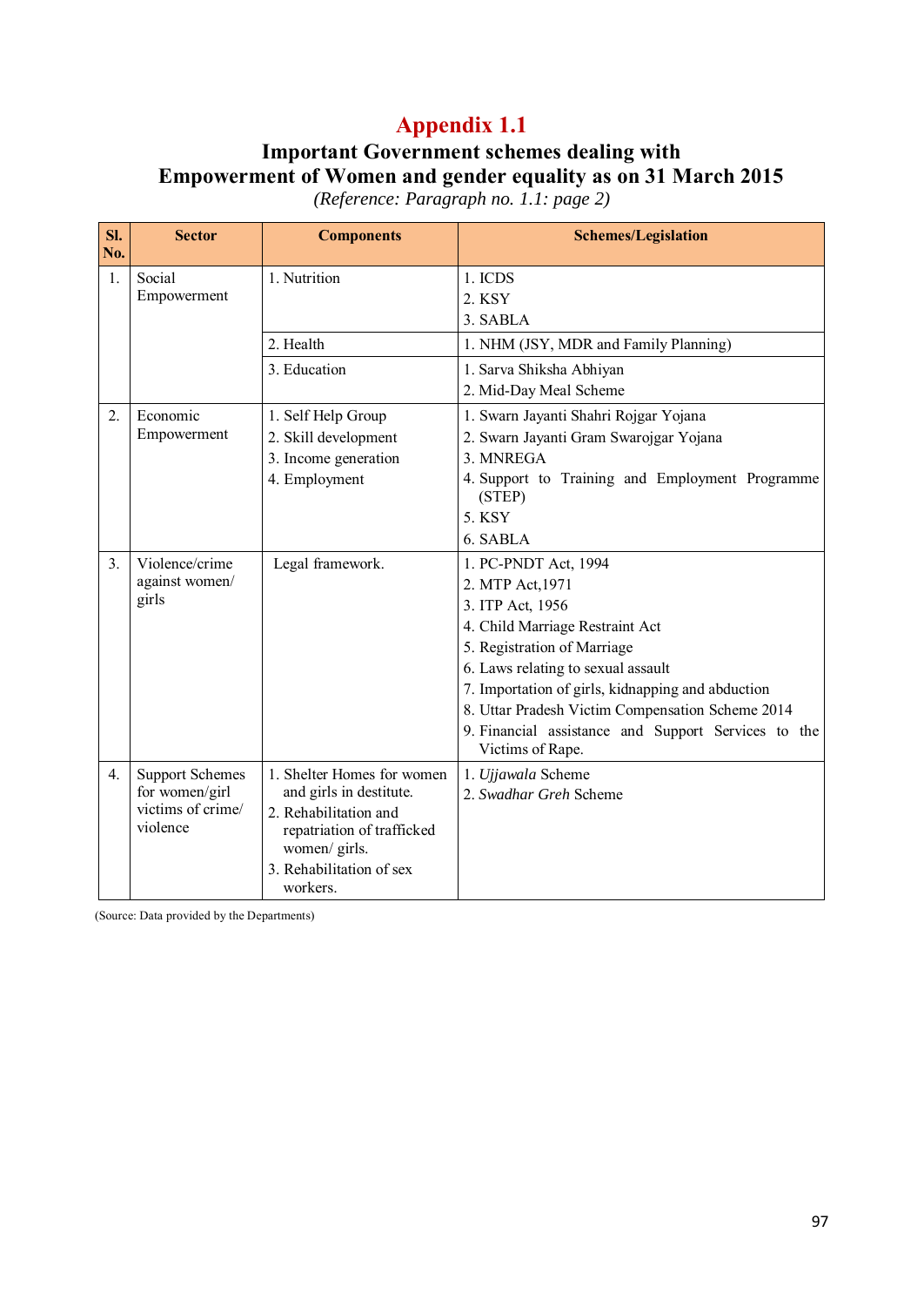# Appendix 1.1

## Important Government schemes dealing with Empowerment of Women and gender equality as on 31 March 2015

*(Reference: Paragraph no. 1.1: page 2)*

| Sl. No. | Sector | Components | Schemes/Legislation |
|---|---|---|---|
| 1. | Social Empowerment | 1. Nutrition | 1. ICDS<br>2. KSY<br>3. SABLA |
| | | 2. Health | 1. NHM (JSY, MDR and Family Planning) |
| | | 3. Education | 1. Sarva Shiksha Abhiyan<br>2. Mid-Day Meal Scheme |
| 2. | Economic Empowerment | 1. Self Help Group<br>2. Skill development<br>3. Income generation<br>4. Employment | 1. Swarn Jayanti Shahri Rojgar Yojana<br>2. Swarn Jayanti Gram Swarojgar Yojana<br>3. MNREGA<br>4. Support to Training and Employment Programme (STEP)<br>5. KSY<br>6. SABLA |
| 3. | Violence/crime against women/ girls | Legal framework. | 1. PC-PNDT Act, 1994<br>2. MTP Act,1971<br>3. ITP Act, 1956<br>4. Child Marriage Restraint Act<br>5. Registration of Marriage<br>6. Laws relating to sexual assault<br>7. Importation of girls, kidnapping and abduction<br>8. Uttar Pradesh Victim Compensation Scheme 2014<br>9. Financial assistance and Support Services to the Victims of Rape. |
| 4. | Support Schemes for women/girl victims of crime/ violence | 1. Shelter Homes for women and girls in destitute.<br>2. Rehabilitation and repatriation of trafficked women/ girls.<br>3. Rehabilitation of sex workers. | 1. *Ujjawala* Scheme<br>2. *Swadhar Greh* Scheme |

(Source: Data provided by the Departments)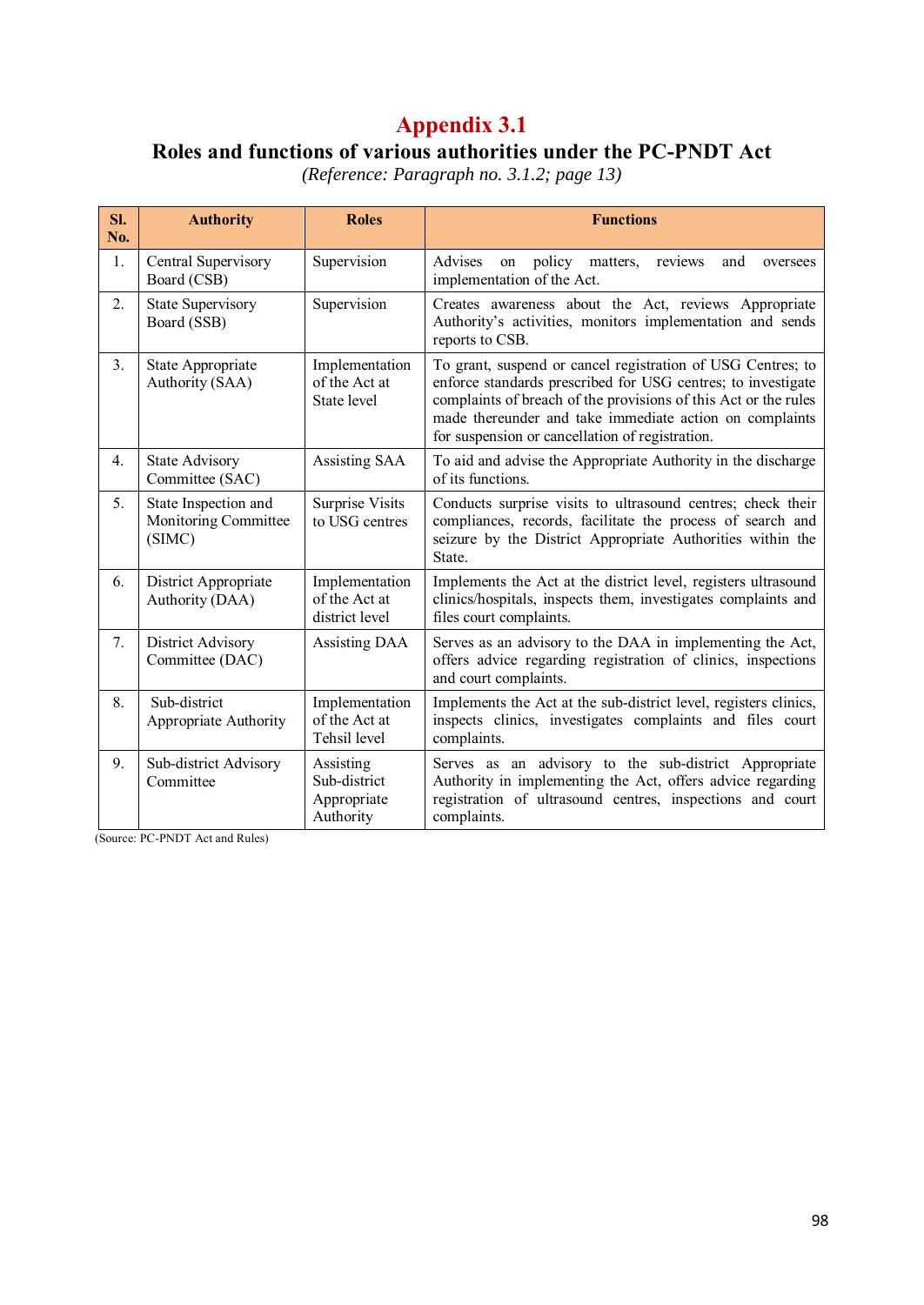# Appendix 3.1

## Roles and functions of various authorities under the PC-PNDT Act

*(Reference: Paragraph no. 3.1.2; page 13)*

| Sl. No. | Authority | Roles | Functions |
|---|---|---|---|
| 1. | Central Supervisory Board (CSB) | Supervision | Advises on policy matters, reviews and oversees implementation of the Act. |
| 2. | State Supervisory Board (SSB) | Supervision | Creates awareness about the Act, reviews Appropriate Authority's activities, monitors implementation and sends reports to CSB. |
| 3. | State Appropriate Authority (SAA) | Implementation of the Act at State level | To grant, suspend or cancel registration of USG Centres; to enforce standards prescribed for USG centres; to investigate complaints of breach of the provisions of this Act or the rules made thereunder and take immediate action on complaints for suspension or cancellation of registration. |
| 4. | State Advisory Committee (SAC) | Assisting SAA | To aid and advise the Appropriate Authority in the discharge of its functions. |
| 5. | State Inspection and Monitoring Committee (SIMC) | Surprise Visits to USG centres | Conducts surprise visits to ultrasound centres; check their compliances, records, facilitate the process of search and seizure by the District Appropriate Authorities within the State. |
| 6. | District Appropriate Authority (DAA) | Implementation of the Act at district level | Implements the Act at the district level, registers ultrasound clinics/hospitals, inspects them, investigates complaints and files court complaints. |
| 7. | District Advisory Committee (DAC) | Assisting DAA | Serves as an advisory to the DAA in implementing the Act, offers advice regarding registration of clinics, inspections and court complaints. |
| 8. | Sub-district Appropriate Authority | Implementation of the Act at Tehsil level | Implements the Act at the sub-district level, registers clinics, inspects clinics, investigates complaints and files court complaints. |
| 9. | Sub-district Advisory Committee | Assisting Sub-district Appropriate Authority | Serves as an advisory to the sub-district Appropriate Authority in implementing the Act, offers advice regarding registration of ultrasound centres, inspections and court complaints. |

(Source: PC-PNDT Act and Rules)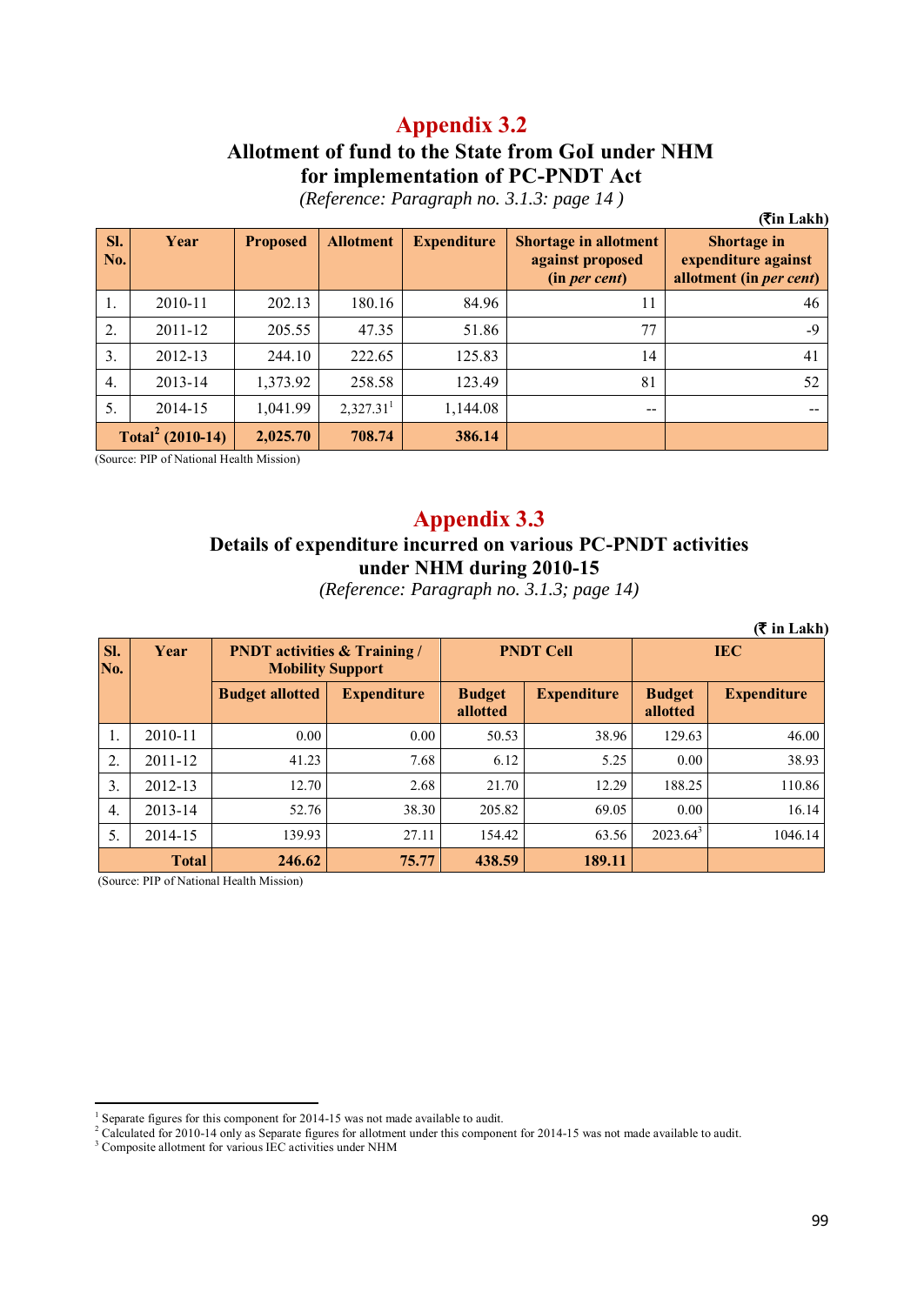# Appendix 3.2

## Allotment of fund to the State from GoI under NHM for implementation of PC-PNDT Act

*(Reference: Paragraph no. 3.1.3: page 14 )*

**(₹in Lakh)**

| Sl. No. | Year | Proposed | Allotment | Expenditure | Shortage in allotment against proposed (in *per cent*) | Shortage in expenditure against allotment (in *per cent*) |
|---|---|---|---|---|---|---|
| 1. | 2010-11 | 202.13 | 180.16 | 84.96 | 11 | 46 |
| 2. | 2011-12 | 205.55 | 47.35 | 51.86 | 77 | -9 |
| 3. | 2012-13 | 244.10 | 222.65 | 125.83 | 14 | 41 |
| 4. | 2013-14 | 1,373.92 | 258.58 | 123.49 | 81 | 52 |
| 5. | 2014-15 | 1,041.99 | 2,327.31[1] | 1,144.08 | -- | -- |
| **Total[2] (2010-14)** | | **2,025.70** | **708.74** | **386.14** | | |

(Source: PIP of National Health Mission)

# Appendix 3.3

## Details of expenditure incurred on various PC-PNDT activities under NHM during 2010-15

*(Reference: Paragraph no. 3.1.3; page 14)*

**(₹ in Lakh)**

| Sl. No. | Year | PNDT activities & Training / Mobility Support | | PNDT Cell | | IEC | |
|---|---|---|---|---|---|---|---|
| | | Budget allotted | Expenditure | Budget allotted | Expenditure | Budget allotted | Expenditure |
| 1. | 2010-11 | 0.00 | 0.00 | 50.53 | 38.96 | 129.63 | 46.00 |
| 2. | 2011-12 | 41.23 | 7.68 | 6.12 | 5.25 | 0.00 | 38.93 |
| 3. | 2012-13 | 12.70 | 2.68 | 21.70 | 12.29 | 188.25 | 110.86 |
| 4. | 2013-14 | 52.76 | 38.30 | 205.82 | 69.05 | 0.00 | 16.14 |
| 5. | 2014-15 | 139.93 | 27.11 | 154.42 | 63.56 | 2023.64[3] | 1046.14 |
| **Total** | | **246.62** | **75.77** | **438.59** | **189.11** | | |

(Source: PIP of National Health Mission)

---

[1] Separate figures for this component for 2014-15 was not made available to audit.

[2] Calculated for 2010-14 only as Separate figures for allotment under this component for 2014-15 was not made available to audit.

[3] Composite allotment for various IEC activities under NHM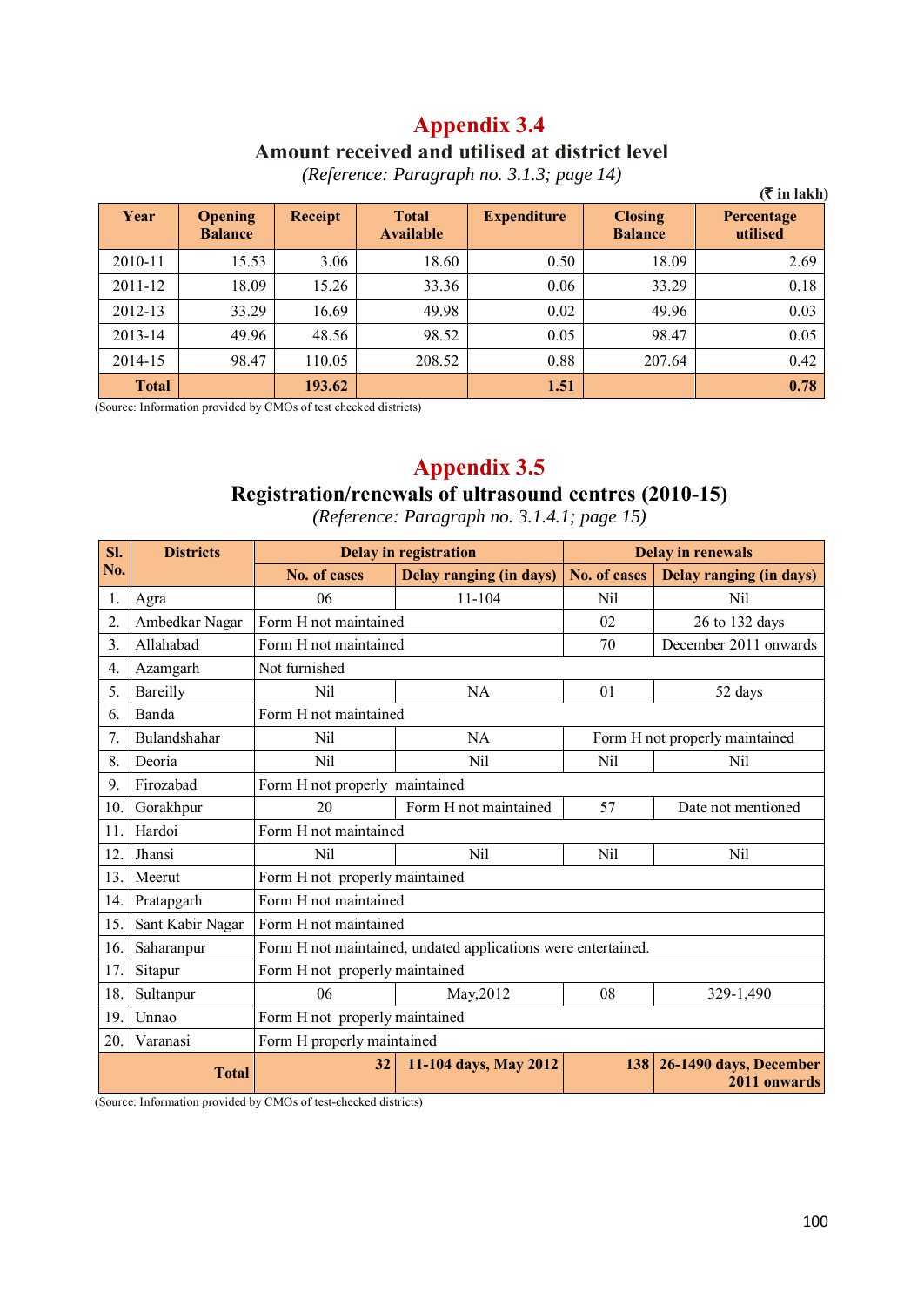# Appendix 3.4

## Amount received and utilised at district level

*(Reference: Paragraph no. 3.1.3; page 14)*

**(₹ in lakh)**

| Year | Opening Balance | Receipt | Total Available | Expenditure | Closing Balance | Percentage utilised |
|---|---|---|---|---|---|---|
| 2010-11 | 15.53 | 3.06 | 18.60 | 0.50 | 18.09 | 2.69 |
| 2011-12 | 18.09 | 15.26 | 33.36 | 0.06 | 33.29 | 0.18 |
| 2012-13 | 33.29 | 16.69 | 49.98 | 0.02 | 49.96 | 0.03 |
| 2013-14 | 49.96 | 48.56 | 98.52 | 0.05 | 98.47 | 0.05 |
| 2014-15 | 98.47 | 110.05 | 208.52 | 0.88 | 207.64 | 0.42 |
| **Total** | | **193.62** | | **1.51** | | **0.78** |

(Source: Information provided by CMOs of test checked districts)

# Appendix 3.5

## Registration/renewals of ultrasound centres (2010-15)

*(Reference: Paragraph no. 3.1.4.1; page 15)*

| Sl. No. | Districts | Delay in registration | | Delay in renewals | |
|---|---|---|---|---|---|
| | | No. of cases | Delay ranging (in days) | No. of cases | Delay ranging (in days) |
| 1. | Agra | 06 | 11-104 | Nil | Nil |
| 2. | Ambedkar Nagar | Form H not maintained | | 02 | 26 to 132 days |
| 3. | Allahabad | Form H not maintained | | 70 | December 2011 onwards |
| 4. | Azamgarh | Not furnished | | | |
| 5. | Bareilly | Nil | NA | 01 | 52 days |
| 6. | Banda | Form H not maintained | | | |
| 7. | Bulandshahar | Nil | NA | Form H not properly maintained | |
| 8. | Deoria | Nil | Nil | Nil | Nil |
| 9. | Firozabad | Form H not properly maintained | | | |
| 10. | Gorakhpur | 20 | Form H not maintained | 57 | Date not mentioned |
| 11. | Hardoi | Form H not maintained | | | |
| 12. | Jhansi | Nil | Nil | Nil | Nil |
| 13. | Meerut | Form H not properly maintained | | | |
| 14. | Pratapgarh | Form H not maintained | | | |
| 15. | Sant Kabir Nagar | Form H not maintained | | | |
| 16. | Saharanpur | Form H not maintained, undated applications were entertained. | | | |
| 17. | Sitapur | Form H not properly maintained | | | |
| 18. | Sultanpur | 06 | May,2012 | 08 | 329-1,490 |
| 19. | Unnao | Form H not properly maintained | | | |
| 20. | Varanasi | Form H properly maintained | | | |
| | **Total** | **32** | **11-104 days, May 2012** | **138** | **26-1490 days, December 2011 onwards** |

(Source: Information provided by CMOs of test-checked districts)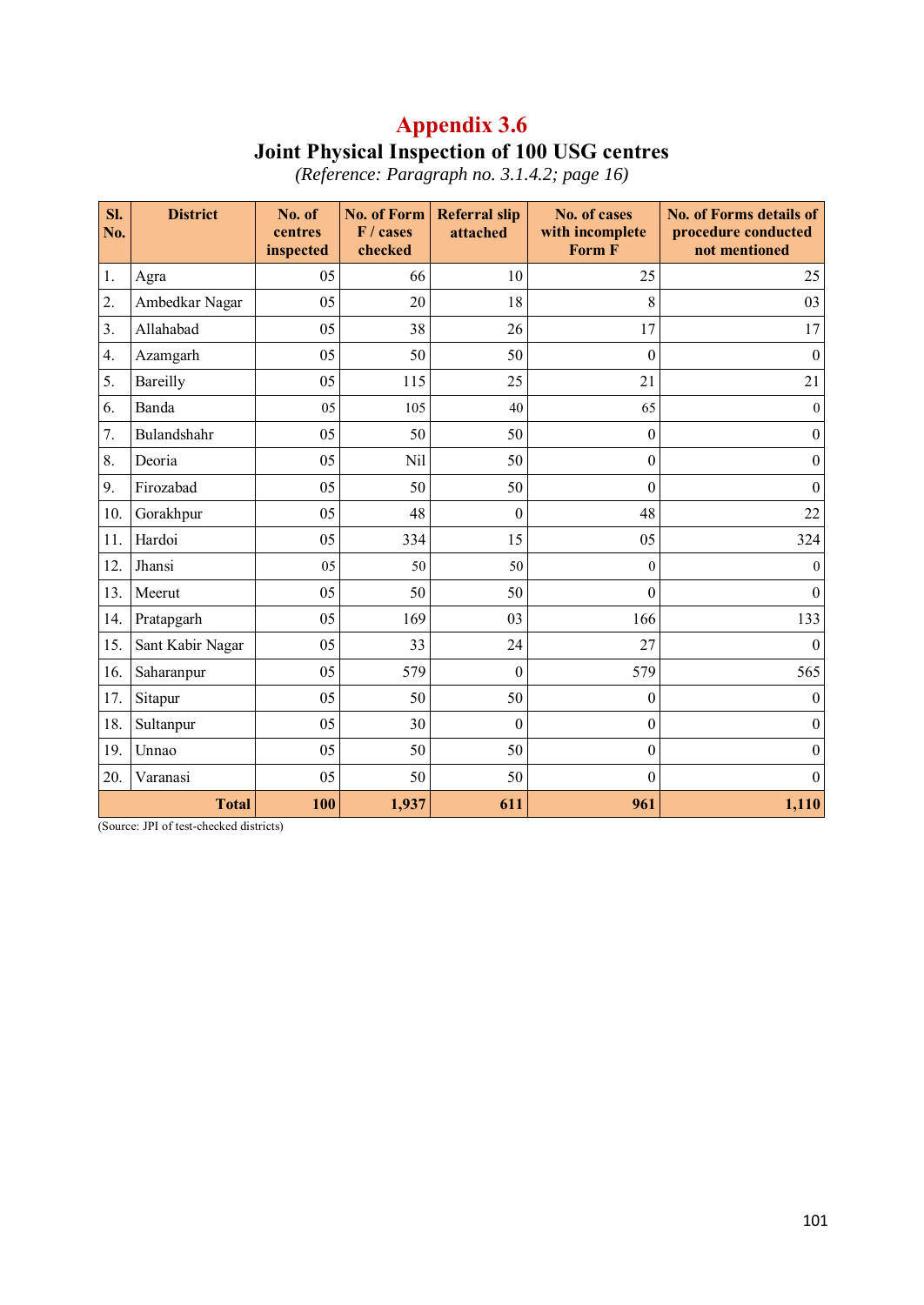# Appendix 3.6

## Joint Physical Inspection of 100 USG centres

*(Reference: Paragraph no. 3.1.4.2; page 16)*

| Sl. No. | District | No. of centres inspected | No. of Form F / cases checked | Referral slip attached | No. of cases with incomplete Form F | No. of Forms details of procedure conducted not mentioned |
|---|---|---|---|---|---|---|
| 1. | Agra | 05 | 66 | 10 | 25 | 25 |
| 2. | Ambedkar Nagar | 05 | 20 | 18 | 8 | 03 |
| 3. | Allahabad | 05 | 38 | 26 | 17 | 17 |
| 4. | Azamgarh | 05 | 50 | 50 | 0 | 0 |
| 5. | Bareilly | 05 | 115 | 25 | 21 | 21 |
| 6. | Banda | 05 | 105 | 40 | 65 | 0 |
| 7. | Bulandshahr | 05 | 50 | 50 | 0 | 0 |
| 8. | Deoria | 05 | Nil | 50 | 0 | 0 |
| 9. | Firozabad | 05 | 50 | 50 | 0 | 0 |
| 10. | Gorakhpur | 05 | 48 | 0 | 48 | 22 |
| 11. | Hardoi | 05 | 334 | 15 | 05 | 324 |
| 12. | Jhansi | 05 | 50 | 50 | 0 | 0 |
| 13. | Meerut | 05 | 50 | 50 | 0 | 0 |
| 14. | Pratapgarh | 05 | 169 | 03 | 166 | 133 |
| 15. | Sant Kabir Nagar | 05 | 33 | 24 | 27 | 0 |
| 16. | Saharanpur | 05 | 579 | 0 | 579 | 565 |
| 17. | Sitapur | 05 | 50 | 50 | 0 | 0 |
| 18. | Sultanpur | 05 | 30 | 0 | 0 | 0 |
| 19. | Unnao | 05 | 50 | 50 | 0 | 0 |
| 20. | Varanasi | 05 | 50 | 50 | 0 | 0 |
| | **Total** | **100** | **1,937** | **611** | **961** | **1,110** |

(Source: JPI of test-checked districts)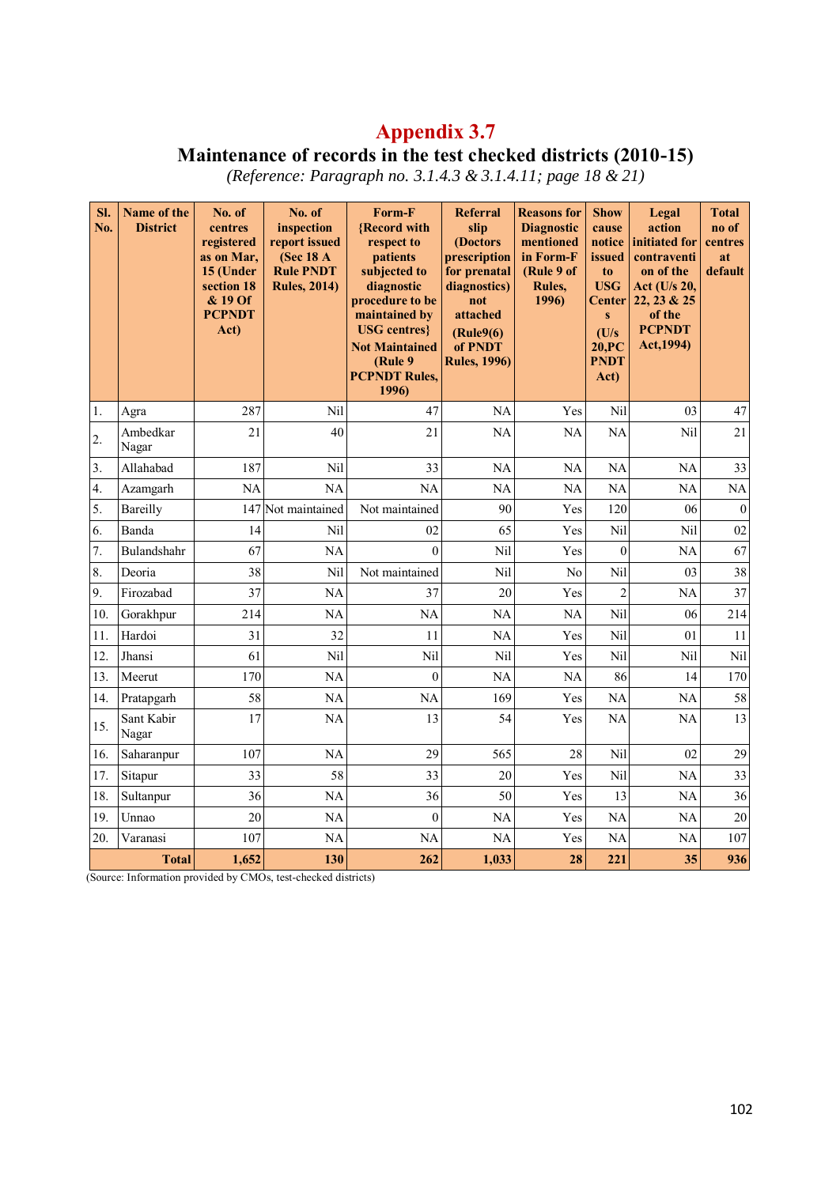# Appendix 3.7

## Maintenance of records in the test checked districts (2010-15)

*(Reference: Paragraph no. 3.1.4.3 & 3.1.4.11; page 18 & 21)*

| Sl. No. | Name of the District | No. of centres registered as on Mar, 15 (Under section 18 & 19 Of PCPNDT Act) | No. of inspection report issued (Sec 18 A Rule PNDT Rules, 2014) | Form-F {Record with respect to patients subjected to diagnostic procedure to be maintained by USG centres} Not Maintained (Rule 9 PCPNDT Rules, 1996) | Referral slip (Doctors prescription for prenatal diagnostics) not attached (Rule9(6) of PNDT Rules, 1996) | Reasons for Diagnostic mentioned in Form-F (Rule 9 of Rules, 1996) | Show cause notice issued to USG Centers (U/s 20,PC PNDT Act) | Legal action initiated for contravention of the Act (U/s 20, 22, 23 & 25 of the PCPNDT Act,1994) | Total no of centres at default |
|---|---|---|---|---|---|---|---|---|---|
| 1. | Agra | 287 | Nil | 47 | NA | Yes | Nil | 03 | 47 |
| 2. | Ambedkar Nagar | 21 | 40 | 21 | NA | NA | NA | Nil | 21 |
| 3. | Allahabad | 187 | Nil | 33 | NA | NA | NA | NA | 33 |
| 4. | Azamgarh | NA | NA | NA | NA | NA | NA | NA | NA |
| 5. | Bareilly | 147 | Not maintained | Not maintained | 90 | Yes | 120 | 06 | 0 |
| 6. | Banda | 14 | Nil | 02 | 65 | Yes | Nil | Nil | 02 |
| 7. | Bulandshahr | 67 | NA | 0 | Nil | Yes | 0 | NA | 67 |
| 8. | Deoria | 38 | Nil | Not maintained | Nil | No | Nil | 03 | 38 |
| 9. | Firozabad | 37 | NA | 37 | 20 | Yes | 2 | NA | 37 |
| 10. | Gorakhpur | 214 | NA | NA | NA | NA | Nil | 06 | 214 |
| 11. | Hardoi | 31 | 32 | 11 | NA | Yes | Nil | 01 | 11 |
| 12. | Jhansi | 61 | Nil | Nil | Nil | Yes | Nil | Nil | Nil |
| 13. | Meerut | 170 | NA | 0 | NA | NA | 86 | 14 | 170 |
| 14. | Pratapgarh | 58 | NA | NA | 169 | Yes | NA | NA | 58 |
| 15. | Sant Kabir Nagar | 17 | NA | 13 | 54 | Yes | NA | NA | 13 |
| 16. | Saharanpur | 107 | NA | 29 | 565 | 28 | Nil | 02 | 29 |
| 17. | Sitapur | 33 | 58 | 33 | 20 | Yes | Nil | NA | 33 |
| 18. | Sultanpur | 36 | NA | 36 | 50 | Yes | 13 | NA | 36 |
| 19. | Unnao | 20 | NA | 0 | NA | Yes | NA | NA | 20 |
| 20. | Varanasi | 107 | NA | NA | NA | Yes | NA | NA | 107 |
| | **Total** | **1,652** | **130** | **262** | **1,033** | **28** | **221** | **35** | **936** |

(Source: Information provided by CMOs, test-checked districts)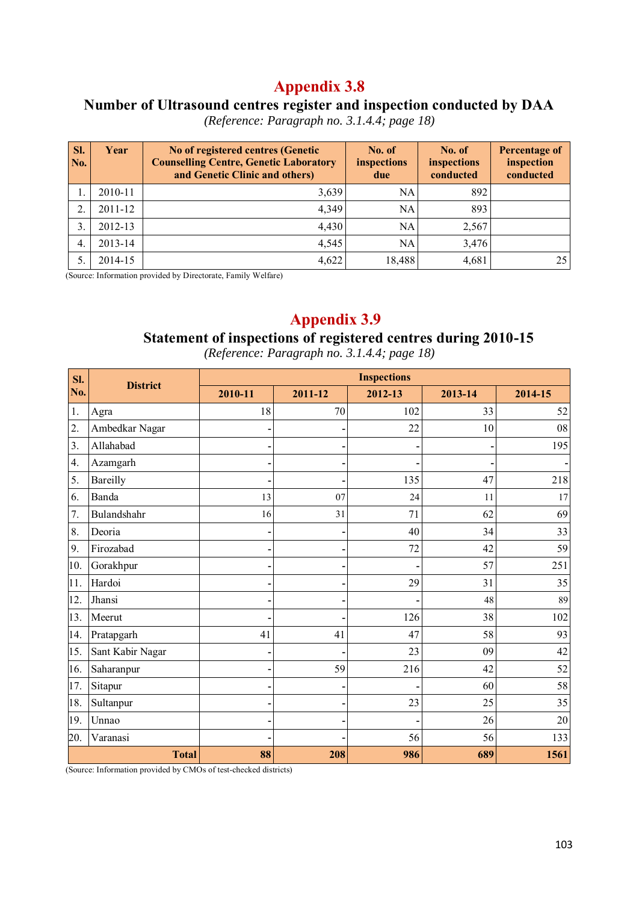# Appendix 3.8

## Number of Ultrasound centres register and inspection conducted by DAA

*(Reference: Paragraph no. 3.1.4.4; page 18)*

| Sl. No. | Year | No of registered centres (Genetic Counselling Centre, Genetic Laboratory and Genetic Clinic and others) | No. of inspections due | No. of inspections conducted | Percentage of inspection conducted |
|---|---|---|---|---|---|
| 1. | 2010-11 | 3,639 | NA | 892 | |
| 2. | 2011-12 | 4,349 | NA | 893 | |
| 3. | 2012-13 | 4,430 | NA | 2,567 | |
| 4. | 2013-14 | 4,545 | NA | 3,476 | |
| 5. | 2014-15 | 4,622 | 18,488 | 4,681 | 25 |

(Source: Information provided by Directorate, Family Welfare)

# Appendix 3.9

## Statement of inspections of registered centres during 2010-15

*(Reference: Paragraph no. 3.1.4.4; page 18)*

| Sl. No. | District | Inspections | | | | |
|---|---|---|---|---|---|---|
| | | 2010-11 | 2011-12 | 2012-13 | 2013-14 | 2014-15 |
| 1. | Agra | 18 | 70 | 102 | 33 | 52 |
| 2. | Ambedkar Nagar | - | - | 22 | 10 | 08 |
| 3. | Allahabad | - | - | - | - | 195 |
| 4. | Azamgarh | - | - | - | - | - |
| 5. | Bareilly | - | - | 135 | 47 | 218 |
| 6. | Banda | 13 | 07 | 24 | 11 | 17 |
| 7. | Bulandshahr | 16 | 31 | 71 | 62 | 69 |
| 8. | Deoria | - | - | 40 | 34 | 33 |
| 9. | Firozabad | - | - | 72 | 42 | 59 |
| 10. | Gorakhpur | - | - | - | 57 | 251 |
| 11. | Hardoi | - | - | 29 | 31 | 35 |
| 12. | Jhansi | - | - | - | 48 | 89 |
| 13. | Meerut | - | - | 126 | 38 | 102 |
| 14. | Pratapgarh | 41 | 41 | 47 | 58 | 93 |
| 15. | Sant Kabir Nagar | - | - | 23 | 09 | 42 |
| 16. | Saharanpur | - | 59 | 216 | 42 | 52 |
| 17. | Sitapur | - | - | - | 60 | 58 |
| 18. | Sultanpur | - | - | 23 | 25 | 35 |
| 19. | Unnao | - | - | - | 26 | 20 |
| 20. | Varanasi | - | - | 56 | 56 | 133 |
| | **Total** | **88** | **208** | **986** | **689** | **1561** |

(Source: Information provided by CMOs of test-checked districts)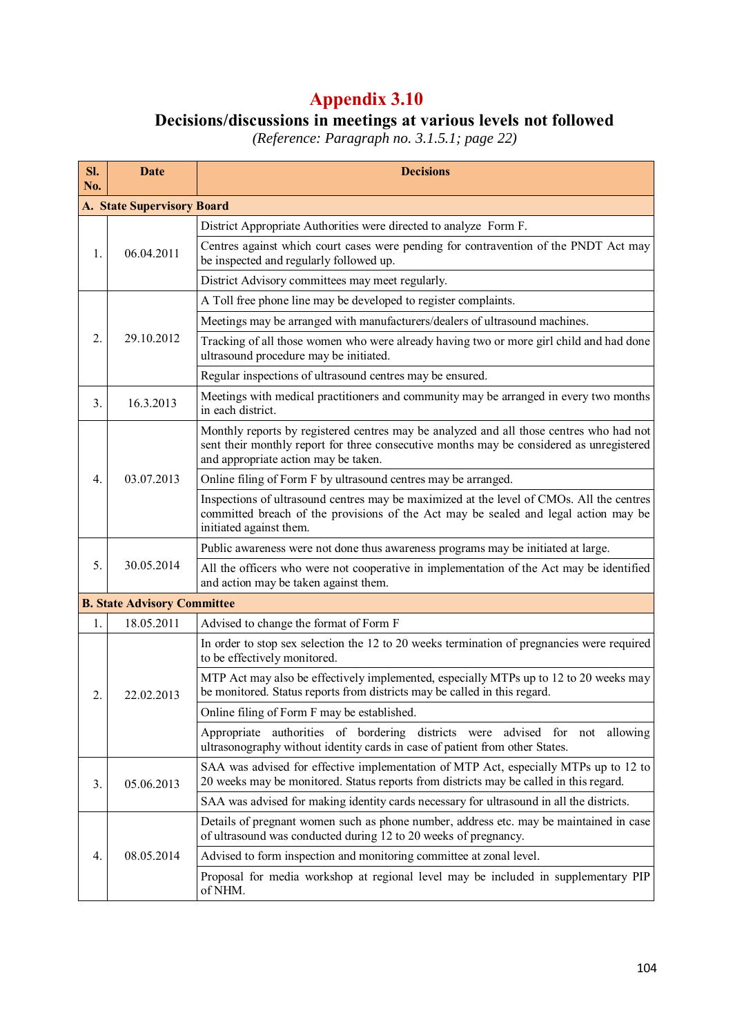# Appendix 3.10

## Decisions/discussions in meetings at various levels not followed

*(Reference: Paragraph no. 3.1.5.1; page 22)*

| Sl. No. | Date | Decisions |
|---|---|---|
| **A. State Supervisory Board** | | |
| 1. | 06.04.2011 | District Appropriate Authorities were directed to analyze Form F. |
| | | Centres against which court cases were pending for contravention of the PNDT Act may be inspected and regularly followed up. |
| | | District Advisory committees may meet regularly. |
| 2. | 29.10.2012 | A Toll free phone line may be developed to register complaints. |
| | | Meetings may be arranged with manufacturers/dealers of ultrasound machines. |
| | | Tracking of all those women who were already having two or more girl child and had done ultrasound procedure may be initiated. |
| | | Regular inspections of ultrasound centres may be ensured. |
| 3. | 16.3.2013 | Meetings with medical practitioners and community may be arranged in every two months in each district. |
| 4. | 03.07.2013 | Monthly reports by registered centres may be analyzed and all those centres who had not sent their monthly report for three consecutive months may be considered as unregistered and appropriate action may be taken. |
| | | Online filing of Form F by ultrasound centres may be arranged. |
| | | Inspections of ultrasound centres may be maximized at the level of CMOs. All the centres committed breach of the provisions of the Act may be sealed and legal action may be initiated against them. |
| 5. | 30.05.2014 | Public awareness were not done thus awareness programs may be initiated at large. |
| | | All the officers who were not cooperative in implementation of the Act may be identified and action may be taken against them. |
| **B. State Advisory Committee** | | |
| 1. | 18.05.2011 | Advised to change the format of Form F |
| 2. | 22.02.2013 | In order to stop sex selection the 12 to 20 weeks termination of pregnancies were required to be effectively monitored. |
| | | MTP Act may also be effectively implemented, especially MTPs up to 12 to 20 weeks may be monitored. Status reports from districts may be called in this regard. |
| | | Online filing of Form F may be established. |
| | | Appropriate authorities of bordering districts were advised for not allowing ultrasonography without identity cards in case of patient from other States. |
| 3. | 05.06.2013 | SAA was advised for effective implementation of MTP Act, especially MTPs up to 12 to 20 weeks may be monitored. Status reports from districts may be called in this regard. |
| | | SAA was advised for making identity cards necessary for ultrasound in all the districts. |
| 4. | 08.05.2014 | Details of pregnant women such as phone number, address etc. may be maintained in case of ultrasound was conducted during 12 to 20 weeks of pregnancy. |
| | | Advised to form inspection and monitoring committee at zonal level. |
| | | Proposal for media workshop at regional level may be included in supplementary PIP of NHM. |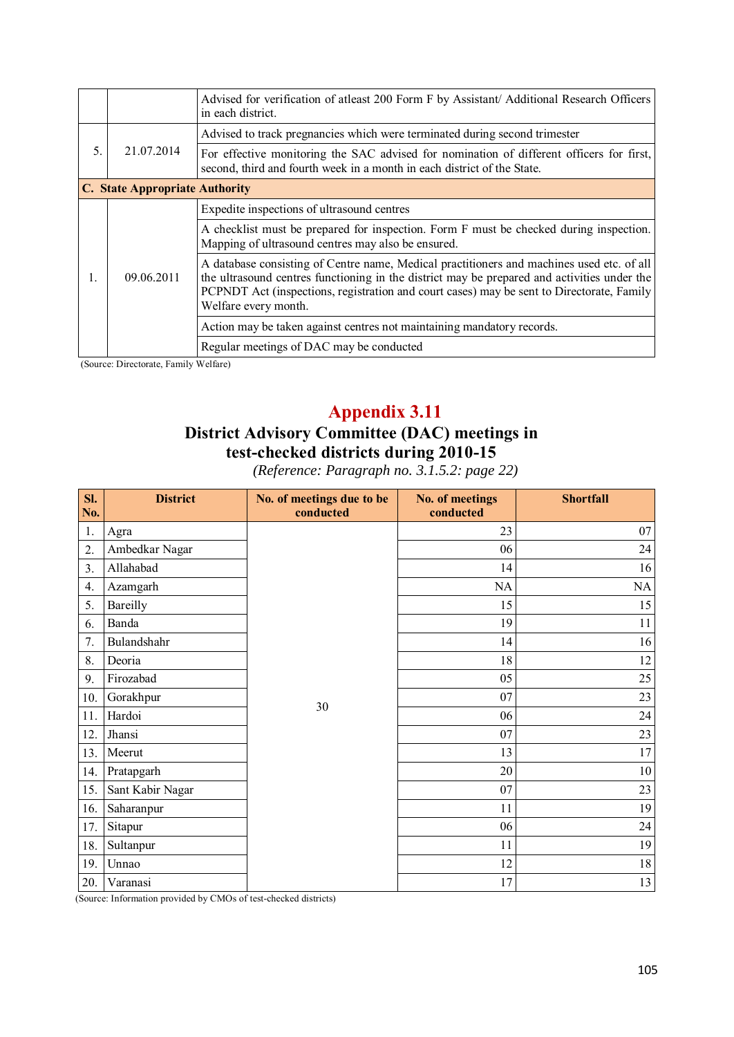| | | |
|---|---|---|
| | | Advised for verification of atleast 200 Form F by Assistant/ Additional Research Officers in each district. |
| 5. | 21.07.2014 | Advised to track pregnancies which were terminated during second trimester |
| | | For effective monitoring the SAC advised for nomination of different officers for first, second, third and fourth week in a month in each district of the State. |
| **C. State Appropriate Authority** | | |
| 1. | 09.06.2011 | Expedite inspections of ultrasound centres |
| | | A checklist must be prepared for inspection. Form F must be checked during inspection. Mapping of ultrasound centres may also be ensured. |
| | | A database consisting of Centre name, Medical practitioners and machines used etc. of all the ultrasound centres functioning in the district may be prepared and activities under the PCPNDT Act (inspections, registration and court cases) may be sent to Directorate, Family Welfare every month. |
| | | Action may be taken against centres not maintaining mandatory records. |
| | | Regular meetings of DAC may be conducted |

(Source: Directorate, Family Welfare)

# Appendix 3.11

## District Advisory Committee (DAC) meetings in test-checked districts during 2010-15

*(Reference: Paragraph no. 3.1.5.2: page 22)*

| Sl. No. | District | No. of meetings due to be conducted | No. of meetings conducted | Shortfall |
|---|---|---|---|---|
| 1. | Agra | 30 | 23 | 07 |
| 2. | Ambedkar Nagar | | 06 | 24 |
| 3. | Allahabad | | 14 | 16 |
| 4. | Azamgarh | | NA | NA |
| 5. | Bareilly | | 15 | 15 |
| 6. | Banda | | 19 | 11 |
| 7. | Bulandshahr | | 14 | 16 |
| 8. | Deoria | | 18 | 12 |
| 9. | Firozabad | | 05 | 25 |
| 10. | Gorakhpur | | 07 | 23 |
| 11. | Hardoi | | 06 | 24 |
| 12. | Jhansi | | 07 | 23 |
| 13. | Meerut | | 13 | 17 |
| 14. | Pratapgarh | | 20 | 10 |
| 15. | Sant Kabir Nagar | | 07 | 23 |
| 16. | Saharanpur | | 11 | 19 |
| 17. | Sitapur | | 06 | 24 |
| 18. | Sultanpur | | 11 | 19 |
| 19. | Unnao | | 12 | 18 |
| 20. | Varanasi | | 17 | 13 |

(Source: Information provided by CMOs of test-checked districts)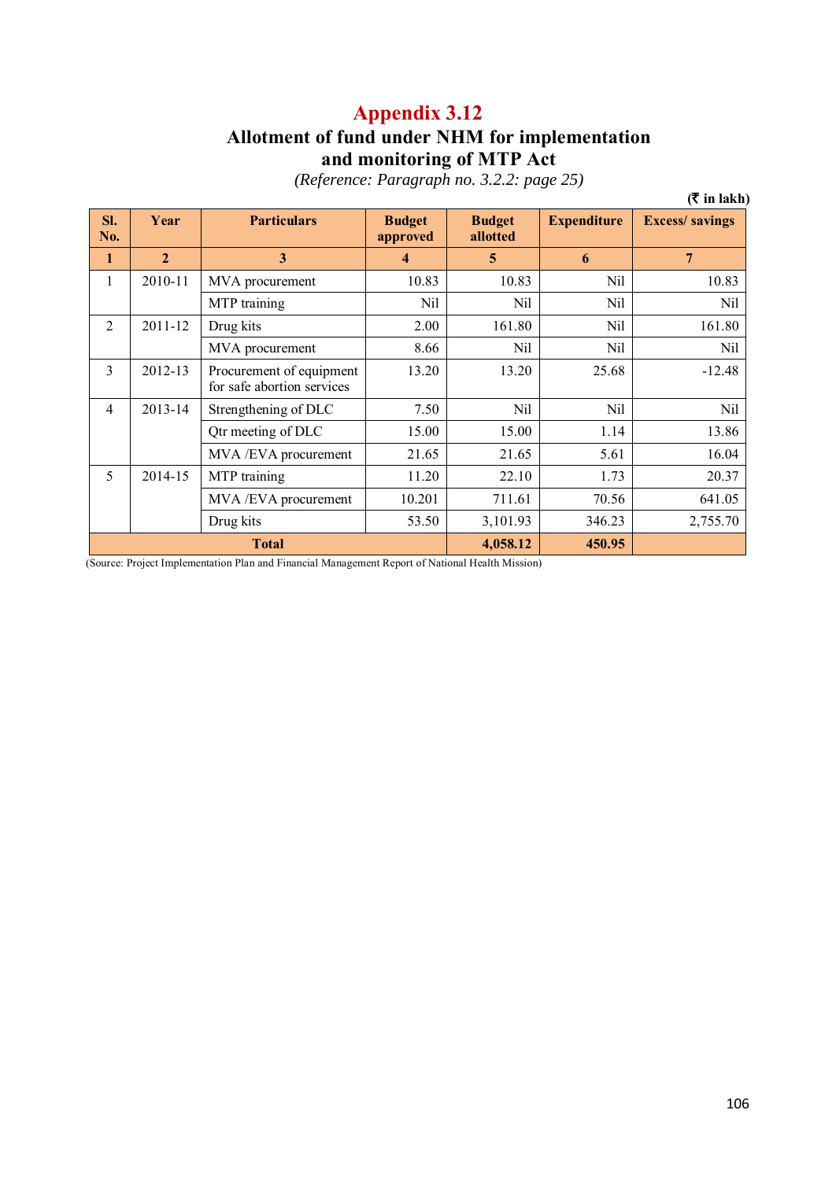# Appendix 3.12

## Allotment of fund under NHM for implementation and monitoring of MTP Act

*(Reference: Paragraph no. 3.2.2: page 25)*

**(₹ in lakh)**

| Sl. No. | Year | Particulars | Budget approved | Budget allotted | Expenditure | Excess/ savings |
|---|---|---|---|---|---|---|
| **1** | **2** | **3** | **4** | **5** | **6** | **7** |
| 1 | 2010-11 | MVA procurement | 10.83 | 10.83 | Nil | 10.83 |
| | | MTP training | Nil | Nil | Nil | Nil |
| 2 | 2011-12 | Drug kits | 2.00 | 161.80 | Nil | 161.80 |
| | | MVA procurement | 8.66 | Nil | Nil | Nil |
| 3 | 2012-13 | Procurement of equipment for safe abortion services | 13.20 | 13.20 | 25.68 | -12.48 |
| 4 | 2013-14 | Strengthening of DLC | 7.50 | Nil | Nil | Nil |
| | | Qtr meeting of DLC | 15.00 | 15.00 | 1.14 | 13.86 |
| | | MVA /EVA procurement | 21.65 | 21.65 | 5.61 | 16.04 |
| 5 | 2014-15 | MTP training | 11.20 | 22.10 | 1.73 | 20.37 |
| | | MVA /EVA procurement | 10.201 | 711.61 | 70.56 | 641.05 |
| | | Drug kits | 53.50 | 3,101.93 | 346.23 | 2,755.70 |
| **Total** | | | | **4,058.12** | **450.95** | |

(Source: Project Implementation Plan and Financial Management Report of National Health Mission)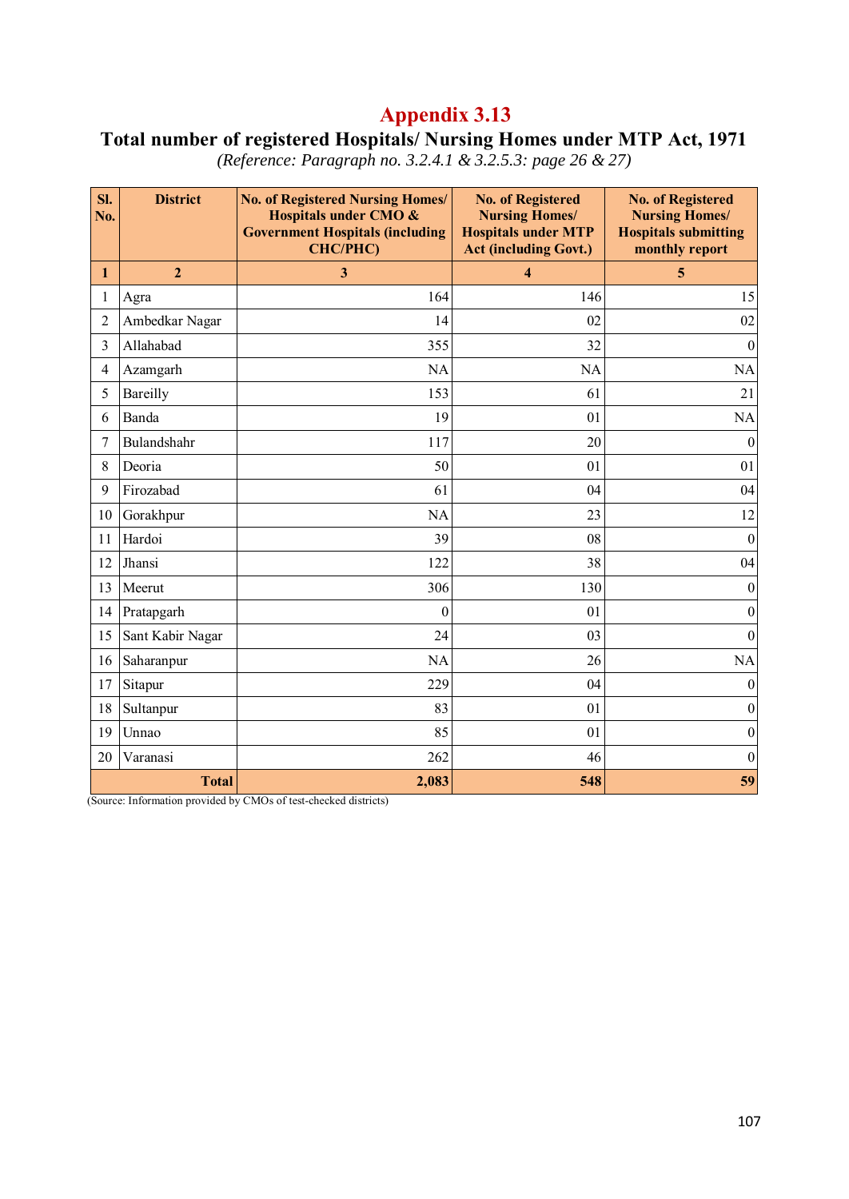# Appendix 3.13

## Total number of registered Hospitals/ Nursing Homes under MTP Act, 1971

*(Reference: Paragraph no. 3.2.4.1 & 3.2.5.3: page 26 & 27)*

| Sl. No. | District | No. of Registered Nursing Homes/ Hospitals under CMO & Government Hospitals (including CHC/PHC) | No. of Registered Nursing Homes/ Hospitals under MTP Act (including Govt.) | No. of Registered Nursing Homes/ Hospitals submitting monthly report |
|---|---|---|---|---|
| **1** | **2** | **3** | **4** | **5** |
| 1 | Agra | 164 | 146 | 15 |
| 2 | Ambedkar Nagar | 14 | 02 | 02 |
| 3 | Allahabad | 355 | 32 | 0 |
| 4 | Azamgarh | NA | NA | NA |
| 5 | Bareilly | 153 | 61 | 21 |
| 6 | Banda | 19 | 01 | NA |
| 7 | Bulandshahr | 117 | 20 | 0 |
| 8 | Deoria | 50 | 01 | 01 |
| 9 | Firozabad | 61 | 04 | 04 |
| 10 | Gorakhpur | NA | 23 | 12 |
| 11 | Hardoi | 39 | 08 | 0 |
| 12 | Jhansi | 122 | 38 | 04 |
| 13 | Meerut | 306 | 130 | 0 |
| 14 | Pratapgarh | 0 | 01 | 0 |
| 15 | Sant Kabir Nagar | 24 | 03 | 0 |
| 16 | Saharanpur | NA | 26 | NA |
| 17 | Sitapur | 229 | 04 | 0 |
| 18 | Sultanpur | 83 | 01 | 0 |
| 19 | Unnao | 85 | 01 | 0 |
| 20 | Varanasi | 262 | 46 | 0 |
| | **Total** | **2,083** | **548** | **59** |

(Source: Information provided by CMOs of test-checked districts)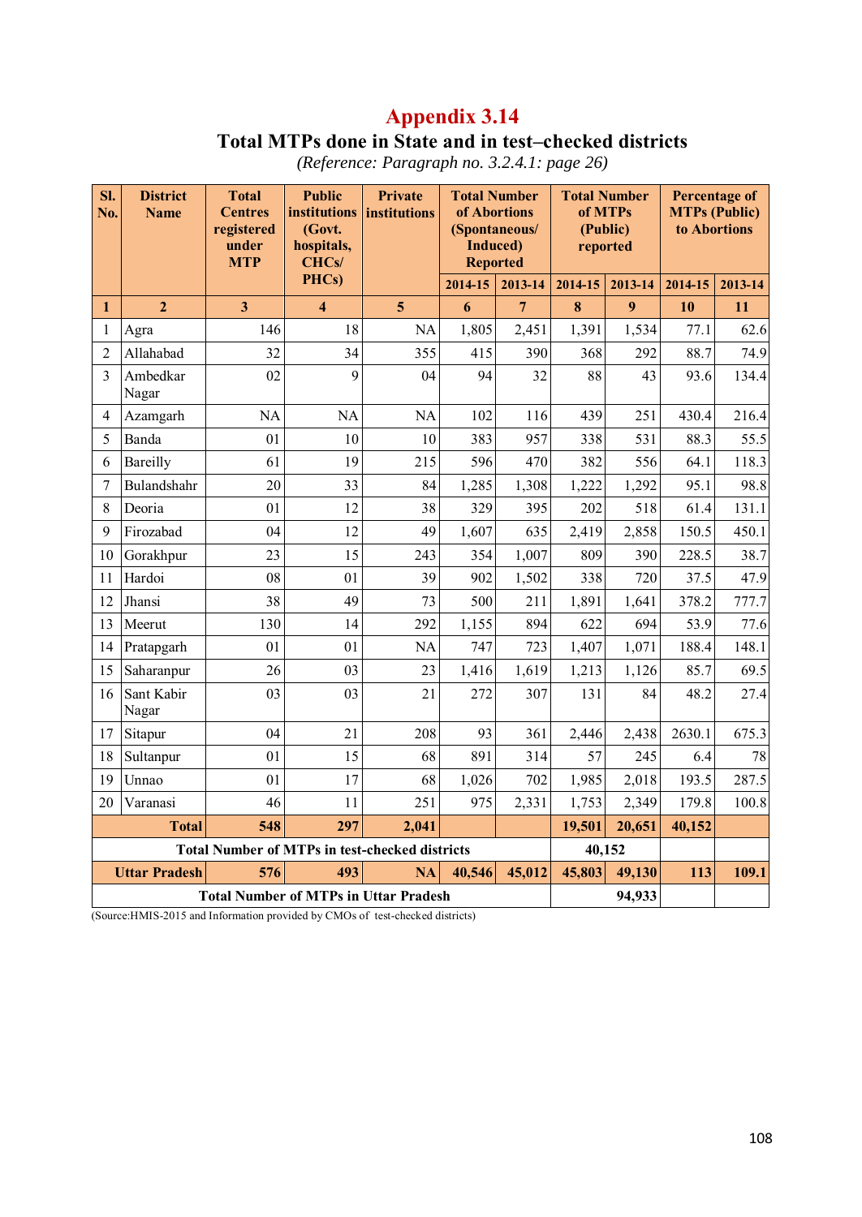# Appendix 3.14

## Total MTPs done in State and in test–checked districts

*(Reference: Paragraph no. 3.2.4.1: page 26)*

| Sl. No. | District Name | Total Centres registered under MTP | Public institutions (Govt. hospitals, CHCs/ PHCs) | Private institutions | Total Number of Abortions (Spontaneous/ Induced) Reported | | Total Number of MTPs (Public) reported | | Percentage of MTPs (Public) to Abortions | |
|---|---|---|---|---|---|---|---|---|---|---|
| | | | | | 2014-15 | 2013-14 | 2014-15 | 2013-14 | 2014-15 | 2013-14 |
| **1** | **2** | **3** | **4** | **5** | **6** | **7** | **8** | **9** | **10** | **11** |
| 1 | Agra | 146 | 18 | NA | 1,805 | 2,451 | 1,391 | 1,534 | 77.1 | 62.6 |
| 2 | Allahabad | 32 | 34 | 355 | 415 | 390 | 368 | 292 | 88.7 | 74.9 |
| 3 | Ambedkar Nagar | 02 | 9 | 04 | 94 | 32 | 88 | 43 | 93.6 | 134.4 |
| 4 | Azamgarh | NA | NA | NA | 102 | 116 | 439 | 251 | 430.4 | 216.4 |
| 5 | Banda | 01 | 10 | 10 | 383 | 957 | 338 | 531 | 88.3 | 55.5 |
| 6 | Bareilly | 61 | 19 | 215 | 596 | 470 | 382 | 556 | 64.1 | 118.3 |
| 7 | Bulandshahr | 20 | 33 | 84 | 1,285 | 1,308 | 1,222 | 1,292 | 95.1 | 98.8 |
| 8 | Deoria | 01 | 12 | 38 | 329 | 395 | 202 | 518 | 61.4 | 131.1 |
| 9 | Firozabad | 04 | 12 | 49 | 1,607 | 635 | 2,419 | 2,858 | 150.5 | 450.1 |
| 10 | Gorakhpur | 23 | 15 | 243 | 354 | 1,007 | 809 | 390 | 228.5 | 38.7 |
| 11 | Hardoi | 08 | 01 | 39 | 902 | 1,502 | 338 | 720 | 37.5 | 47.9 |
| 12 | Jhansi | 38 | 49 | 73 | 500 | 211 | 1,891 | 1,641 | 378.2 | 777.7 |
| 13 | Meerut | 130 | 14 | 292 | 1,155 | 894 | 622 | 694 | 53.9 | 77.6 |
| 14 | Pratapgarh | 01 | 01 | NA | 747 | 723 | 1,407 | 1,071 | 188.4 | 148.1 |
| 15 | Saharanpur | 26 | 03 | 23 | 1,416 | 1,619 | 1,213 | 1,126 | 85.7 | 69.5 |
| 16 | Sant Kabir Nagar | 03 | 03 | 21 | 272 | 307 | 131 | 84 | 48.2 | 27.4 |
| 17 | Sitapur | 04 | 21 | 208 | 93 | 361 | 2,446 | 2,438 | 2630.1 | 675.3 |
| 18 | Sultanpur | 01 | 15 | 68 | 891 | 314 | 57 | 245 | 6.4 | 78 |
| 19 | Unnao | 01 | 17 | 68 | 1,026 | 702 | 1,985 | 2,018 | 193.5 | 287.5 |
| 20 | Varanasi | 46 | 11 | 251 | 975 | 2,331 | 1,753 | 2,349 | 179.8 | 100.8 |
| | **Total** | **548** | **297** | **2,041** | | | **19,501** | **20,651** | **40,152** | |
| **Total Number of MTPs in test-checked districts** | | | | | | | **40,152** | | | |
| | **Uttar Pradesh** | **576** | **493** | **NA** | **40,546** | **45,012** | **45,803** | **49,130** | **113** | **109.1** |
| **Total Number of MTPs in Uttar Pradesh** | | | | | | | **94,933** | | | |

(Source:HMIS-2015 and Information provided by CMOs of test-checked districts)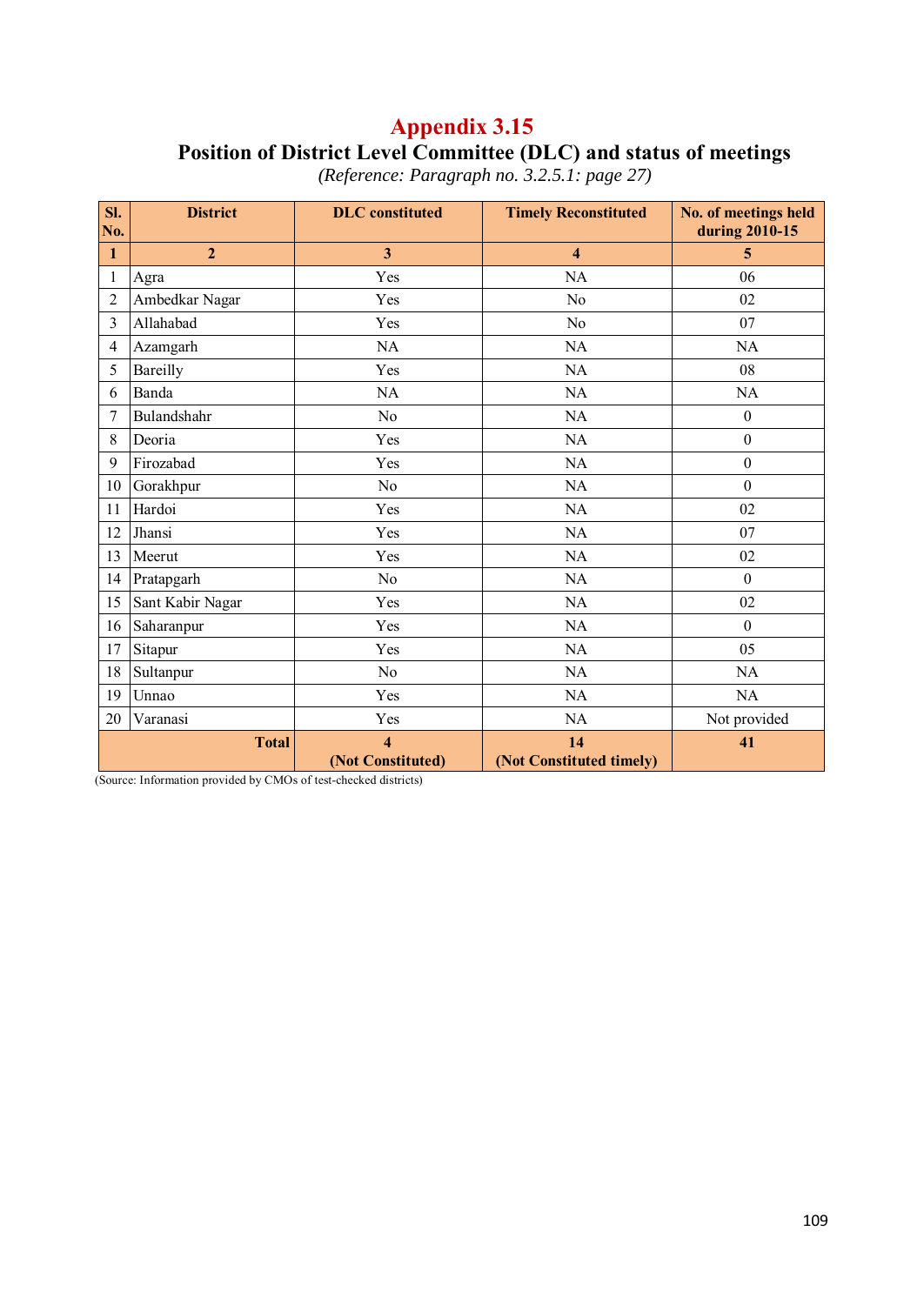# Appendix 3.15

## Position of District Level Committee (DLC) and status of meetings

*(Reference: Paragraph no. 3.2.5.1: page 27)*

| Sl. No. | District | DLC constituted | Timely Reconstituted | No. of meetings held during 2010-15 |
|---|---|---|---|---|
| **1** | **2** | **3** | **4** | **5** |
| 1 | Agra | Yes | NA | 06 |
| 2 | Ambedkar Nagar | Yes | No | 02 |
| 3 | Allahabad | Yes | No | 07 |
| 4 | Azamgarh | NA | NA | NA |
| 5 | Bareilly | Yes | NA | 08 |
| 6 | Banda | NA | NA | NA |
| 7 | Bulandshahr | No | NA | 0 |
| 8 | Deoria | Yes | NA | 0 |
| 9 | Firozabad | Yes | NA | 0 |
| 10 | Gorakhpur | No | NA | 0 |
| 11 | Hardoi | Yes | NA | 02 |
| 12 | Jhansi | Yes | NA | 07 |
| 13 | Meerut | Yes | NA | 02 |
| 14 | Pratapgarh | No | NA | 0 |
| 15 | Sant Kabir Nagar | Yes | NA | 02 |
| 16 | Saharanpur | Yes | NA | 0 |
| 17 | Sitapur | Yes | NA | 05 |
| 18 | Sultanpur | No | NA | NA |
| 19 | Unnao | Yes | NA | NA |
| 20 | Varanasi | Yes | NA | Not provided |
| | **Total** | **4 (Not Constituted)** | **14 (Not Constituted timely)** | **41** |

(Source: Information provided by CMOs of test-checked districts)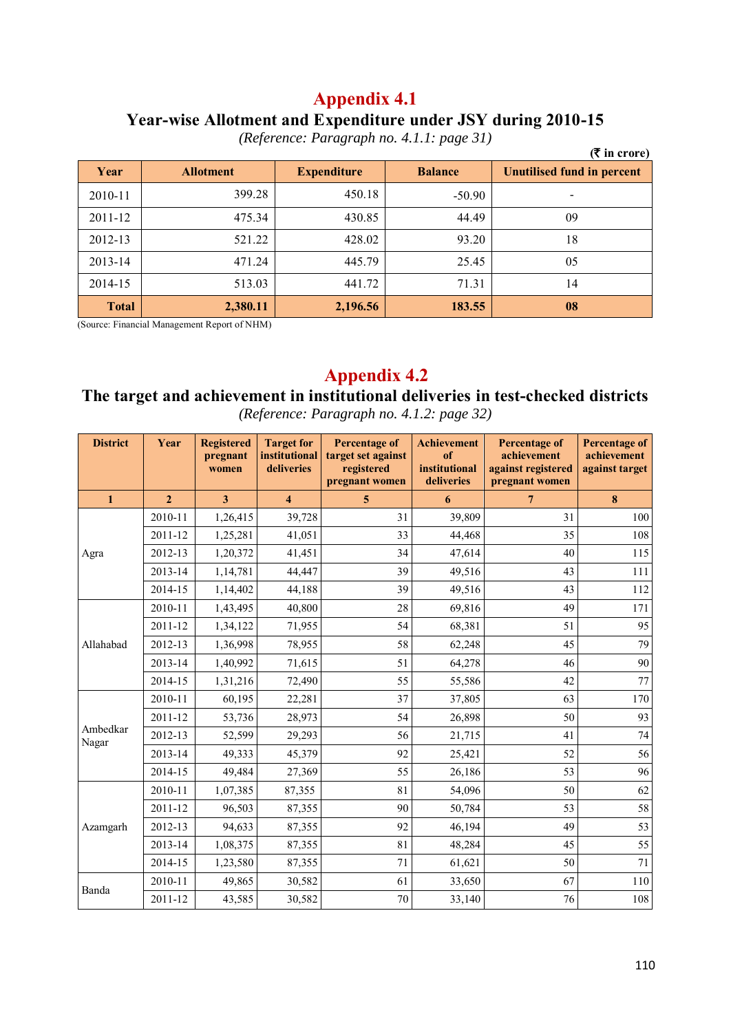# Appendix 4.1

## Year-wise Allotment and Expenditure under JSY during 2010-15

*(Reference: Paragraph no. 4.1.1: page 31)*

**(₹ in crore)**

| Year | Allotment | Expenditure | Balance | Unutilised fund in percent |
|---|---|---|---|---|
| 2010-11 | 399.28 | 450.18 | -50.90 | - |
| 2011-12 | 475.34 | 430.85 | 44.49 | 09 |
| 2012-13 | 521.22 | 428.02 | 93.20 | 18 |
| 2013-14 | 471.24 | 445.79 | 25.45 | 05 |
| 2014-15 | 513.03 | 441.72 | 71.31 | 14 |
| **Total** | **2,380.11** | **2,196.56** | **183.55** | **08** |

(Source: Financial Management Report of NHM)

# Appendix 4.2

## The target and achievement in institutional deliveries in test-checked districts

*(Reference: Paragraph no. 4.1.2: page 32)*

| District | Year | Registered pregnant women | Target for institutional deliveries | Percentage of target set against registered pregnant women | Achievement of institutional deliveries | Percentage of achievement against registered pregnant women | Percentage of achievement against target |
|---|---|---|---|---|---|---|---|
| **1** | **2** | **3** | **4** | **5** | **6** | **7** | **8** |
| Agra | 2010-11 | 1,26,415 | 39,728 | 31 | 39,809 | 31 | 100 |
| | 2011-12 | 1,25,281 | 41,051 | 33 | 44,468 | 35 | 108 |
| | 2012-13 | 1,20,372 | 41,451 | 34 | 47,614 | 40 | 115 |
| | 2013-14 | 1,14,781 | 44,447 | 39 | 49,516 | 43 | 111 |
| | 2014-15 | 1,14,402 | 44,188 | 39 | 49,516 | 43 | 112 |
| Allahabad | 2010-11 | 1,43,495 | 40,800 | 28 | 69,816 | 49 | 171 |
| | 2011-12 | 1,34,122 | 71,955 | 54 | 68,381 | 51 | 95 |
| | 2012-13 | 1,36,998 | 78,955 | 58 | 62,248 | 45 | 79 |
| | 2013-14 | 1,40,992 | 71,615 | 51 | 64,278 | 46 | 90 |
| | 2014-15 | 1,31,216 | 72,490 | 55 | 55,586 | 42 | 77 |
| Ambedkar Nagar | 2010-11 | 60,195 | 22,281 | 37 | 37,805 | 63 | 170 |
| | 2011-12 | 53,736 | 28,973 | 54 | 26,898 | 50 | 93 |
| | 2012-13 | 52,599 | 29,293 | 56 | 21,715 | 41 | 74 |
| | 2013-14 | 49,333 | 45,379 | 92 | 25,421 | 52 | 56 |
| | 2014-15 | 49,484 | 27,369 | 55 | 26,186 | 53 | 96 |
| Azamgarh | 2010-11 | 1,07,385 | 87,355 | 81 | 54,096 | 50 | 62 |
| | 2011-12 | 96,503 | 87,355 | 90 | 50,784 | 53 | 58 |
| | 2012-13 | 94,633 | 87,355 | 92 | 46,194 | 49 | 53 |
| | 2013-14 | 1,08,375 | 87,355 | 81 | 48,284 | 45 | 55 |
| | 2014-15 | 1,23,580 | 87,355 | 71 | 61,621 | 50 | 71 |
| Banda | 2010-11 | 49,865 | 30,582 | 61 | 33,650 | 67 | 110 |
| | 2011-12 | 43,585 | 30,582 | 70 | 33,140 | 76 | 108 |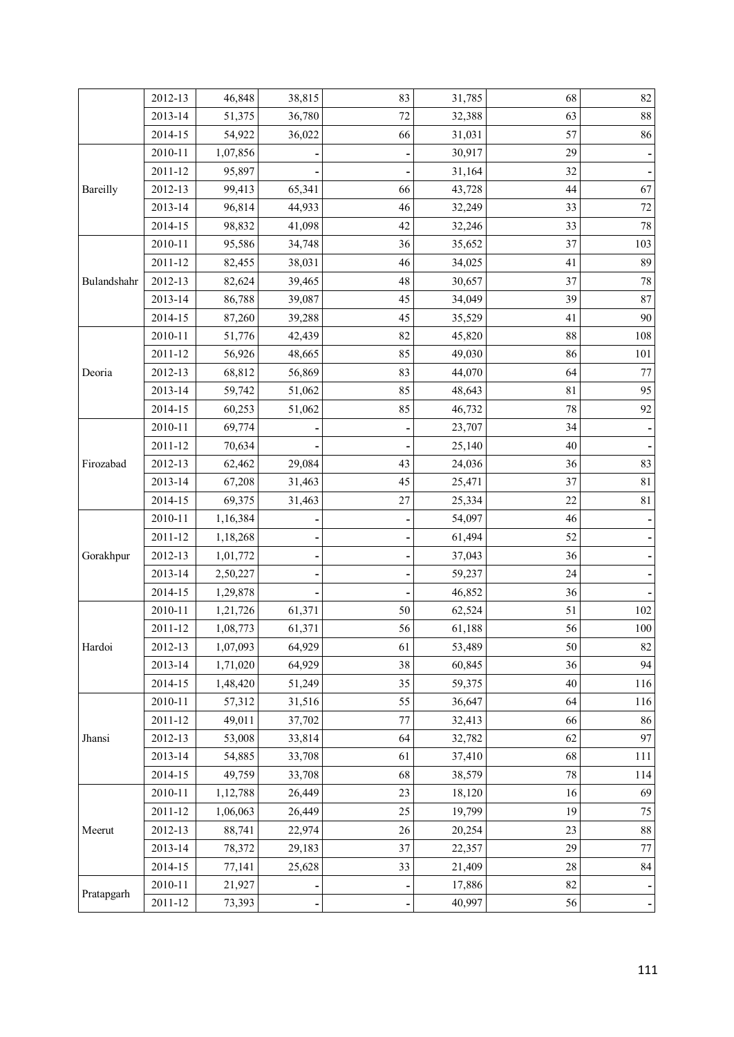| | 2012-13 | 46,848 | 38,815 | 83 | 31,785 | 68 | 82 |
|---|---|---|---|---|---|---|---|
| | 2013-14 | 51,375 | 36,780 | 72 | 32,388 | 63 | 88 |
| | 2014-15 | 54,922 | 36,022 | 66 | 31,031 | 57 | 86 |
| Bareilly | 2010-11 | 1,07,856 | - | - | 30,917 | 29 | - |
| | 2011-12 | 95,897 | - | - | 31,164 | 32 | - |
| | 2012-13 | 99,413 | 65,341 | 66 | 43,728 | 44 | 67 |
| | 2013-14 | 96,814 | 44,933 | 46 | 32,249 | 33 | 72 |
| | 2014-15 | 98,832 | 41,098 | 42 | 32,246 | 33 | 78 |
| Bulandshahr | 2010-11 | 95,586 | 34,748 | 36 | 35,652 | 37 | 103 |
| | 2011-12 | 82,455 | 38,031 | 46 | 34,025 | 41 | 89 |
| | 2012-13 | 82,624 | 39,465 | 48 | 30,657 | 37 | 78 |
| | 2013-14 | 86,788 | 39,087 | 45 | 34,049 | 39 | 87 |
| | 2014-15 | 87,260 | 39,288 | 45 | 35,529 | 41 | 90 |
| Deoria | 2010-11 | 51,776 | 42,439 | 82 | 45,820 | 88 | 108 |
| | 2011-12 | 56,926 | 48,665 | 85 | 49,030 | 86 | 101 |
| | 2012-13 | 68,812 | 56,869 | 83 | 44,070 | 64 | 77 |
| | 2013-14 | 59,742 | 51,062 | 85 | 48,643 | 81 | 95 |
| | 2014-15 | 60,253 | 51,062 | 85 | 46,732 | 78 | 92 |
| Firozabad | 2010-11 | 69,774 | - | - | 23,707 | 34 | - |
| | 2011-12 | 70,634 | - | - | 25,140 | 40 | - |
| | 2012-13 | 62,462 | 29,084 | 43 | 24,036 | 36 | 83 |
| | 2013-14 | 67,208 | 31,463 | 45 | 25,471 | 37 | 81 |
| | 2014-15 | 69,375 | 31,463 | 27 | 25,334 | 22 | 81 |
| Gorakhpur | 2010-11 | 1,16,384 | - | - | 54,097 | 46 | - |
| | 2011-12 | 1,18,268 | - | - | 61,494 | 52 | - |
| | 2012-13 | 1,01,772 | - | - | 37,043 | 36 | - |
| | 2013-14 | 2,50,227 | - | - | 59,237 | 24 | - |
| | 2014-15 | 1,29,878 | - | - | 46,852 | 36 | - |
| Hardoi | 2010-11 | 1,21,726 | 61,371 | 50 | 62,524 | 51 | 102 |
| | 2011-12 | 1,08,773 | 61,371 | 56 | 61,188 | 56 | 100 |
| | 2012-13 | 1,07,093 | 64,929 | 61 | 53,489 | 50 | 82 |
| | 2013-14 | 1,71,020 | 64,929 | 38 | 60,845 | 36 | 94 |
| | 2014-15 | 1,48,420 | 51,249 | 35 | 59,375 | 40 | 116 |
| Jhansi | 2010-11 | 57,312 | 31,516 | 55 | 36,647 | 64 | 116 |
| | 2011-12 | 49,011 | 37,702 | 77 | 32,413 | 66 | 86 |
| | 2012-13 | 53,008 | 33,814 | 64 | 32,782 | 62 | 97 |
| | 2013-14 | 54,885 | 33,708 | 61 | 37,410 | 68 | 111 |
| | 2014-15 | 49,759 | 33,708 | 68 | 38,579 | 78 | 114 |
| Meerut | 2010-11 | 1,12,788 | 26,449 | 23 | 18,120 | 16 | 69 |
| | 2011-12 | 1,06,063 | 26,449 | 25 | 19,799 | 19 | 75 |
| | 2012-13 | 88,741 | 22,974 | 26 | 20,254 | 23 | 88 |
| | 2013-14 | 78,372 | 29,183 | 37 | 22,357 | 29 | 77 |
| | 2014-15 | 77,141 | 25,628 | 33 | 21,409 | 28 | 84 |
| Pratapgarh | 2010-11 | 21,927 | - | - | 17,886 | 82 | - |
| | 2011-12 | 73,393 | - | - | 40,997 | 56 | - |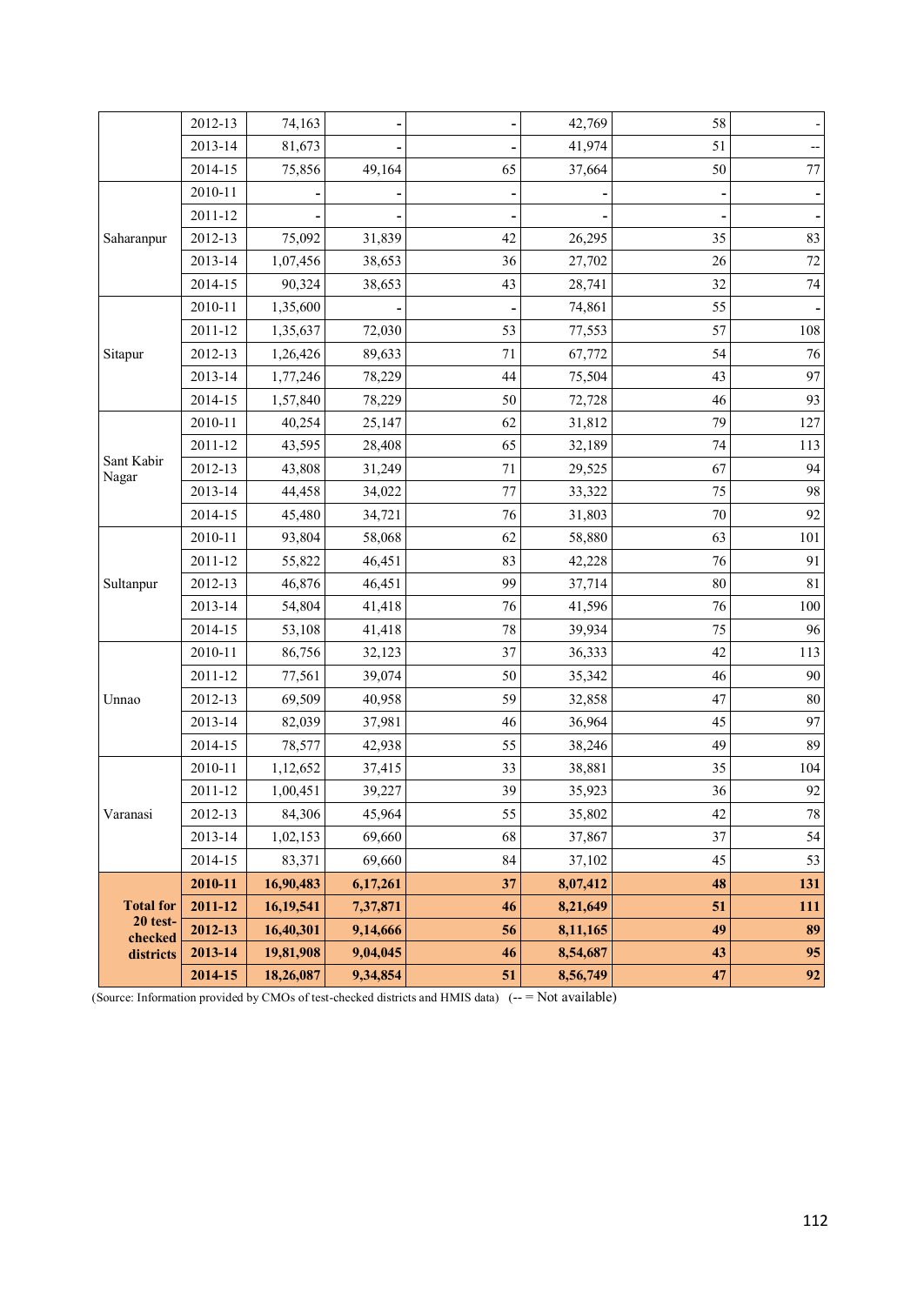| | 2012-13 | 74,163 | - | - | 42,769 | 58 | - |
|---|---|---|---|---|---|---|---|
| | 2013-14 | 81,673 | - | - | 41,974 | 51 | -- |
| | 2014-15 | 75,856 | 49,164 | 65 | 37,664 | 50 | 77 |
| Saharanpur | 2010-11 | - | - | - | - | - | - |
| | 2011-12 | - | - | - | - | - | - |
| | 2012-13 | 75,092 | 31,839 | 42 | 26,295 | 35 | 83 |
| | 2013-14 | 1,07,456 | 38,653 | 36 | 27,702 | 26 | 72 |
| | 2014-15 | 90,324 | 38,653 | 43 | 28,741 | 32 | 74 |
| Sitapur | 2010-11 | 1,35,600 | - | - | 74,861 | 55 | - |
| | 2011-12 | 1,35,637 | 72,030 | 53 | 77,553 | 57 | 108 |
| | 2012-13 | 1,26,426 | 89,633 | 71 | 67,772 | 54 | 76 |
| | 2013-14 | 1,77,246 | 78,229 | 44 | 75,504 | 43 | 97 |
| | 2014-15 | 1,57,840 | 78,229 | 50 | 72,728 | 46 | 93 |
| Sant Kabir Nagar | 2010-11 | 40,254 | 25,147 | 62 | 31,812 | 79 | 127 |
| | 2011-12 | 43,595 | 28,408 | 65 | 32,189 | 74 | 113 |
| | 2012-13 | 43,808 | 31,249 | 71 | 29,525 | 67 | 94 |
| | 2013-14 | 44,458 | 34,022 | 77 | 33,322 | 75 | 98 |
| | 2014-15 | 45,480 | 34,721 | 76 | 31,803 | 70 | 92 |
| Sultanpur | 2010-11 | 93,804 | 58,068 | 62 | 58,880 | 63 | 101 |
| | 2011-12 | 55,822 | 46,451 | 83 | 42,228 | 76 | 91 |
| | 2012-13 | 46,876 | 46,451 | 99 | 37,714 | 80 | 81 |
| | 2013-14 | 54,804 | 41,418 | 76 | 41,596 | 76 | 100 |
| | 2014-15 | 53,108 | 41,418 | 78 | 39,934 | 75 | 96 |
| Unnao | 2010-11 | 86,756 | 32,123 | 37 | 36,333 | 42 | 113 |
| | 2011-12 | 77,561 | 39,074 | 50 | 35,342 | 46 | 90 |
| | 2012-13 | 69,509 | 40,958 | 59 | 32,858 | 47 | 80 |
| | 2013-14 | 82,039 | 37,981 | 46 | 36,964 | 45 | 97 |
| | 2014-15 | 78,577 | 42,938 | 55 | 38,246 | 49 | 89 |
| Varanasi | 2010-11 | 1,12,652 | 37,415 | 33 | 38,881 | 35 | 104 |
| | 2011-12 | 1,00,451 | 39,227 | 39 | 35,923 | 36 | 92 |
| | 2012-13 | 84,306 | 45,964 | 55 | 35,802 | 42 | 78 |
| | 2013-14 | 1,02,153 | 69,660 | 68 | 37,867 | 37 | 54 |
| | 2014-15 | 83,371 | 69,660 | 84 | 37,102 | 45 | 53 |
| **Total for 20 test-checked districts** | **2010-11** | **16,90,483** | **6,17,261** | **37** | **8,07,412** | **48** | **131** |
| | **2011-12** | **16,19,541** | **7,37,871** | **46** | **8,21,649** | **51** | **111** |
| | **2012-13** | **16,40,301** | **9,14,666** | **56** | **8,11,165** | **49** | **89** |
| | **2013-14** | **19,81,908** | **9,04,045** | **46** | **8,54,687** | **43** | **95** |
| | **2014-15** | **18,26,087** | **9,34,854** | **51** | **8,56,749** | **47** | **92** |

(Source: Information provided by CMOs of test-checked districts and HMIS data) (-- = Not available)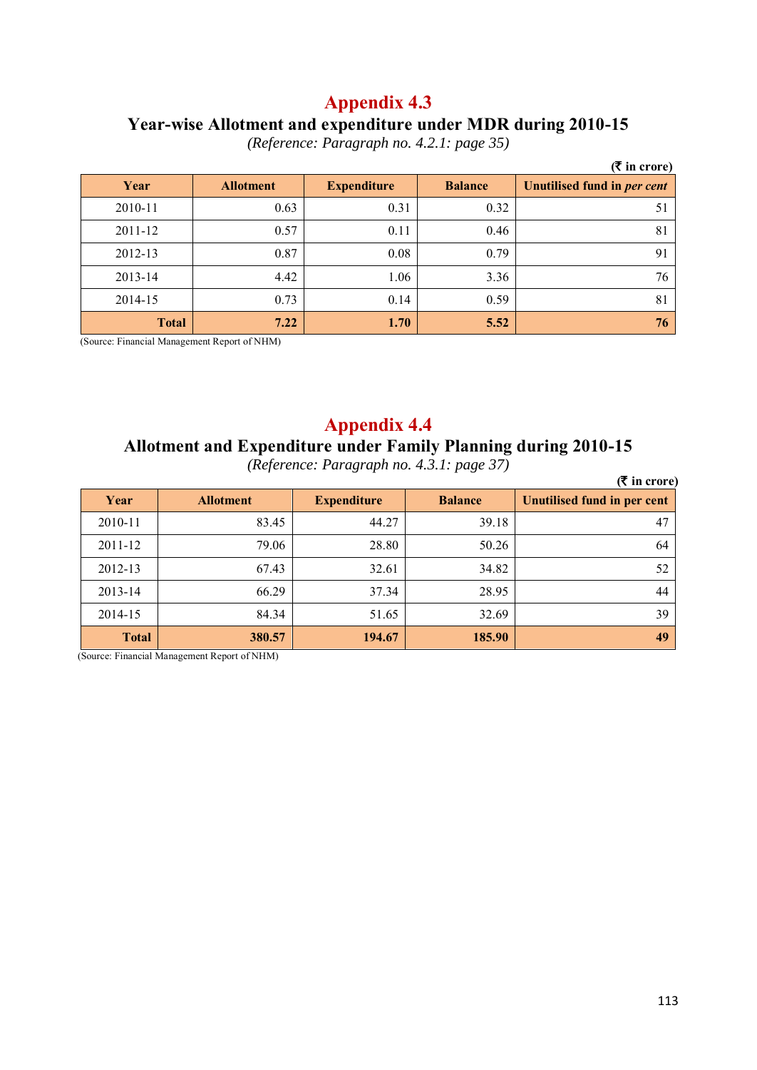# Appendix 4.3

## Year-wise Allotment and expenditure under MDR during 2010-15

*(Reference: Paragraph no. 4.2.1: page 35)*

**(₹ in crore)**

| Year | Allotment | Expenditure | Balance | Unutilised fund in *per cent* |
|---|---|---|---|---|
| 2010-11 | 0.63 | 0.31 | 0.32 | 51 |
| 2011-12 | 0.57 | 0.11 | 0.46 | 81 |
| 2012-13 | 0.87 | 0.08 | 0.79 | 91 |
| 2013-14 | 4.42 | 1.06 | 3.36 | 76 |
| 2014-15 | 0.73 | 0.14 | 0.59 | 81 |
| **Total** | **7.22** | **1.70** | **5.52** | **76** |

(Source: Financial Management Report of NHM)

# Appendix 4.4

## Allotment and Expenditure under Family Planning during 2010-15

*(Reference: Paragraph no. 4.3.1: page 37)*

**(₹ in crore)**

| Year | Allotment | Expenditure | Balance | Unutilised fund in per cent |
|---|---|---|---|---|
| 2010-11 | 83.45 | 44.27 | 39.18 | 47 |
| 2011-12 | 79.06 | 28.80 | 50.26 | 64 |
| 2012-13 | 67.43 | 32.61 | 34.82 | 52 |
| 2013-14 | 66.29 | 37.34 | 28.95 | 44 |
| 2014-15 | 84.34 | 51.65 | 32.69 | 39 |
| **Total** | **380.57** | **194.67** | **185.90** | **49** |

(Source: Financial Management Report of NHM)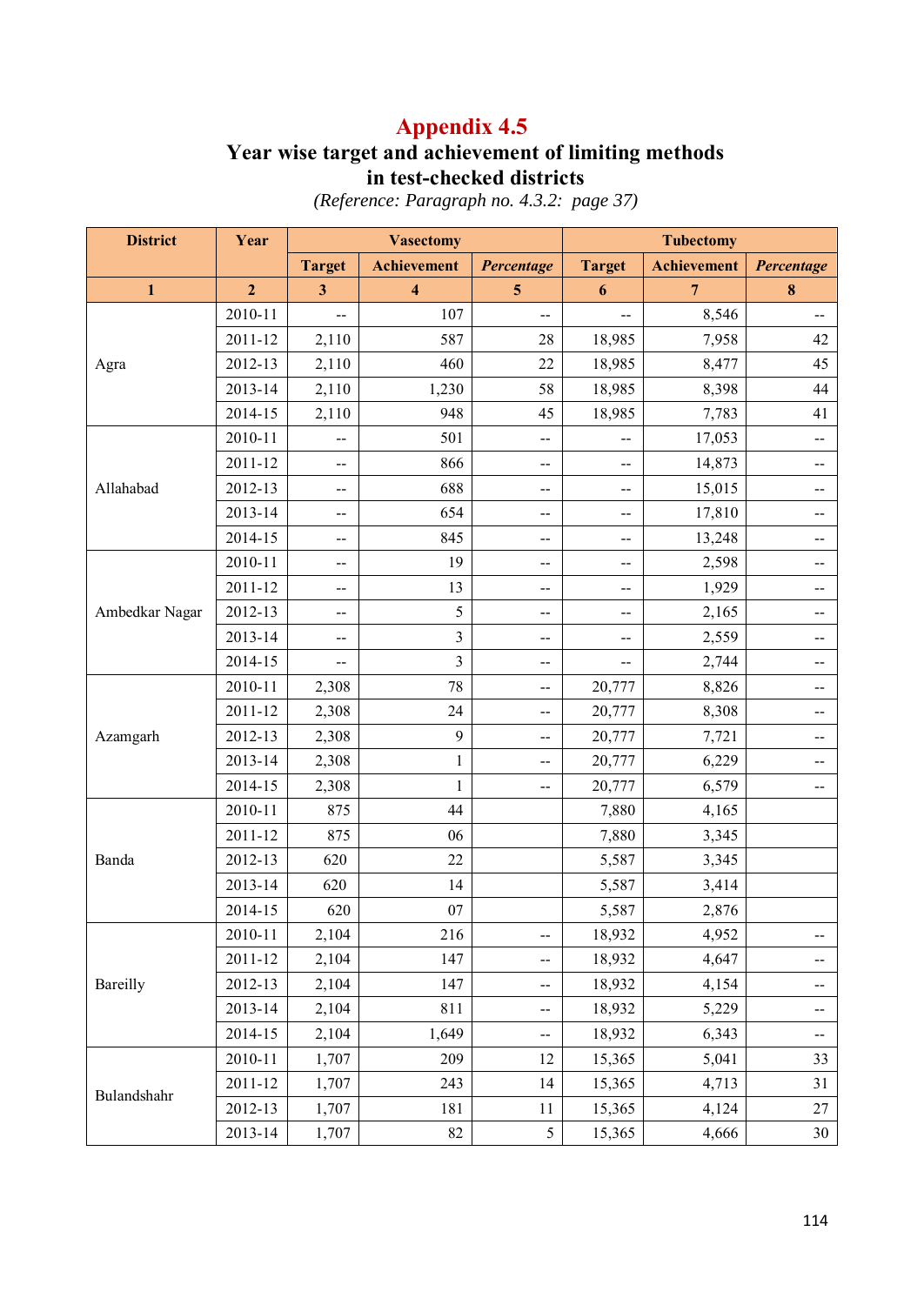# Appendix 4.5

## Year wise target and achievement of limiting methods in test-checked districts

*(Reference: Paragraph no. 4.3.2: page 37)*

| District | Year | Vasectomy | | | Tubectomy | | |
|---|---|---|---|---|---|---|---|
| | | Target | Achievement | *Percentage* | Target | Achievement | *Percentage* |
| 1 | 2 | 3 | 4 | 5 | 6 | 7 | 8 |
| Agra | 2010-11 | -- | 107 | -- | -- | 8,546 | -- |
| | 2011-12 | 2,110 | 587 | 28 | 18,985 | 7,958 | 42 |
| | 2012-13 | 2,110 | 460 | 22 | 18,985 | 8,477 | 45 |
| | 2013-14 | 2,110 | 1,230 | 58 | 18,985 | 8,398 | 44 |
| | 2014-15 | 2,110 | 948 | 45 | 18,985 | 7,783 | 41 |
| Allahabad | 2010-11 | -- | 501 | -- | -- | 17,053 | -- |
| | 2011-12 | -- | 866 | -- | -- | 14,873 | -- |
| | 2012-13 | -- | 688 | -- | -- | 15,015 | -- |
| | 2013-14 | -- | 654 | -- | -- | 17,810 | -- |
| | 2014-15 | -- | 845 | -- | -- | 13,248 | -- |
| Ambedkar Nagar | 2010-11 | -- | 19 | -- | -- | 2,598 | -- |
| | 2011-12 | -- | 13 | -- | -- | 1,929 | -- |
| | 2012-13 | -- | 5 | -- | -- | 2,165 | -- |
| | 2013-14 | -- | 3 | -- | -- | 2,559 | -- |
| | 2014-15 | -- | 3 | -- | -- | 2,744 | -- |
| Azamgarh | 2010-11 | 2,308 | 78 | -- | 20,777 | 8,826 | -- |
| | 2011-12 | 2,308 | 24 | -- | 20,777 | 8,308 | -- |
| | 2012-13 | 2,308 | 9 | -- | 20,777 | 7,721 | -- |
| | 2013-14 | 2,308 | 1 | -- | 20,777 | 6,229 | -- |
| | 2014-15 | 2,308 | 1 | -- | 20,777 | 6,579 | -- |
| Banda | 2010-11 | 875 | 44 | | 7,880 | 4,165 | |
| | 2011-12 | 875 | 06 | | 7,880 | 3,345 | |
| | 2012-13 | 620 | 22 | | 5,587 | 3,345 | |
| | 2013-14 | 620 | 14 | | 5,587 | 3,414 | |
| | 2014-15 | 620 | 07 | | 5,587 | 2,876 | |
| Bareilly | 2010-11 | 2,104 | 216 | -- | 18,932 | 4,952 | -- |
| | 2011-12 | 2,104 | 147 | -- | 18,932 | 4,647 | -- |
| | 2012-13 | 2,104 | 147 | -- | 18,932 | 4,154 | -- |
| | 2013-14 | 2,104 | 811 | -- | 18,932 | 5,229 | -- |
| | 2014-15 | 2,104 | 1,649 | -- | 18,932 | 6,343 | -- |
| Bulandshahr | 2010-11 | 1,707 | 209 | 12 | 15,365 | 5,041 | 33 |
| | 2011-12 | 1,707 | 243 | 14 | 15,365 | 4,713 | 31 |
| | 2012-13 | 1,707 | 181 | 11 | 15,365 | 4,124 | 27 |
| | 2013-14 | 1,707 | 82 | 5 | 15,365 | 4,666 | 30 |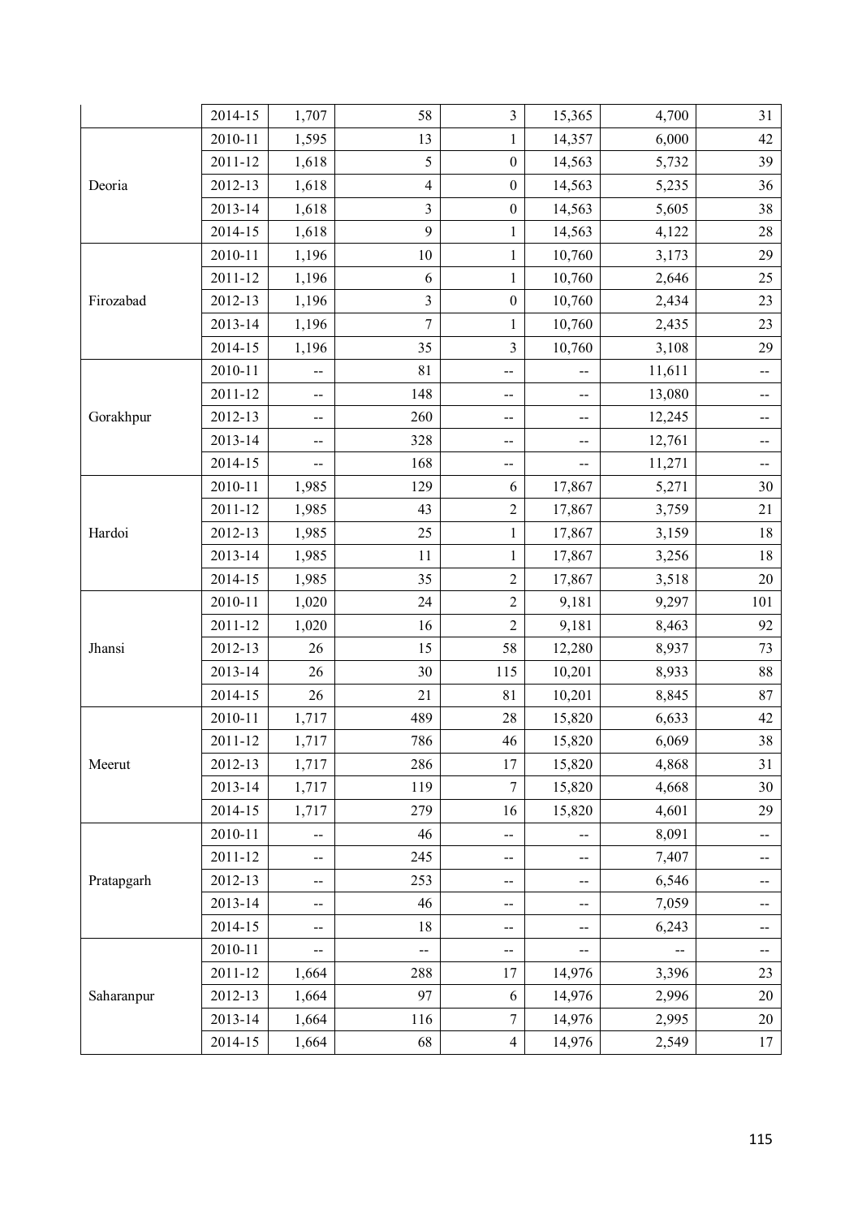| | | | | | | | |
|---|---|---|---|---|---|---|---|
| | 2014-15 | 1,707 | 58 | 3 | 15,365 | 4,700 | 31 |
| Deoria | 2010-11 | 1,595 | 13 | 1 | 14,357 | 6,000 | 42 |
| | 2011-12 | 1,618 | 5 | 0 | 14,563 | 5,732 | 39 |
| | 2012-13 | 1,618 | 4 | 0 | 14,563 | 5,235 | 36 |
| | 2013-14 | 1,618 | 3 | 0 | 14,563 | 5,605 | 38 |
| | 2014-15 | 1,618 | 9 | 1 | 14,563 | 4,122 | 28 |
| Firozabad | 2010-11 | 1,196 | 10 | 1 | 10,760 | 3,173 | 29 |
| | 2011-12 | 1,196 | 6 | 1 | 10,760 | 2,646 | 25 |
| | 2012-13 | 1,196 | 3 | 0 | 10,760 | 2,434 | 23 |
| | 2013-14 | 1,196 | 7 | 1 | 10,760 | 2,435 | 23 |
| | 2014-15 | 1,196 | 35 | 3 | 10,760 | 3,108 | 29 |
| Gorakhpur | 2010-11 | -- | 81 | -- | -- | 11,611 | -- |
| | 2011-12 | -- | 148 | -- | -- | 13,080 | -- |
| | 2012-13 | -- | 260 | -- | -- | 12,245 | -- |
| | 2013-14 | -- | 328 | -- | -- | 12,761 | -- |
| | 2014-15 | -- | 168 | -- | -- | 11,271 | -- |
| Hardoi | 2010-11 | 1,985 | 129 | 6 | 17,867 | 5,271 | 30 |
| | 2011-12 | 1,985 | 43 | 2 | 17,867 | 3,759 | 21 |
| | 2012-13 | 1,985 | 25 | 1 | 17,867 | 3,159 | 18 |
| | 2013-14 | 1,985 | 11 | 1 | 17,867 | 3,256 | 18 |
| | 2014-15 | 1,985 | 35 | 2 | 17,867 | 3,518 | 20 |
| Jhansi | 2010-11 | 1,020 | 24 | 2 | 9,181 | 9,297 | 101 |
| | 2011-12 | 1,020 | 16 | 2 | 9,181 | 8,463 | 92 |
| | 2012-13 | 26 | 15 | 58 | 12,280 | 8,937 | 73 |
| | 2013-14 | 26 | 30 | 115 | 10,201 | 8,933 | 88 |
| | 2014-15 | 26 | 21 | 81 | 10,201 | 8,845 | 87 |
| Meerut | 2010-11 | 1,717 | 489 | 28 | 15,820 | 6,633 | 42 |
| | 2011-12 | 1,717 | 786 | 46 | 15,820 | 6,069 | 38 |
| | 2012-13 | 1,717 | 286 | 17 | 15,820 | 4,868 | 31 |
| | 2013-14 | 1,717 | 119 | 7 | 15,820 | 4,668 | 30 |
| | 2014-15 | 1,717 | 279 | 16 | 15,820 | 4,601 | 29 |
| Pratapgarh | 2010-11 | -- | 46 | -- | -- | 8,091 | -- |
| | 2011-12 | -- | 245 | -- | -- | 7,407 | -- |
| | 2012-13 | -- | 253 | -- | -- | 6,546 | -- |
| | 2013-14 | -- | 46 | -- | -- | 7,059 | -- |
| | 2014-15 | -- | 18 | -- | -- | 6,243 | -- |
| Saharanpur | 2010-11 | -- | -- | -- | -- | -- | -- |
| | 2011-12 | 1,664 | 288 | 17 | 14,976 | 3,396 | 23 |
| | 2012-13 | 1,664 | 97 | 6 | 14,976 | 2,996 | 20 |
| | 2013-14 | 1,664 | 116 | 7 | 14,976 | 2,995 | 20 |
| | 2014-15 | 1,664 | 68 | 4 | 14,976 | 2,549 | 17 |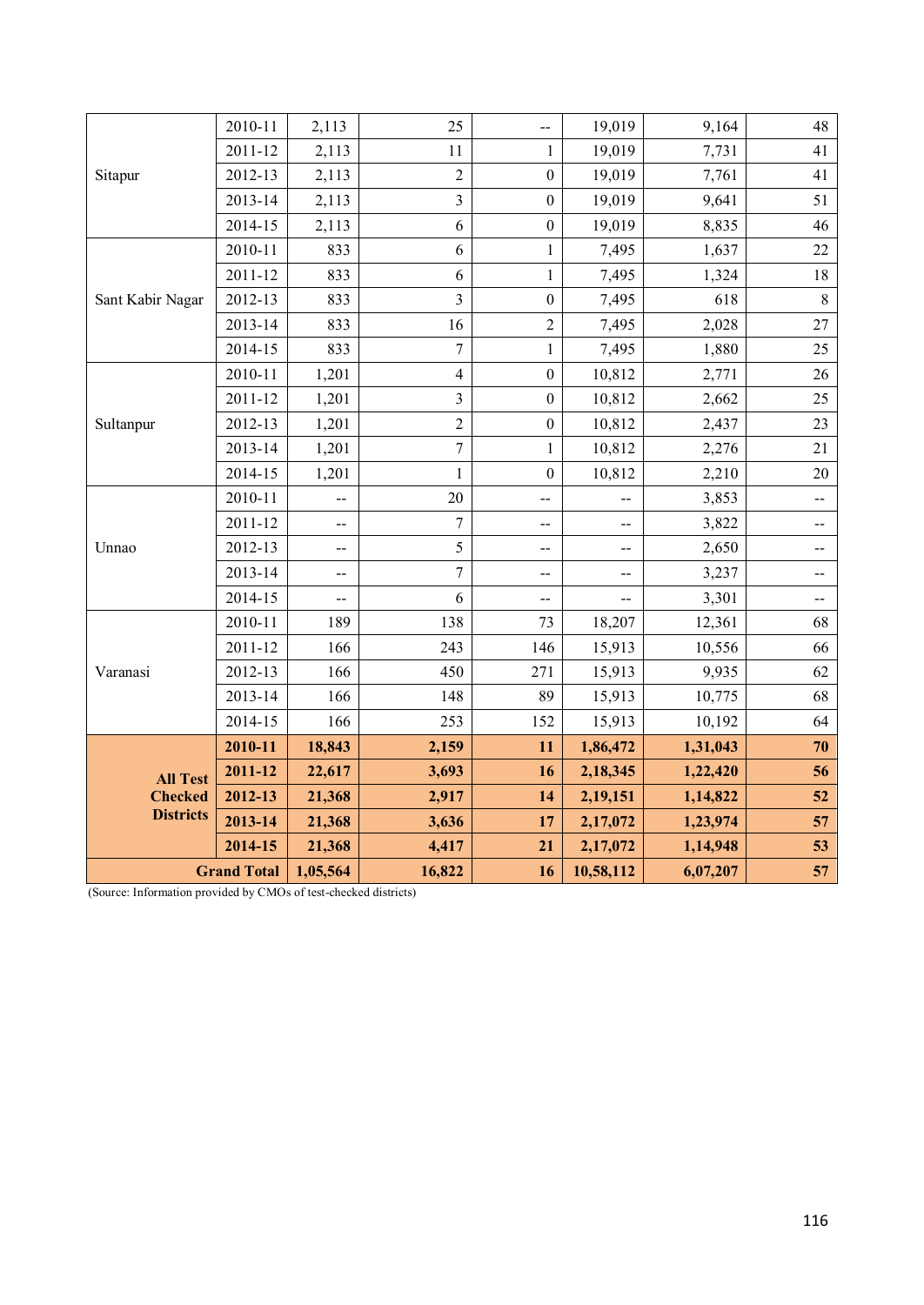| | | | | | | | |
|---|---|---|---|---|---|---|---|
| Sitapur | 2010-11 | 2,113 | 25 | -- | 19,019 | 9,164 | 48 |
| | 2011-12 | 2,113 | 11 | 1 | 19,019 | 7,731 | 41 |
| | 2012-13 | 2,113 | 2 | 0 | 19,019 | 7,761 | 41 |
| | 2013-14 | 2,113 | 3 | 0 | 19,019 | 9,641 | 51 |
| | 2014-15 | 2,113 | 6 | 0 | 19,019 | 8,835 | 46 |
| Sant Kabir Nagar | 2010-11 | 833 | 6 | 1 | 7,495 | 1,637 | 22 |
| | 2011-12 | 833 | 6 | 1 | 7,495 | 1,324 | 18 |
| | 2012-13 | 833 | 3 | 0 | 7,495 | 618 | 8 |
| | 2013-14 | 833 | 16 | 2 | 7,495 | 2,028 | 27 |
| | 2014-15 | 833 | 7 | 1 | 7,495 | 1,880 | 25 |
| Sultanpur | 2010-11 | 1,201 | 4 | 0 | 10,812 | 2,771 | 26 |
| | 2011-12 | 1,201 | 3 | 0 | 10,812 | 2,662 | 25 |
| | 2012-13 | 1,201 | 2 | 0 | 10,812 | 2,437 | 23 |
| | 2013-14 | 1,201 | 7 | 1 | 10,812 | 2,276 | 21 |
| | 2014-15 | 1,201 | 1 | 0 | 10,812 | 2,210 | 20 |
| Unnao | 2010-11 | -- | 20 | -- | -- | 3,853 | -- |
| | 2011-12 | -- | 7 | -- | -- | 3,822 | -- |
| | 2012-13 | -- | 5 | -- | -- | 2,650 | -- |
| | 2013-14 | -- | 7 | -- | -- | 3,237 | -- |
| | 2014-15 | -- | 6 | -- | -- | 3,301 | -- |
| Varanasi | 2010-11 | 189 | 138 | 73 | 18,207 | 12,361 | 68 |
| | 2011-12 | 166 | 243 | 146 | 15,913 | 10,556 | 66 |
| | 2012-13 | 166 | 450 | 271 | 15,913 | 9,935 | 62 |
| | 2013-14 | 166 | 148 | 89 | 15,913 | 10,775 | 68 |
| | 2014-15 | 166 | 253 | 152 | 15,913 | 10,192 | 64 |
| **All Test Checked Districts** | **2010-11** | **18,843** | **2,159** | **11** | **1,86,472** | **1,31,043** | **70** |
| | **2011-12** | **22,617** | **3,693** | **16** | **2,18,345** | **1,22,420** | **56** |
| | **2012-13** | **21,368** | **2,917** | **14** | **2,19,151** | **1,14,822** | **52** |
| | **2013-14** | **21,368** | **3,636** | **17** | **2,17,072** | **1,23,974** | **57** |
| | **2014-15** | **21,368** | **4,417** | **21** | **2,17,072** | **1,14,948** | **53** |
| **Grand Total** | | **1,05,564** | **16,822** | **16** | **10,58,112** | **6,07,207** | **57** |

(Source: Information provided by CMOs of test-checked districts)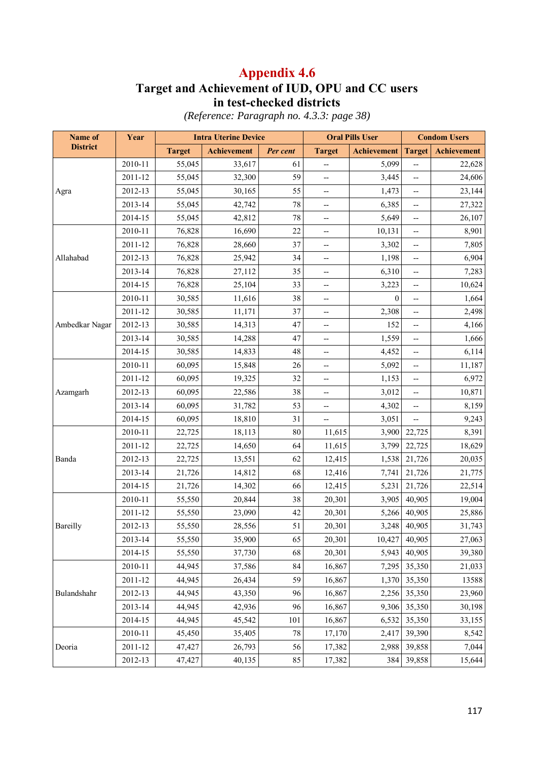# Appendix 4.6

## Target and Achievement of IUD, OPU and CC users in test-checked districts

*(Reference: Paragraph no. 4.3.3: page 38)*

| Name of District | Year | Intra Uterine Device | | | Oral Pills User | | Condom Users | |
|---|---|---|---|---|---|---|---|---|
| | | Target | Achievement | *Per cent* | Target | Achievement | Target | Achievement |
| Agra | 2010-11 | 55,045 | 33,617 | 61 | -- | 5,099 | -- | 22,628 |
| | 2011-12 | 55,045 | 32,300 | 59 | -- | 3,445 | -- | 24,606 |
| | 2012-13 | 55,045 | 30,165 | 55 | -- | 1,473 | -- | 23,144 |
| | 2013-14 | 55,045 | 42,742 | 78 | -- | 6,385 | -- | 27,322 |
| | 2014-15 | 55,045 | 42,812 | 78 | -- | 5,649 | -- | 26,107 |
| Allahabad | 2010-11 | 76,828 | 16,690 | 22 | -- | 10,131 | -- | 8,901 |
| | 2011-12 | 76,828 | 28,660 | 37 | -- | 3,302 | -- | 7,805 |
| | 2012-13 | 76,828 | 25,942 | 34 | -- | 1,198 | -- | 6,904 |
| | 2013-14 | 76,828 | 27,112 | 35 | -- | 6,310 | -- | 7,283 |
| | 2014-15 | 76,828 | 25,104 | 33 | -- | 3,223 | -- | 10,624 |
| Ambedkar Nagar | 2010-11 | 30,585 | 11,616 | 38 | -- | 0 | -- | 1,664 |
| | 2011-12 | 30,585 | 11,171 | 37 | -- | 2,308 | -- | 2,498 |
| | 2012-13 | 30,585 | 14,313 | 47 | -- | 152 | -- | 4,166 |
| | 2013-14 | 30,585 | 14,288 | 47 | -- | 1,559 | -- | 1,666 |
| | 2014-15 | 30,585 | 14,833 | 48 | -- | 4,452 | -- | 6,114 |
| Azamgarh | 2010-11 | 60,095 | 15,848 | 26 | -- | 5,092 | -- | 11,187 |
| | 2011-12 | 60,095 | 19,325 | 32 | -- | 1,153 | -- | 6,972 |
| | 2012-13 | 60,095 | 22,586 | 38 | -- | 3,012 | -- | 10,871 |
| | 2013-14 | 60,095 | 31,782 | 53 | -- | 4,302 | -- | 8,159 |
| | 2014-15 | 60,095 | 18,810 | 31 | -- | 3,051 | -- | 9,243 |
| Banda | 2010-11 | 22,725 | 18,113 | 80 | 11,615 | 3,900 | 22,725 | 8,391 |
| | 2011-12 | 22,725 | 14,650 | 64 | 11,615 | 3,799 | 22,725 | 18,629 |
| | 2012-13 | 22,725 | 13,551 | 62 | 12,415 | 1,538 | 21,726 | 20,035 |
| | 2013-14 | 21,726 | 14,812 | 68 | 12,416 | 7,741 | 21,726 | 21,775 |
| | 2014-15 | 21,726 | 14,302 | 66 | 12,415 | 5,231 | 21,726 | 22,514 |
| Bareilly | 2010-11 | 55,550 | 20,844 | 38 | 20,301 | 3,905 | 40,905 | 19,004 |
| | 2011-12 | 55,550 | 23,090 | 42 | 20,301 | 5,266 | 40,905 | 25,886 |
| | 2012-13 | 55,550 | 28,556 | 51 | 20,301 | 3,248 | 40,905 | 31,743 |
| | 2013-14 | 55,550 | 35,900 | 65 | 20,301 | 10,427 | 40,905 | 27,063 |
| | 2014-15 | 55,550 | 37,730 | 68 | 20,301 | 5,943 | 40,905 | 39,380 |
| Bulandshahr | 2010-11 | 44,945 | 37,586 | 84 | 16,867 | 7,295 | 35,350 | 21,033 |
| | 2011-12 | 44,945 | 26,434 | 59 | 16,867 | 1,370 | 35,350 | 13588 |
| | 2012-13 | 44,945 | 43,350 | 96 | 16,867 | 2,256 | 35,350 | 23,960 |
| | 2013-14 | 44,945 | 42,936 | 96 | 16,867 | 9,306 | 35,350 | 30,198 |
| | 2014-15 | 44,945 | 45,542 | 101 | 16,867 | 6,532 | 35,350 | 33,155 |
| Deoria | 2010-11 | 45,450 | 35,405 | 78 | 17,170 | 2,417 | 39,390 | 8,542 |
| | 2011-12 | 47,427 | 26,793 | 56 | 17,382 | 2,988 | 39,858 | 7,044 |
| | 2012-13 | 47,427 | 40,135 | 85 | 17,382 | 384 | 39,858 | 15,644 |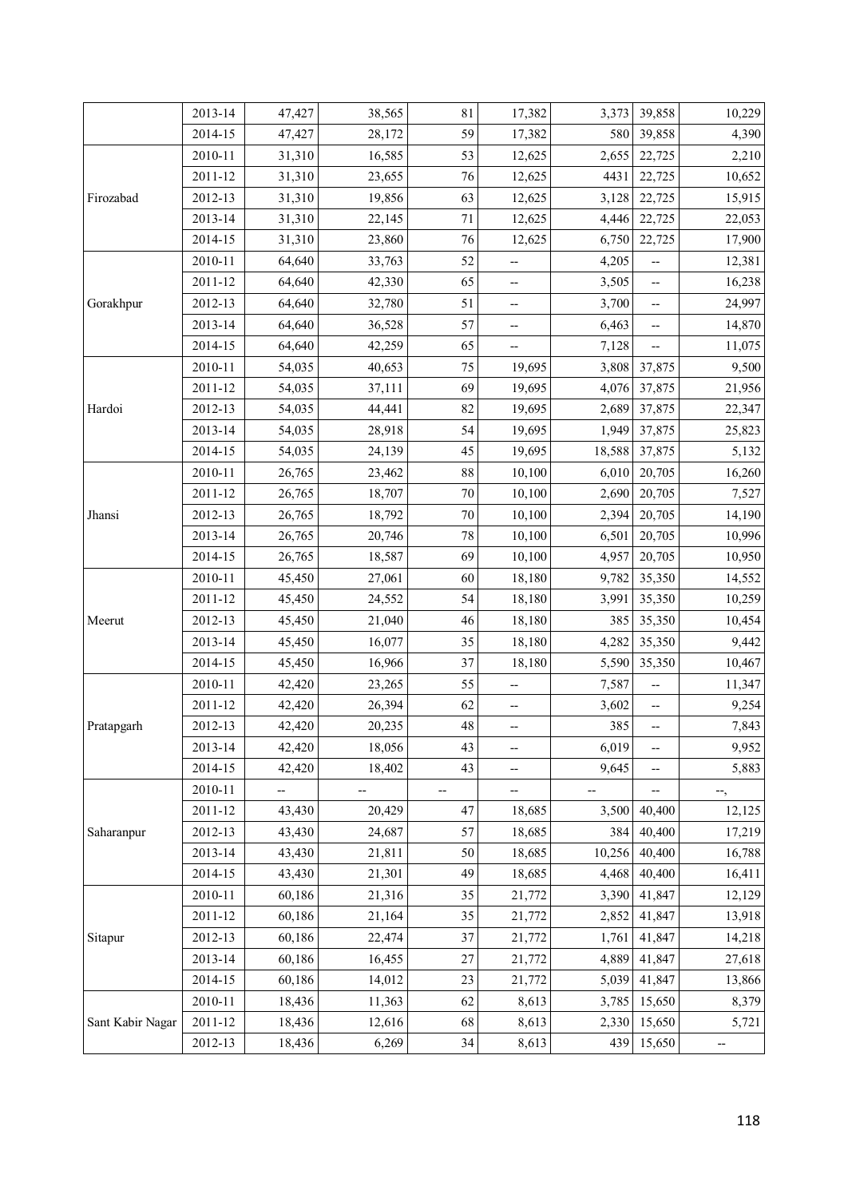| | 2013-14 | 47,427 | 38,565 | 81 | 17,382 | 3,373 | 39,858 | 10,229 |
|---|---|---|---|---|---|---|---|---|
| | 2014-15 | 47,427 | 28,172 | 59 | 17,382 | 580 | 39,858 | 4,390 |
| Firozabad | 2010-11 | 31,310 | 16,585 | 53 | 12,625 | 2,655 | 22,725 | 2,210 |
| | 2011-12 | 31,310 | 23,655 | 76 | 12,625 | 4431 | 22,725 | 10,652 |
| | 2012-13 | 31,310 | 19,856 | 63 | 12,625 | 3,128 | 22,725 | 15,915 |
| | 2013-14 | 31,310 | 22,145 | 71 | 12,625 | 4,446 | 22,725 | 22,053 |
| | 2014-15 | 31,310 | 23,860 | 76 | 12,625 | 6,750 | 22,725 | 17,900 |
| Gorakhpur | 2010-11 | 64,640 | 33,763 | 52 | -- | 4,205 | -- | 12,381 |
| | 2011-12 | 64,640 | 42,330 | 65 | -- | 3,505 | -- | 16,238 |
| | 2012-13 | 64,640 | 32,780 | 51 | -- | 3,700 | -- | 24,997 |
| | 2013-14 | 64,640 | 36,528 | 57 | -- | 6,463 | -- | 14,870 |
| | 2014-15 | 64,640 | 42,259 | 65 | -- | 7,128 | -- | 11,075 |
| Hardoi | 2010-11 | 54,035 | 40,653 | 75 | 19,695 | 3,808 | 37,875 | 9,500 |
| | 2011-12 | 54,035 | 37,111 | 69 | 19,695 | 4,076 | 37,875 | 21,956 |
| | 2012-13 | 54,035 | 44,441 | 82 | 19,695 | 2,689 | 37,875 | 22,347 |
| | 2013-14 | 54,035 | 28,918 | 54 | 19,695 | 1,949 | 37,875 | 25,823 |
| | 2014-15 | 54,035 | 24,139 | 45 | 19,695 | 18,588 | 37,875 | 5,132 |
| Jhansi | 2010-11 | 26,765 | 23,462 | 88 | 10,100 | 6,010 | 20,705 | 16,260 |
| | 2011-12 | 26,765 | 18,707 | 70 | 10,100 | 2,690 | 20,705 | 7,527 |
| | 2012-13 | 26,765 | 18,792 | 70 | 10,100 | 2,394 | 20,705 | 14,190 |
| | 2013-14 | 26,765 | 20,746 | 78 | 10,100 | 6,501 | 20,705 | 10,996 |
| | 2014-15 | 26,765 | 18,587 | 69 | 10,100 | 4,957 | 20,705 | 10,950 |
| Meerut | 2010-11 | 45,450 | 27,061 | 60 | 18,180 | 9,782 | 35,350 | 14,552 |
| | 2011-12 | 45,450 | 24,552 | 54 | 18,180 | 3,991 | 35,350 | 10,259 |
| | 2012-13 | 45,450 | 21,040 | 46 | 18,180 | 385 | 35,350 | 10,454 |
| | 2013-14 | 45,450 | 16,077 | 35 | 18,180 | 4,282 | 35,350 | 9,442 |
| | 2014-15 | 45,450 | 16,966 | 37 | 18,180 | 5,590 | 35,350 | 10,467 |
| Pratapgarh | 2010-11 | 42,420 | 23,265 | 55 | -- | 7,587 | -- | 11,347 |
| | 2011-12 | 42,420 | 26,394 | 62 | -- | 3,602 | -- | 9,254 |
| | 2012-13 | 42,420 | 20,235 | 48 | -- | 385 | -- | 7,843 |
| | 2013-14 | 42,420 | 18,056 | 43 | -- | 6,019 | -- | 9,952 |
| | 2014-15 | 42,420 | 18,402 | 43 | -- | 9,645 | -- | 5,883 |
| Saharanpur | 2010-11 | -- | -- | -- | -- | -- | -- | --, |
| | 2011-12 | 43,430 | 20,429 | 47 | 18,685 | 3,500 | 40,400 | 12,125 |
| | 2012-13 | 43,430 | 24,687 | 57 | 18,685 | 384 | 40,400 | 17,219 |
| | 2013-14 | 43,430 | 21,811 | 50 | 18,685 | 10,256 | 40,400 | 16,788 |
| | 2014-15 | 43,430 | 21,301 | 49 | 18,685 | 4,468 | 40,400 | 16,411 |
| Sitapur | 2010-11 | 60,186 | 21,316 | 35 | 21,772 | 3,390 | 41,847 | 12,129 |
| | 2011-12 | 60,186 | 21,164 | 35 | 21,772 | 2,852 | 41,847 | 13,918 |
| | 2012-13 | 60,186 | 22,474 | 37 | 21,772 | 1,761 | 41,847 | 14,218 |
| | 2013-14 | 60,186 | 16,455 | 27 | 21,772 | 4,889 | 41,847 | 27,618 |
| | 2014-15 | 60,186 | 14,012 | 23 | 21,772 | 5,039 | 41,847 | 13,866 |
| Sant Kabir Nagar | 2010-11 | 18,436 | 11,363 | 62 | 8,613 | 3,785 | 15,650 | 8,379 |
| | 2011-12 | 18,436 | 12,616 | 68 | 8,613 | 2,330 | 15,650 | 5,721 |
| | 2012-13 | 18,436 | 6,269 | 34 | 8,613 | 439 | 15,650 | -- |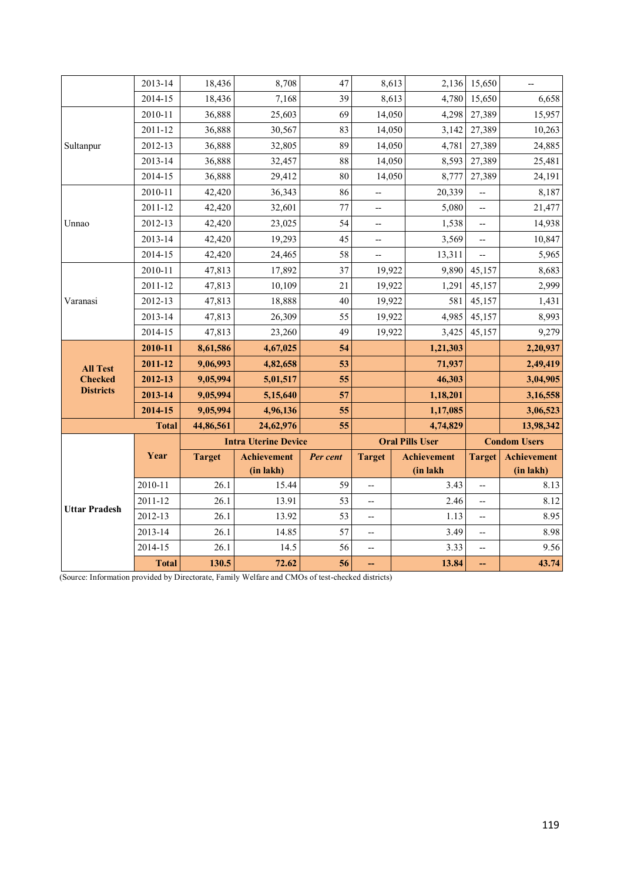| | | | | | | | | |
|---|---|---|---|---|---|---|---|---|
| | 2013-14 | 18,436 | 8,708 | 47 | 8,613 | 2,136 | 15,650 | -- |
| | 2014-15 | 18,436 | 7,168 | 39 | 8,613 | 4,780 | 15,650 | 6,658 |
| Sultanpur | 2010-11 | 36,888 | 25,603 | 69 | 14,050 | 4,298 | 27,389 | 15,957 |
| | 2011-12 | 36,888 | 30,567 | 83 | 14,050 | 3,142 | 27,389 | 10,263 |
| | 2012-13 | 36,888 | 32,805 | 89 | 14,050 | 4,781 | 27,389 | 24,885 |
| | 2013-14 | 36,888 | 32,457 | 88 | 14,050 | 8,593 | 27,389 | 25,481 |
| | 2014-15 | 36,888 | 29,412 | 80 | 14,050 | 8,777 | 27,389 | 24,191 |
| Unnao | 2010-11 | 42,420 | 36,343 | 86 | -- | 20,339 | -- | 8,187 |
| | 2011-12 | 42,420 | 32,601 | 77 | -- | 5,080 | -- | 21,477 |
| | 2012-13 | 42,420 | 23,025 | 54 | -- | 1,538 | -- | 14,938 |
| | 2013-14 | 42,420 | 19,293 | 45 | -- | 3,569 | -- | 10,847 |
| | 2014-15 | 42,420 | 24,465 | 58 | -- | 13,311 | -- | 5,965 |
| Varanasi | 2010-11 | 47,813 | 17,892 | 37 | 19,922 | 9,890 | 45,157 | 8,683 |
| | 2011-12 | 47,813 | 10,109 | 21 | 19,922 | 1,291 | 45,157 | 2,999 |
| | 2012-13 | 47,813 | 18,888 | 40 | 19,922 | 581 | 45,157 | 1,431 |
| | 2013-14 | 47,813 | 26,309 | 55 | 19,922 | 4,985 | 45,157 | 8,993 |
| | 2014-15 | 47,813 | 23,260 | 49 | 19,922 | 3,425 | 45,157 | 9,279 |
| **All Test Checked Districts** | **2010-11** | **8,61,586** | **4,67,025** | **54** | | **1,21,303** | | **2,20,937** |
| | **2011-12** | **9,06,993** | **4,82,658** | **53** | | **71,937** | | **2,49,419** |
| | **2012-13** | **9,05,994** | **5,01,517** | **55** | | **46,303** | | **3,04,905** |
| | **2013-14** | **9,05,994** | **5,15,640** | **57** | | **1,18,201** | | **3,16,558** |
| | **2014-15** | **9,05,994** | **4,96,136** | **55** | | **1,17,085** | | **3,06,523** |
| **Total** | | **44,86,561** | **24,62,976** | **55** | | **4,74,829** | | **13,98,342** |
| | | **Intra Uterine Device** | | | **Oral Pills User** | | **Condom Users** | |
| | **Year** | **Target** | **Achievement (in lakh)** | ***Per cent*** | **Target** | **Achievement (in lakh** | **Target** | **Achievement (in lakh)** |
| **Uttar Pradesh** | 2010-11 | 26.1 | 15.44 | 59 | -- | 3.43 | -- | 8.13 |
| | 2011-12 | 26.1 | 13.91 | 53 | -- | 2.46 | -- | 8.12 |
| | 2012-13 | 26.1 | 13.92 | 53 | -- | 1.13 | -- | 8.95 |
| | 2013-14 | 26.1 | 14.85 | 57 | -- | 3.49 | -- | 8.98 |
| | 2014-15 | 26.1 | 14.5 | 56 | -- | 3.33 | -- | 9.56 |
| | **Total** | **130.5** | **72.62** | **56** | **--** | **13.84** | **--** | **43.74** |

(Source: Information provided by Directorate, Family Welfare and CMOs of test-checked districts)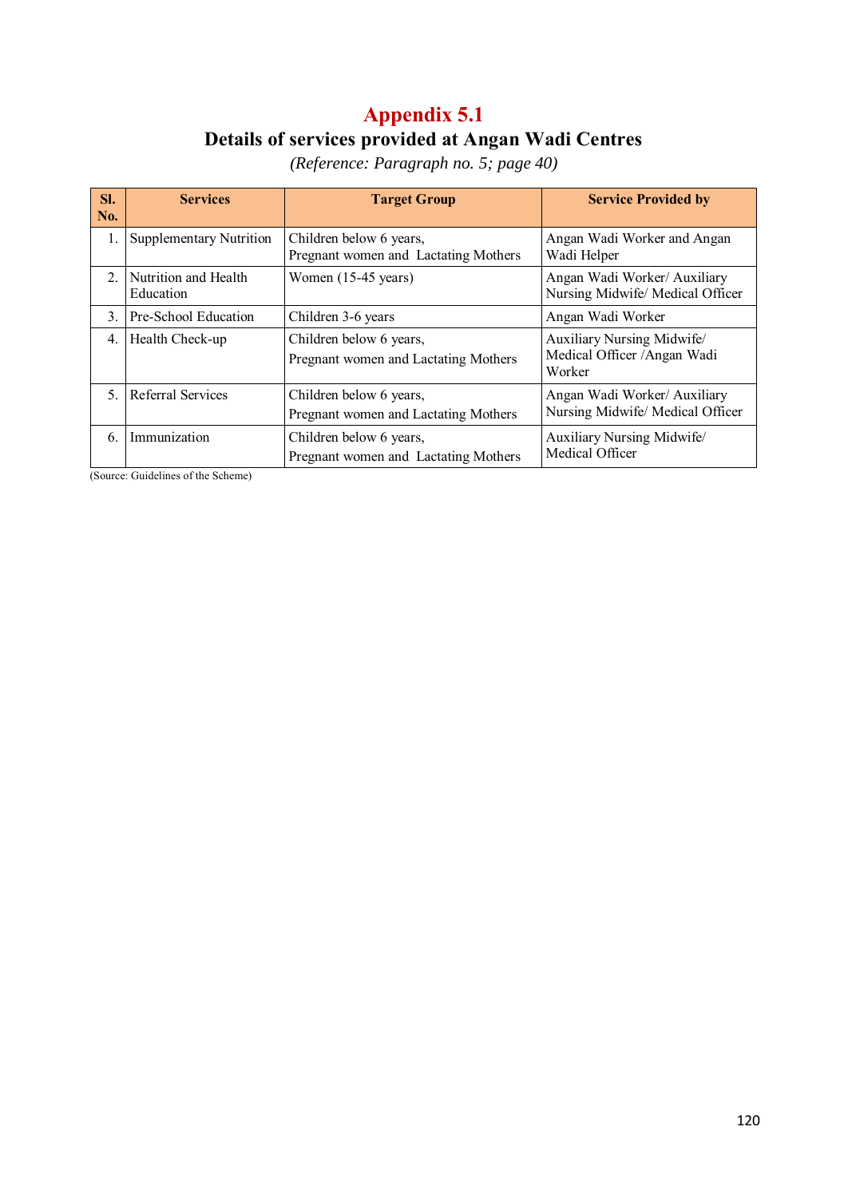# Appendix 5.1

## Details of services provided at Angan Wadi Centres

*(Reference: Paragraph no. 5; page 40)*

| Sl. No. | Services | Target Group | Service Provided by |
|---|---|---|---|
| 1. | Supplementary Nutrition | Children below 6 years, Pregnant women and Lactating Mothers | Angan Wadi Worker and Angan Wadi Helper |
| 2. | Nutrition and Health Education | Women (15-45 years) | Angan Wadi Worker/ Auxiliary Nursing Midwife/ Medical Officer |
| 3. | Pre-School Education | Children 3-6 years | Angan Wadi Worker |
| 4. | Health Check-up | Children below 6 years, Pregnant women and Lactating Mothers | Auxiliary Nursing Midwife/ Medical Officer /Angan Wadi Worker |
| 5. | Referral Services | Children below 6 years, Pregnant women and Lactating Mothers | Angan Wadi Worker/ Auxiliary Nursing Midwife/ Medical Officer |
| 6. | Immunization | Children below 6 years, Pregnant women and Lactating Mothers | Auxiliary Nursing Midwife/ Medical Officer |

(Source: Guidelines of the Scheme)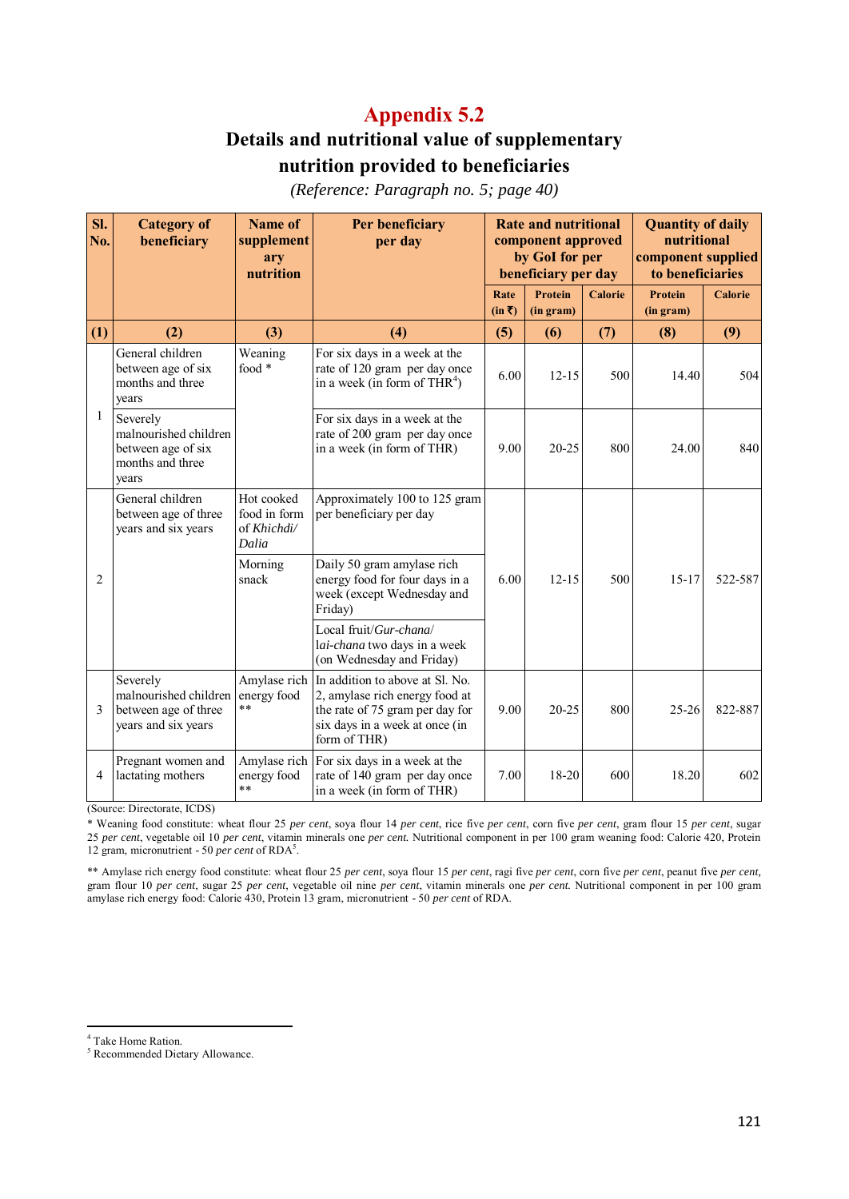# Appendix 5.2

## Details and nutritional value of supplementary nutrition provided to beneficiaries

*(Reference: Paragraph no. 5; page 40)*

| Sl. No. | Category of beneficiary | Name of supplementary nutrition | Per beneficiary per day | Rate and nutritional component approved by GoI for per beneficiary per day | | | Quantity of daily nutritional component supplied to beneficiaries | |
|---|---|---|---|---|---|---|---|---|
| | | | | Rate (in ₹) | Protein (in gram) | Calorie | Protein (in gram) | Calorie |
| (1) | (2) | (3) | (4) | (5) | (6) | (7) | (8) | (9) |
| 1 | General children between age of six months and three years | Weaning food * | For six days in a week at the rate of 120 gram per day once in a week (in form of THR[4]) | 6.00 | 12-15 | 500 | 14.40 | 504 |
| | Severely malnourished children between age of six months and three years | | For six days in a week at the rate of 200 gram per day once in a week (in form of THR) | 9.00 | 20-25 | 800 | 24.00 | 840 |
| 2 | General children between age of three years and six years | Hot cooked food in form of *Khichdi/ Dalia* | Approximately 100 to 125 gram per beneficiary per day | 6.00 | 12-15 | 500 | 15-17 | 522-587 |
| | | Morning snack | Daily 50 gram amylase rich energy food for four days in a week (except Wednesday and Friday) | | | | | |
| | | | Local fruit/*Gur-chana*/ *lai-chana* two days in a week (on Wednesday and Friday) | | | | | |
| 3 | Severely malnourished children between age of three years and six years | Amylase rich energy food ** | In addition to above at Sl. No. 2, amylase rich energy food at the rate of 75 gram per day for six days in a week at once (in form of THR) | 9.00 | 20-25 | 800 | 25-26 | 822-887 |
| 4 | Pregnant women and lactating mothers | Amylase rich energy food ** | For six days in a week at the rate of 140 gram per day once in a week (in form of THR) | 7.00 | 18-20 | 600 | 18.20 | 602 |

(Source: Directorate, ICDS)

\* Weaning food constitute: wheat flour 25 *per cent*, soya flour 14 *per cent*, rice five *per cent*, corn five *per cent*, gram flour 15 *per cent*, sugar 25 *per cent*, vegetable oil 10 *per cent*, vitamin minerals one *per cent.* Nutritional component in per 100 gram weaning food: Calorie 420, Protein 12 gram, micronutrient - 50 *per cent* of RDA[5].

\*\* Amylase rich energy food constitute: wheat flour 25 *per cent*, soya flour 15 *per cent*, ragi five *per cent*, corn five *per cent*, peanut five *per cent,* gram flour 10 *per cent*, sugar 25 *per cent*, vegetable oil nine *per cent*, vitamin minerals one *per cent.* Nutritional component in per 100 gram amylase rich energy food: Calorie 430, Protein 13 gram, micronutrient - 50 *per cent* of RDA.

---

[4] Take Home Ration.
[5] Recommended Dietary Allowance.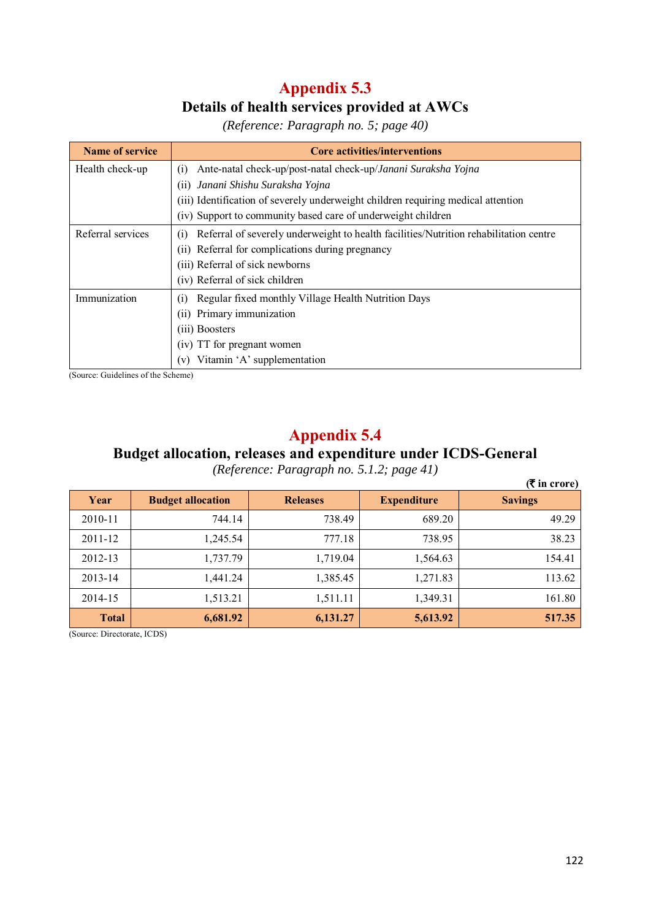# Appendix 5.3

## Details of health services provided at AWCs

*(Reference: Paragraph no. 5; page 40)*

| Name of service | Core activities/interventions |
|---|---|
| Health check-up | (i) Ante-natal check-up/post-natal check-up/*Janani Suraksha Yojna*<br>(ii) *Janani Shishu Suraksha Yojna*<br>(iii) Identification of severely underweight children requiring medical attention<br>(iv) Support to community based care of underweight children |
| Referral services | (i) Referral of severely underweight to health facilities/Nutrition rehabilitation centre<br>(ii) Referral for complications during pregnancy<br>(iii) Referral of sick newborns<br>(iv) Referral of sick children |
| Immunization | (i) Regular fixed monthly Village Health Nutrition Days<br>(ii) Primary immunization<br>(iii) Boosters<br>(iv) TT for pregnant women<br>(v) Vitamin 'A' supplementation |

(Source: Guidelines of the Scheme)

# Appendix 5.4

## Budget allocation, releases and expenditure under ICDS-General

*(Reference: Paragraph no. 5.1.2; page 41)*

**(₹ in crore)**

| Year | Budget allocation | Releases | Expenditure | Savings |
|---|---|---|---|---|
| 2010-11 | 744.14 | 738.49 | 689.20 | 49.29 |
| 2011-12 | 1,245.54 | 777.18 | 738.95 | 38.23 |
| 2012-13 | 1,737.79 | 1,719.04 | 1,564.63 | 154.41 |
| 2013-14 | 1,441.24 | 1,385.45 | 1,271.83 | 113.62 |
| 2014-15 | 1,513.21 | 1,511.11 | 1,349.31 | 161.80 |
| **Total** | **6,681.92** | **6,131.27** | **5,613.92** | **517.35** |

(Source: Directorate, ICDS)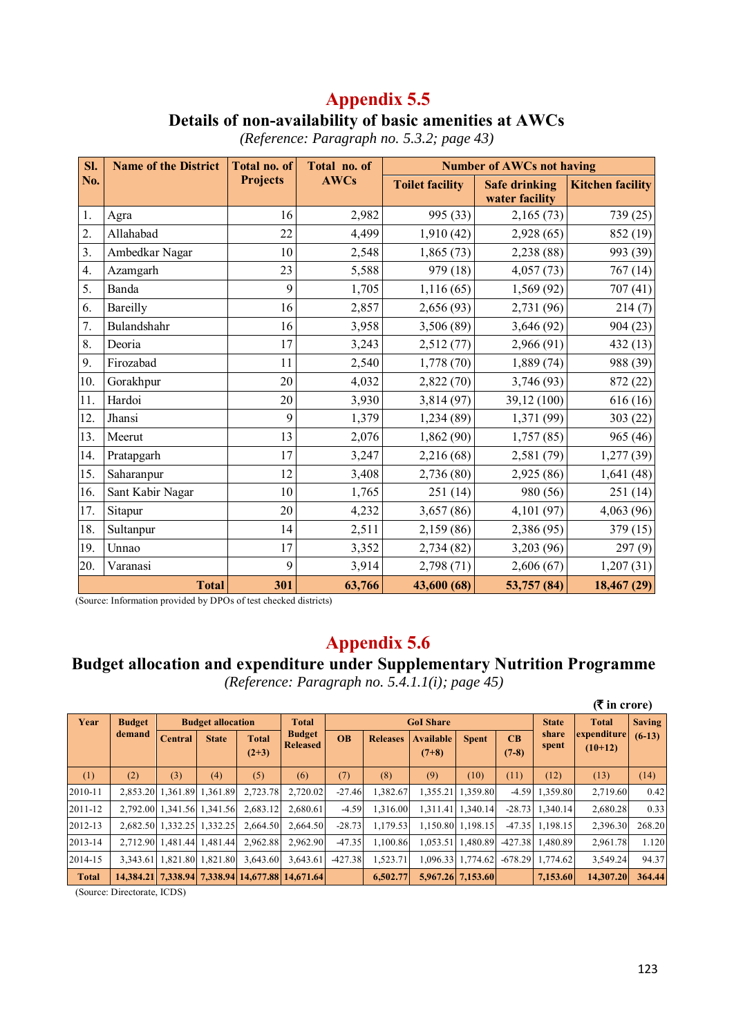# Appendix 5.5

## Details of non-availability of basic amenities at AWCs

*(Reference: Paragraph no. 5.3.2; page 43)*

| Sl. No. | Name of the District | Total no. of Projects | Total no. of AWCs | Number of AWCs not having | | |
|---|---|---|---|---|---|---|
| | | | | Toilet facility | Safe drinking water facility | Kitchen facility |
| 1. | Agra | 16 | 2,982 | 995 (33) | 2,165 (73) | 739 (25) |
| 2. | Allahabad | 22 | 4,499 | 1,910 (42) | 2,928 (65) | 852 (19) |
| 3. | Ambedkar Nagar | 10 | 2,548 | 1,865 (73) | 2,238 (88) | 993 (39) |
| 4. | Azamgarh | 23 | 5,588 | 979 (18) | 4,057 (73) | 767 (14) |
| 5. | Banda | 9 | 1,705 | 1,116 (65) | 1,569 (92) | 707 (41) |
| 6. | Bareilly | 16 | 2,857 | 2,656 (93) | 2,731 (96) | 214 (7) |
| 7. | Bulandshahr | 16 | 3,958 | 3,506 (89) | 3,646 (92) | 904 (23) |
| 8. | Deoria | 17 | 3,243 | 2,512 (77) | 2,966 (91) | 432 (13) |
| 9. | Firozabad | 11 | 2,540 | 1,778 (70) | 1,889 (74) | 988 (39) |
| 10. | Gorakhpur | 20 | 4,032 | 2,822 (70) | 3,746 (93) | 872 (22) |
| 11. | Hardoi | 20 | 3,930 | 3,814 (97) | 39,12 (100) | 616 (16) |
| 12. | Jhansi | 9 | 1,379 | 1,234 (89) | 1,371 (99) | 303 (22) |
| 13. | Meerut | 13 | 2,076 | 1,862 (90) | 1,757 (85) | 965 (46) |
| 14. | Pratapgarh | 17 | 3,247 | 2,216 (68) | 2,581 (79) | 1,277 (39) |
| 15. | Saharanpur | 12 | 3,408 | 2,736 (80) | 2,925 (86) | 1,641 (48) |
| 16. | Sant Kabir Nagar | 10 | 1,765 | 251 (14) | 980 (56) | 251 (14) |
| 17. | Sitapur | 20 | 4,232 | 3,657 (86) | 4,101 (97) | 4,063 (96) |
| 18. | Sultanpur | 14 | 2,511 | 2,159 (86) | 2,386 (95) | 379 (15) |
| 19. | Unnao | 17 | 3,352 | 2,734 (82) | 3,203 (96) | 297 (9) |
| 20. | Varanasi | 9 | 3,914 | 2,798 (71) | 2,606 (67) | 1,207 (31) |
| | **Total** | **301** | **63,766** | **43,600 (68)** | **53,757 (84)** | **18,467 (29)** |

(Source: Information provided by DPOs of test checked districts)

# Appendix 5.6

## Budget allocation and expenditure under Supplementary Nutrition Programme

*(Reference: Paragraph no. 5.4.1.1(i); page 45)*

(₹ in crore)

| Year | Budget demand | Budget allocation | | | Total Budget Released | GoI Share | | | | | State share spent | Total expenditure (10+12) | Saving (6-13) |
|---|---|---|---|---|---|---|---|---|---|---|---|---|---|
| | | Central | State | Total (2+3) | | OB | Releases | Available (7+8) | Spent | CB (7-8) | | | |
| (1) | (2) | (3) | (4) | (5) | (6) | (7) | (8) | (9) | (10) | (11) | (12) | (13) | (14) |
| 2010-11 | 2,853.20 | 1,361.89 | 1,361.89 | 2,723.78 | 2,720.02 | -27.46 | 1,382.67 | 1,355.21 | 1,359.80 | -4.59 | 1,359.80 | 2,719.60 | 0.42 |
| 2011-12 | 2,792.00 | 1,341.56 | 1,341.56 | 2,683.12 | 2,680.61 | -4.59 | 1,316.00 | 1,311.41 | 1,340.14 | -28.73 | 1,340.14 | 2,680.28 | 0.33 |
| 2012-13 | 2,682.50 | 1,332.25 | 1,332.25 | 2,664.50 | 2,664.50 | -28.73 | 1,179.53 | 1,150.80 | 1,198.15 | -47.35 | 1,198.15 | 2,396.30 | 268.20 |
| 2013-14 | 2,712.90 | 1,481.44 | 1,481.44 | 2,962.88 | 2,962.90 | -47.35 | 1,100.86 | 1,053.51 | 1,480.89 | -427.38 | 1,480.89 | 2,961.78 | 1.120 |
| 2014-15 | 3,343.61 | 1,821.80 | 1,821.80 | 3,643.60 | 3,643.61 | -427.38 | 1,523.71 | 1,096.33 | 1,774.62 | -678.29 | 1,774.62 | 3,549.24 | 94.37 |
| **Total** | **14,384.21** | **7,338.94** | **7,338.94** | **14,677.88** | **14,671.64** | | **6,502.77** | **5,967.26** | **7,153.60** | | **7,153.60** | **14,307.20** | **364.44** |

(Source: Directorate, ICDS)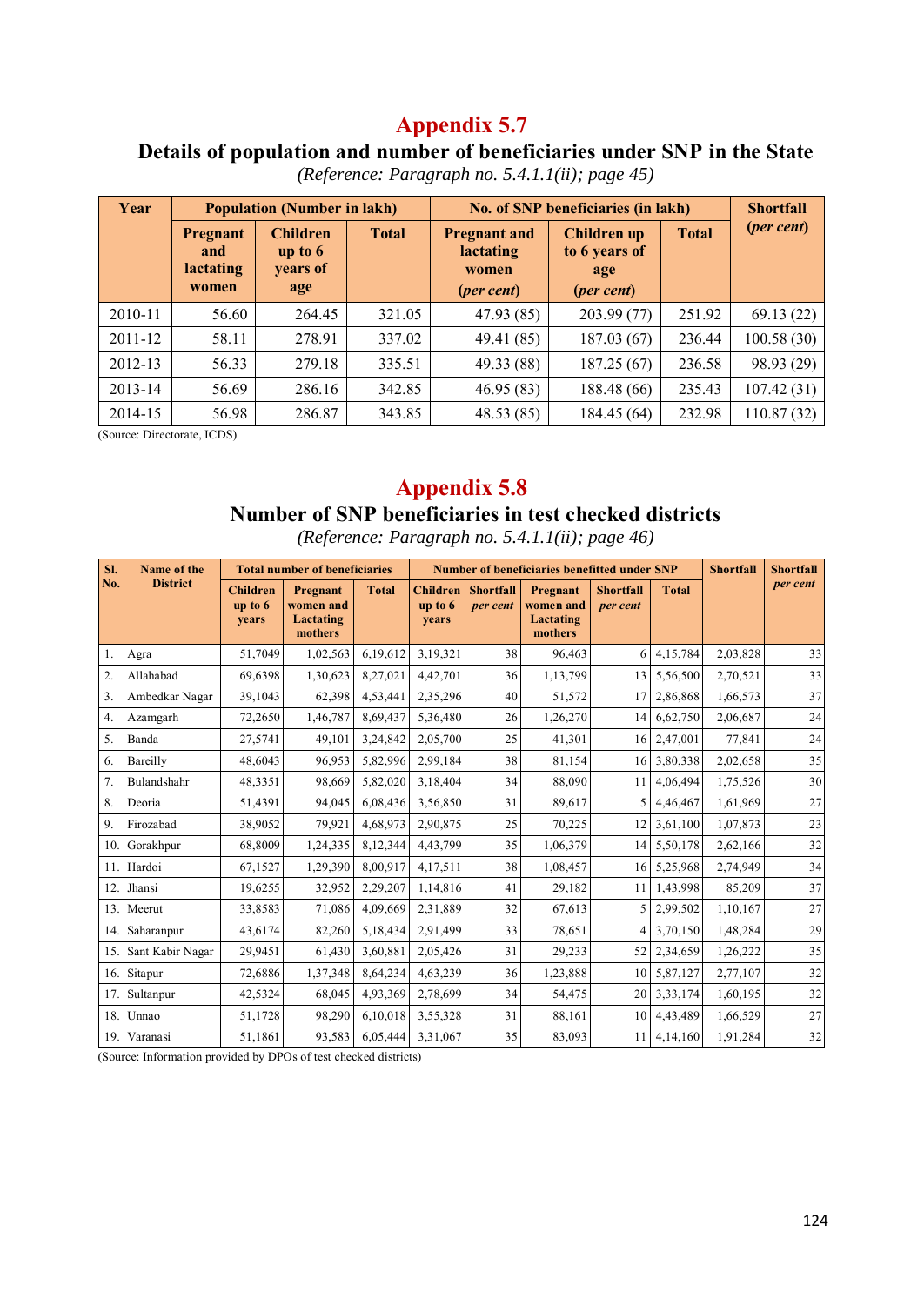# Appendix 5.7

## Details of population and number of beneficiaries under SNP in the State

*(Reference: Paragraph no. 5.4.1.1(ii); page 45)*

| Year | Population (Number in lakh) | | | No. of SNP beneficiaries (in lakh) | | | Shortfall (*per cent*) |
|---|---|---|---|---|---|---|---|
| | Pregnant and lactating women | Children up to 6 years of age | Total | Pregnant and lactating women (*per cent*) | Children up to 6 years of age (*per cent*) | Total | |
| 2010-11 | 56.60 | 264.45 | 321.05 | 47.93 (85) | 203.99 (77) | 251.92 | 69.13 (22) |
| 2011-12 | 58.11 | 278.91 | 337.02 | 49.41 (85) | 187.03 (67) | 236.44 | 100.58 (30) |
| 2012-13 | 56.33 | 279.18 | 335.51 | 49.33 (88) | 187.25 (67) | 236.58 | 98.93 (29) |
| 2013-14 | 56.69 | 286.16 | 342.85 | 46.95 (83) | 188.48 (66) | 235.43 | 107.42 (31) |
| 2014-15 | 56.98 | 286.87 | 343.85 | 48.53 (85) | 184.45 (64) | 232.98 | 110.87 (32) |

(Source: Directorate, ICDS)

# Appendix 5.8

## Number of SNP beneficiaries in test checked districts

*(Reference: Paragraph no. 5.4.1.1(ii); page 46)*

| Sl. No. | Name of the District | Total number of beneficiaries | | | Number of beneficiaries benefitted under SNP | | | | | Shortfall | Shortfall *per cent* |
|---|---|---|---|---|---|---|---|---|---|---|---|
| | | Children up to 6 years | Pregnant women and Lactating mothers | Total | Children up to 6 years | Shortfall *per cent* | Pregnant women and Lactating mothers | Shortfall *per cent* | Total | | |
| 1. | Agra | 51,7049 | 1,02,563 | 6,19,612 | 3,19,321 | 38 | 96,463 | 6 | 4,15,784 | 2,03,828 | 33 |
| 2. | Allahabad | 69,6398 | 1,30,623 | 8,27,021 | 4,42,701 | 36 | 1,13,799 | 13 | 5,56,500 | 2,70,521 | 33 |
| 3. | Ambedkar Nagar | 39,1043 | 62,398 | 4,53,441 | 2,35,296 | 40 | 51,572 | 17 | 2,86,868 | 1,66,573 | 37 |
| 4. | Azamgarh | 72,2650 | 1,46,787 | 8,69,437 | 5,36,480 | 26 | 1,26,270 | 14 | 6,62,750 | 2,06,687 | 24 |
| 5. | Banda | 27,5741 | 49,101 | 3,24,842 | 2,05,700 | 25 | 41,301 | 16 | 2,47,001 | 77,841 | 24 |
| 6. | Bareilly | 48,6043 | 96,953 | 5,82,996 | 2,99,184 | 38 | 81,154 | 16 | 3,80,338 | 2,02,658 | 35 |
| 7. | Bulandshahr | 48,3351 | 98,669 | 5,82,020 | 3,18,404 | 34 | 88,090 | 11 | 4,06,494 | 1,75,526 | 30 |
| 8. | Deoria | 51,4391 | 94,045 | 6,08,436 | 3,56,850 | 31 | 89,617 | 5 | 4,46,467 | 1,61,969 | 27 |
| 9. | Firozabad | 38,9052 | 79,921 | 4,68,973 | 2,90,875 | 25 | 70,225 | 12 | 3,61,100 | 1,07,873 | 23 |
| 10. | Gorakhpur | 68,8009 | 1,24,335 | 8,12,344 | 4,43,799 | 35 | 1,06,379 | 14 | 5,50,178 | 2,62,166 | 32 |
| 11. | Hardoi | 67,1527 | 1,29,390 | 8,00,917 | 4,17,511 | 38 | 1,08,457 | 16 | 5,25,968 | 2,74,949 | 34 |
| 12. | Jhansi | 19,6255 | 32,952 | 2,29,207 | 1,14,816 | 41 | 29,182 | 11 | 1,43,998 | 85,209 | 37 |
| 13. | Meerut | 33,8583 | 71,086 | 4,09,669 | 2,31,889 | 32 | 67,613 | 5 | 2,99,502 | 1,10,167 | 27 |
| 14. | Saharanpur | 43,6174 | 82,260 | 5,18,434 | 2,91,499 | 33 | 78,651 | 4 | 3,70,150 | 1,48,284 | 29 |
| 15. | Sant Kabir Nagar | 29,9451 | 61,430 | 3,60,881 | 2,05,426 | 31 | 29,233 | 52 | 2,34,659 | 1,26,222 | 35 |
| 16. | Sitapur | 72,6886 | 1,37,348 | 8,64,234 | 4,63,239 | 36 | 1,23,888 | 10 | 5,87,127 | 2,77,107 | 32 |
| 17. | Sultanpur | 42,5324 | 68,045 | 4,93,369 | 2,78,699 | 34 | 54,475 | 20 | 3,33,174 | 1,60,195 | 32 |
| 18. | Unnao | 51,1728 | 98,290 | 6,10,018 | 3,55,328 | 31 | 88,161 | 10 | 4,43,489 | 1,66,529 | 27 |
| 19. | Varanasi | 51,1861 | 93,583 | 6,05,444 | 3,31,067 | 35 | 83,093 | 11 | 4,14,160 | 1,91,284 | 32 |

(Source: Information provided by DPOs of test checked districts)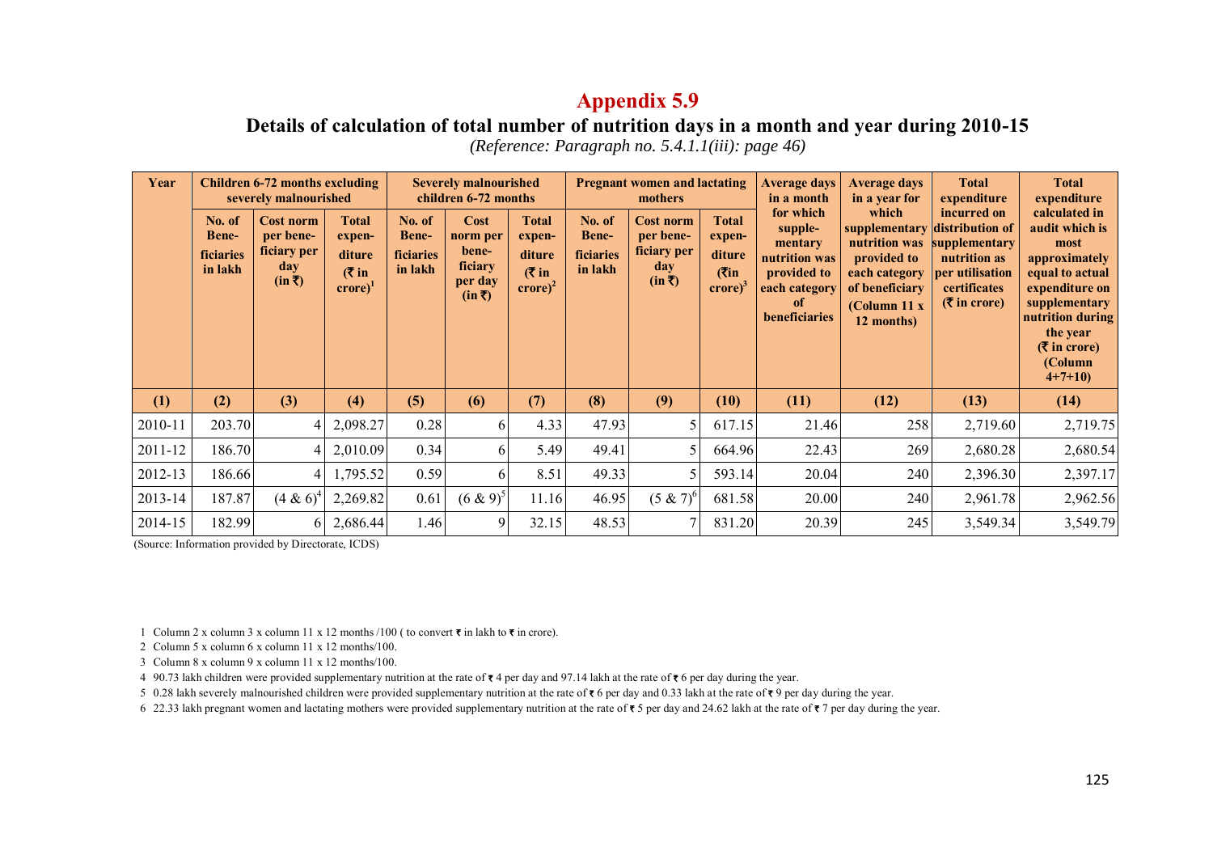# Appendix 5.9

## Details of calculation of total number of nutrition days in a month and year during 2010-15

*(Reference: Paragraph no. 5.4.1.1(iii): page 46)*

| Year | Children 6-72 months excluding severely malnourished | | | Severely malnourished children 6-72 months | | | Pregnant women and lactating mothers | | | Average days in a month for which supplementary nutrition was provided to each category of beneficiaries | Average days in a year for which supplementary nutrition was provided to each category of beneficiary (Column 11 x 12 months) | Total expenditure incurred on distribution of supplementary nutrition as per utilisation certificates (₹ in crore) | Total expenditure calculated in audit which is most approximately equal to actual expenditure on supplementary nutrition during the year (₹ in crore) (Column 4+7+10) |
|---|---|---|---|---|---|---|---|---|---|---|---|---|---|
| | No. of Beneficiaries in lakh | Cost norm per beneficiary per day (in ₹) | Total expenditure (₹ in crore)[1] | No. of Beneficiaries in lakh | Cost norm per beneficiary per day (in ₹) | Total expenditure (₹ in crore)[2] | No. of Beneficiaries in lakh | Cost norm per beneficiary per day (in ₹) | Total expenditure (₹in crore)[3] | | | | |
| (1) | (2) | (3) | (4) | (5) | (6) | (7) | (8) | (9) | (10) | (11) | (12) | (13) | (14) |
| 2010-11 | 203.70 | 4 | 2,098.27 | 0.28 | 6 | 4.33 | 47.93 | 5 | 617.15 | 21.46 | 258 | 2,719.60 | 2,719.75 |
| 2011-12 | 186.70 | 4 | 2,010.09 | 0.34 | 6 | 5.49 | 49.41 | 5 | 664.96 | 22.43 | 269 | 2,680.28 | 2,680.54 |
| 2012-13 | 186.66 | 4 | 1,795.52 | 0.59 | 6 | 8.51 | 49.33 | 5 | 593.14 | 20.04 | 240 | 2,396.30 | 2,397.17 |
| 2013-14 | 187.87 | (4 & 6)[4] | 2,269.82 | 0.61 | (6 & 9)[5] | 11.16 | 46.95 | (5 & 7)[6] | 681.58 | 20.00 | 240 | 2,961.78 | 2,962.56 |
| 2014-15 | 182.99 | 6 | 2,686.44 | 1.46 | 9 | 32.15 | 48.53 | 7 | 831.20 | 20.39 | 245 | 3,549.34 | 3,549.79 |

(Source: Information provided by Directorate, ICDS)

1 Column 2 x column 3 x column 11 x 12 months /100 ( to convert ₹ in lakh to ₹ in crore).

2 Column 5 x column 6 x column 11 x 12 months/100.

3 Column 8 x column 9 x column 11 x 12 months/100.

4 90.73 lakh children were provided supplementary nutrition at the rate of ₹ 4 per day and 97.14 lakh at the rate of ₹ 6 per day during the year.

5 0.28 lakh severely malnourished children were provided supplementary nutrition at the rate of ₹ 6 per day and 0.33 lakh at the rate of ₹ 9 per day during the year.

6 22.33 lakh pregnant women and lactating mothers were provided supplementary nutrition at the rate of ₹ 5 per day and 24.62 lakh at the rate of ₹ 7 per day during the year.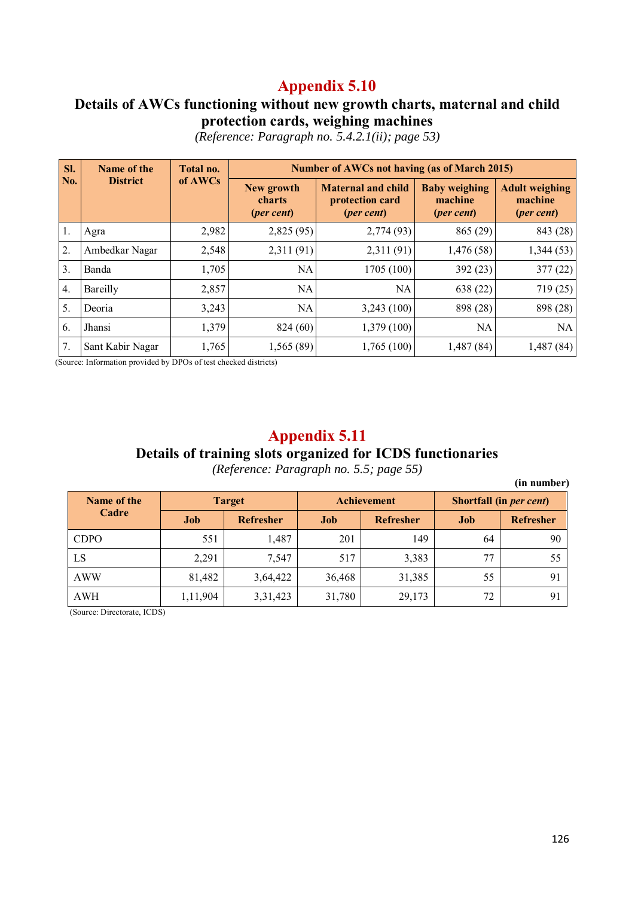# Appendix 5.10

## Details of AWCs functioning without new growth charts, maternal and child protection cards, weighing machines

*(Reference: Paragraph no. 5.4.2.1(ii); page 53)*

| Sl. No. | Name of the District | Total no. of AWCs | Number of AWCs not having (as of March 2015) | | | |
|---|---|---|---|---|---|---|
| | | | New growth charts (*per cent*) | Maternal and child protection card (*per cent*) | Baby weighing machine (*per cent*) | Adult weighing machine (*per cent*) |
| 1. | Agra | 2,982 | 2,825 (95) | 2,774 (93) | 865 (29) | 843 (28) |
| 2. | Ambedkar Nagar | 2,548 | 2,311 (91) | 2,311 (91) | 1,476 (58) | 1,344 (53) |
| 3. | Banda | 1,705 | NA | 1705 (100) | 392 (23) | 377 (22) |
| 4. | Bareilly | 2,857 | NA | NA | 638 (22) | 719 (25) |
| 5. | Deoria | 3,243 | NA | 3,243 (100) | 898 (28) | 898 (28) |
| 6. | Jhansi | 1,379 | 824 (60) | 1,379 (100) | NA | NA |
| 7. | Sant Kabir Nagar | 1,765 | 1,565 (89) | 1,765 (100) | 1,487 (84) | 1,487 (84) |

(Source: Information provided by DPOs of test checked districts)

# Appendix 5.11

## Details of training slots organized for ICDS functionaries

*(Reference: Paragraph no. 5.5; page 55)*

**(in number)**

| Name of the Cadre | Target | | Achievement | | Shortfall (in *per cent*) | |
|---|---|---|---|---|---|---|
| | Job | Refresher | Job | Refresher | Job | Refresher |
| CDPO | 551 | 1,487 | 201 | 149 | 64 | 90 |
| LS | 2,291 | 7,547 | 517 | 3,383 | 77 | 55 |
| AWW | 81,482 | 3,64,422 | 36,468 | 31,385 | 55 | 91 |
| AWH | 1,11,904 | 3,31,423 | 31,780 | 29,173 | 72 | 91 |

(Source: Directorate, ICDS)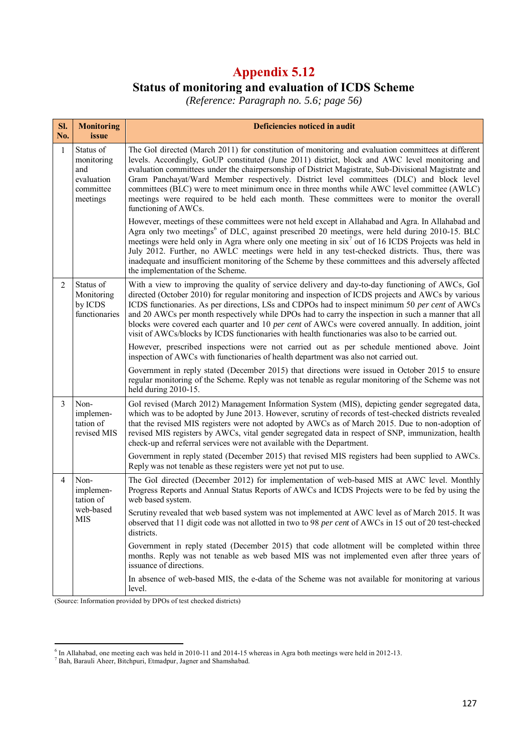# Appendix 5.12

## Status of monitoring and evaluation of ICDS Scheme

*(Reference: Paragraph no. 5.6; page 56)*

| Sl. No. | Monitoring issue | Deficiencies noticed in audit |
|---|---|---|
| 1 | Status of monitoring and evaluation committee meetings | The GoI directed (March 2011) for constitution of monitoring and evaluation committees at different levels. Accordingly, GoUP constituted (June 2011) district, block and AWC level monitoring and evaluation committees under the chairpersonship of District Magistrate, Sub-Divisional Magistrate and Gram Panchayat/Ward Member respectively. District level committees (DLC) and block level committees (BLC) were to meet minimum once in three months while AWC level committee (AWLC) meetings were required to be held each month. These committees were to monitor the overall functioning of AWCs.<br><br>However, meetings of these committees were not held except in Allahabad and Agra. In Allahabad and Agra only two meetings[6] of DLC, against prescribed 20 meetings, were held during 2010-15. BLC meetings were held only in Agra where only one meeting in six[7] out of 16 ICDS Projects was held in July 2012. Further, no AWLC meetings were held in any test-checked districts. Thus, there was inadequate and insufficient monitoring of the Scheme by these committees and this adversely affected the implementation of the Scheme. |
| 2 | Status of Monitoring by ICDS functionaries | With a view to improving the quality of service delivery and day-to-day functioning of AWCs, GoI directed (October 2010) for regular monitoring and inspection of ICDS projects and AWCs by various ICDS functionaries. As per directions, LSs and CDPOs had to inspect minimum 50 *per cent* of AWCs and 20 AWCs per month respectively while DPOs had to carry the inspection in such a manner that all blocks were covered each quarter and 10 *per cent* of AWCs were covered annually. In addition, joint visit of AWCs/blocks by ICDS functionaries with health functionaries was also to be carried out.<br><br>However, prescribed inspections were not carried out as per schedule mentioned above. Joint inspection of AWCs with functionaries of health department was also not carried out.<br><br>Government in reply stated (December 2015) that directions were issued in October 2015 to ensure regular monitoring of the Scheme. Reply was not tenable as regular monitoring of the Scheme was not held during 2010-15. |
| 3 | Non-implementation of revised MIS | GoI revised (March 2012) Management Information System (MIS), depicting gender segregated data, which was to be adopted by June 2013. However, scrutiny of records of test-checked districts revealed that the revised MIS registers were not adopted by AWCs as of March 2015. Due to non-adoption of revised MIS registers by AWCs, vital gender segregated data in respect of SNP, immunization, health check-up and referral services were not available with the Department.<br><br>Government in reply stated (December 2015) that revised MIS registers had been supplied to AWCs. Reply was not tenable as these registers were yet not put to use. |
| 4 | Non-implementation of web-based MIS | The GoI directed (December 2012) for implementation of web-based MIS at AWC level. Monthly Progress Reports and Annual Status Reports of AWCs and ICDS Projects were to be fed by using the web based system.<br><br>Scrutiny revealed that web based system was not implemented at AWC level as of March 2015. It was observed that 11 digit code was not allotted in two to 98 *per cent* of AWCs in 15 out of 20 test-checked districts.<br><br>Government in reply stated (December 2015) that code allotment will be completed within three months. Reply was not tenable as web based MIS was not implemented even after three years of issuance of directions.<br><br>In absence of web-based MIS, the e-data of the Scheme was not available for monitoring at various level. |

(Source: Information provided by DPOs of test checked districts)

---

[6] In Allahabad, one meeting each was held in 2010-11 and 2014-15 whereas in Agra both meetings were held in 2012-13.

[7] Bah, Barauli Aheer, Bitchpuri, Etmadpur, Jagner and Shamshabad.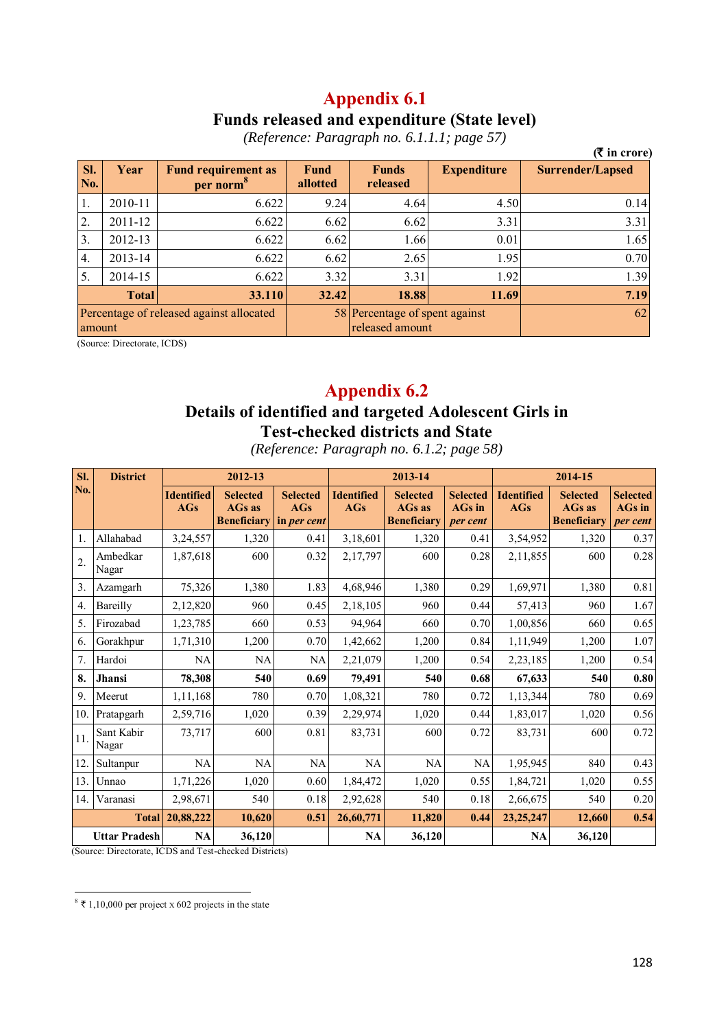# Appendix 6.1

## Funds released and expenditure (State level)

*(Reference: Paragraph no. 6.1.1.1; page 57)*

**(₹ in crore)**

| Sl. No. | Year | Fund requirement as per norm[8] | Fund allotted | Funds released | Expenditure | Surrender/Lapsed |
|---|---|---|---|---|---|---|
| 1. | 2010-11 | 6.622 | 9.24 | 4.64 | 4.50 | 0.14 |
| 2. | 2011-12 | 6.622 | 6.62 | 6.62 | 3.31 | 3.31 |
| 3. | 2012-13 | 6.622 | 6.62 | 1.66 | 0.01 | 1.65 |
| 4. | 2013-14 | 6.622 | 6.62 | 2.65 | 1.95 | 0.70 |
| 5. | 2014-15 | 6.622 | 3.32 | 3.31 | 1.92 | 1.39 |
| **Total** | | **33.110** | **32.42** | **18.88** | **11.69** | **7.19** |
| Percentage of released against allocated amount | | | 58 | Percentage of spent against released amount | | 62 |

(Source: Directorate, ICDS)

# Appendix 6.2

## Details of identified and targeted Adolescent Girls in Test-checked districts and State

*(Reference: Paragraph no. 6.1.2; page 58)*

| Sl. No. | District | 2012-13 | | | 2013-14 | | | 2014-15 | | |
|---|---|---|---|---|---|---|---|---|---|---|
| | | Identified AGs | Selected AGs as Beneficiary | Selected AGs in *per cent* | Identified AGs | Selected AGs as Beneficiary | Selected AGs in *per cent* | Identified AGs | Selected AGs as Beneficiary | Selected AGs in *per cent* |
| 1. | Allahabad | 3,24,557 | 1,320 | 0.41 | 3,18,601 | 1,320 | 0.41 | 3,54,952 | 1,320 | 0.37 |
| 2. | Ambedkar Nagar | 1,87,618 | 600 | 0.32 | 2,17,797 | 600 | 0.28 | 2,11,855 | 600 | 0.28 |
| 3. | Azamgarh | 75,326 | 1,380 | 1.83 | 4,68,946 | 1,380 | 0.29 | 1,69,971 | 1,380 | 0.81 |
| 4. | Bareilly | 2,12,820 | 960 | 0.45 | 2,18,105 | 960 | 0.44 | 57,413 | 960 | 1.67 |
| 5. | Firozabad | 1,23,785 | 660 | 0.53 | 94,964 | 660 | 0.70 | 1,00,856 | 660 | 0.65 |
| 6. | Gorakhpur | 1,71,310 | 1,200 | 0.70 | 1,42,662 | 1,200 | 0.84 | 1,11,949 | 1,200 | 1.07 |
| 7. | Hardoi | NA | NA | NA | 2,21,079 | 1,200 | 0.54 | 2,23,185 | 1,200 | 0.54 |
| **8.** | **Jhansi** | **78,308** | **540** | **0.69** | **79,491** | **540** | **0.68** | **67,633** | **540** | **0.80** |
| 9. | Meerut | 1,11,168 | 780 | 0.70 | 1,08,321 | 780 | 0.72 | 1,13,344 | 780 | 0.69 |
| 10. | Pratapgarh | 2,59,716 | 1,020 | 0.39 | 2,29,974 | 1,020 | 0.44 | 1,83,017 | 1,020 | 0.56 |
| 11. | Sant Kabir Nagar | 73,717 | 600 | 0.81 | 83,731 | 600 | 0.72 | 83,731 | 600 | 0.72 |
| 12. | Sultanpur | NA | NA | NA | NA | NA | NA | 1,95,945 | 840 | 0.43 |
| 13. | Unnao | 1,71,226 | 1,020 | 0.60 | 1,84,472 | 1,020 | 0.55 | 1,84,721 | 1,020 | 0.55 |
| 14. | Varanasi | 2,98,671 | 540 | 0.18 | 2,92,628 | 540 | 0.18 | 2,66,675 | 540 | 0.20 |
| | **Total** | **20,88,222** | **10,620** | **0.51** | **26,60,771** | **11,820** | **0.44** | **23,25,247** | **12,660** | **0.54** |
| | **Uttar Pradesh** | **NA** | **36,120** | | **NA** | **36,120** | | **NA** | **36,120** | |

(Source: Directorate, ICDS and Test-checked Districts)

[8] ₹ 1,10,000 per project x 602 projects in the state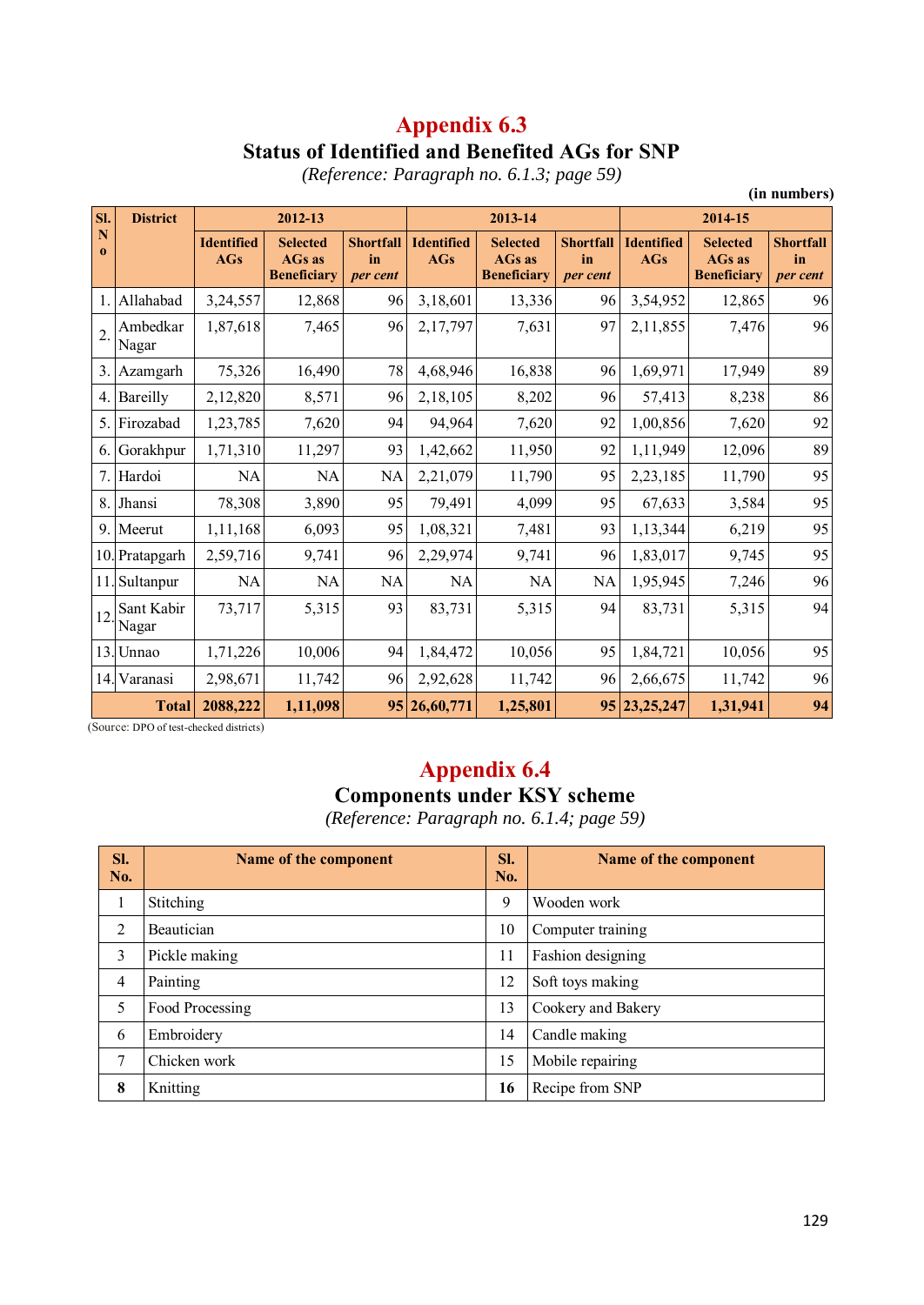# Appendix 6.3

## Status of Identified and Benefited AGs for SNP

*(Reference: Paragraph no. 6.1.3; page 59)*

**(in numbers)**

| Sl. No | District | 2012-13 | | | 2013-14 | | | 2014-15 | | |
|---|---|---|---|---|---|---|---|---|---|---|
| | | Identified AGs | Selected AGs as Beneficiary | Shortfall in *per cent* | Identified AGs | Selected AGs as Beneficiary | Shortfall in *per cent* | Identified AGs | Selected AGs as Beneficiary | Shortfall in *per cent* |
| 1. | Allahabad | 3,24,557 | 12,868 | 96 | 3,18,601 | 13,336 | 96 | 3,54,952 | 12,865 | 96 |
| 2. | Ambedkar Nagar | 1,87,618 | 7,465 | 96 | 2,17,797 | 7,631 | 97 | 2,11,855 | 7,476 | 96 |
| 3. | Azamgarh | 75,326 | 16,490 | 78 | 4,68,946 | 16,838 | 96 | 1,69,971 | 17,949 | 89 |
| 4. | Bareilly | 2,12,820 | 8,571 | 96 | 2,18,105 | 8,202 | 96 | 57,413 | 8,238 | 86 |
| 5. | Firozabad | 1,23,785 | 7,620 | 94 | 94,964 | 7,620 | 92 | 1,00,856 | 7,620 | 92 |
| 6. | Gorakhpur | 1,71,310 | 11,297 | 93 | 1,42,662 | 11,950 | 92 | 1,11,949 | 12,096 | 89 |
| 7. | Hardoi | NA | NA | NA | 2,21,079 | 11,790 | 95 | 2,23,185 | 11,790 | 95 |
| 8. | Jhansi | 78,308 | 3,890 | 95 | 79,491 | 4,099 | 95 | 67,633 | 3,584 | 95 |
| 9. | Meerut | 1,11,168 | 6,093 | 95 | 1,08,321 | 7,481 | 93 | 1,13,344 | 6,219 | 95 |
| 10. | Pratapgarh | 2,59,716 | 9,741 | 96 | 2,29,974 | 9,741 | 96 | 1,83,017 | 9,745 | 95 |
| 11. | Sultanpur | NA | NA | NA | NA | NA | NA | 1,95,945 | 7,246 | 96 |
| 12. | Sant Kabir Nagar | 73,717 | 5,315 | 93 | 83,731 | 5,315 | 94 | 83,731 | 5,315 | 94 |
| 13. | Unnao | 1,71,226 | 10,006 | 94 | 1,84,472 | 10,056 | 95 | 1,84,721 | 10,056 | 95 |
| 14. | Varanasi | 2,98,671 | 11,742 | 96 | 2,92,628 | 11,742 | 96 | 2,66,675 | 11,742 | 96 |
| | **Total** | **2088,222** | **1,11,098** | **95** | **26,60,771** | **1,25,801** | **95** | **23,25,247** | **1,31,941** | **94** |

(Source: DPO of test-checked districts)

# Appendix 6.4

## Components under KSY scheme

*(Reference: Paragraph no. 6.1.4; page 59)*

| Sl. No. | Name of the component | Sl. No. | Name of the component |
|---|---|---|---|
| 1 | Stitching | 9 | Wooden work |
| 2 | Beautician | 10 | Computer training |
| 3 | Pickle making | 11 | Fashion designing |
| 4 | Painting | 12 | Soft toys making |
| 5 | Food Processing | 13 | Cookery and Bakery |
| 6 | Embroidery | 14 | Candle making |
| 7 | Chicken work | 15 | Mobile repairing |
| **8** | Knitting | **16** | Recipe from SNP |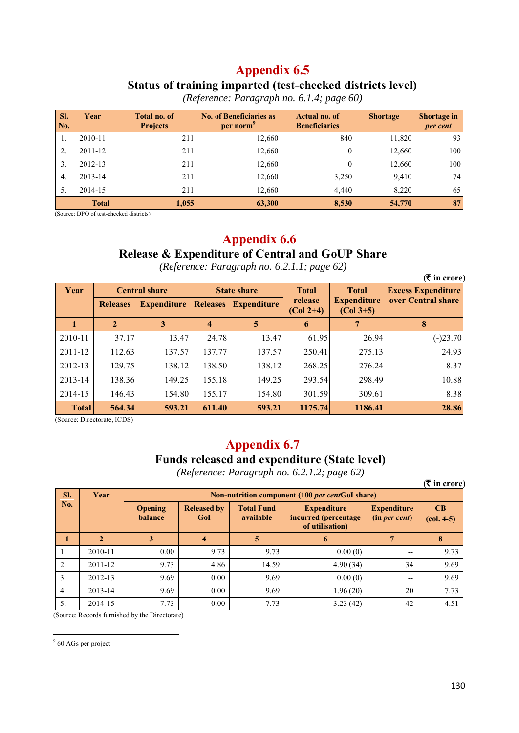# Appendix 6.5

## Status of training imparted (test-checked districts level)

*(Reference: Paragraph no. 6.1.4; page 60)*

| Sl. No. | Year | Total no. of Projects | No. of Beneficiaries as per norm[9] | Actual no. of Beneficiaries | Shortage | Shortage in *per cent* |
|---|---|---|---|---|---|---|
| 1. | 2010-11 | 211 | 12,660 | 840 | 11,820 | 93 |
| 2. | 2011-12 | 211 | 12,660 | 0 | 12,660 | 100 |
| 3. | 2012-13 | 211 | 12,660 | 0 | 12,660 | 100 |
| 4. | 2013-14 | 211 | 12,660 | 3,250 | 9,410 | 74 |
| 5. | 2014-15 | 211 | 12,660 | 4,440 | 8,220 | 65 |
| **Total** | | **1,055** | **63,300** | **8,530** | **54,770** | **87** |

(Source: DPO of test-checked districts)

# Appendix 6.6

## Release & Expenditure of Central and GoUP Share

*(Reference: Paragraph no. 6.2.1.1; page 62)*

**(₹ in crore)**

| Year | Central share | | State share | | Total release (Col 2+4) | Total Expenditure (Col 3+5) | Excess Expenditure over Central share |
|---|---|---|---|---|---|---|---|
| | Releases | Expenditure | Releases | Expenditure | | | |
| **1** | **2** | **3** | **4** | **5** | **6** | **7** | **8** |
| 2010-11 | 37.17 | 13.47 | 24.78 | 13.47 | 61.95 | 26.94 | (-)23.70 |
| 2011-12 | 112.63 | 137.57 | 137.77 | 137.57 | 250.41 | 275.13 | 24.93 |
| 2012-13 | 129.75 | 138.12 | 138.50 | 138.12 | 268.25 | 276.24 | 8.37 |
| 2013-14 | 138.36 | 149.25 | 155.18 | 149.25 | 293.54 | 298.49 | 10.88 |
| 2014-15 | 146.43 | 154.80 | 155.17 | 154.80 | 301.59 | 309.61 | 8.38 |
| **Total** | **564.34** | **593.21** | **611.40** | **593.21** | **1175.74** | **1186.41** | **28.86** |

(Source: Directorate, ICDS)

# Appendix 6.7

## Funds released and expenditure (State level)

*(Reference: Paragraph no. 6.2.1.2; page 62)*

**(₹ in crore)**

| Sl. No. | Year | Non-nutrition component (100 *per cent* GoI share) | | | | | |
|---|---|---|---|---|---|---|---|
| | | Opening balance | Released by GoI | Total Fund available | Expenditure incurred (percentage of utilisation) | Expenditure (in *per cent*) | CB (col. 4-5) |
| **1** | **2** | **3** | **4** | **5** | **6** | **7** | **8** |
| 1. | 2010-11 | 0.00 | 9.73 | 9.73 | 0.00 (0) | -- | 9.73 |
| 2. | 2011-12 | 9.73 | 4.86 | 14.59 | 4.90 (34) | 34 | 9.69 |
| 3. | 2012-13 | 9.69 | 0.00 | 9.69 | 0.00 (0) | -- | 9.69 |
| 4. | 2013-14 | 9.69 | 0.00 | 9.69 | 1.96 (20) | 20 | 7.73 |
| 5. | 2014-15 | 7.73 | 0.00 | 7.73 | 3.23 (42) | 42 | 4.51 |

(Source: Records furnished by the Directorate)

---

[9] 60 AGs per project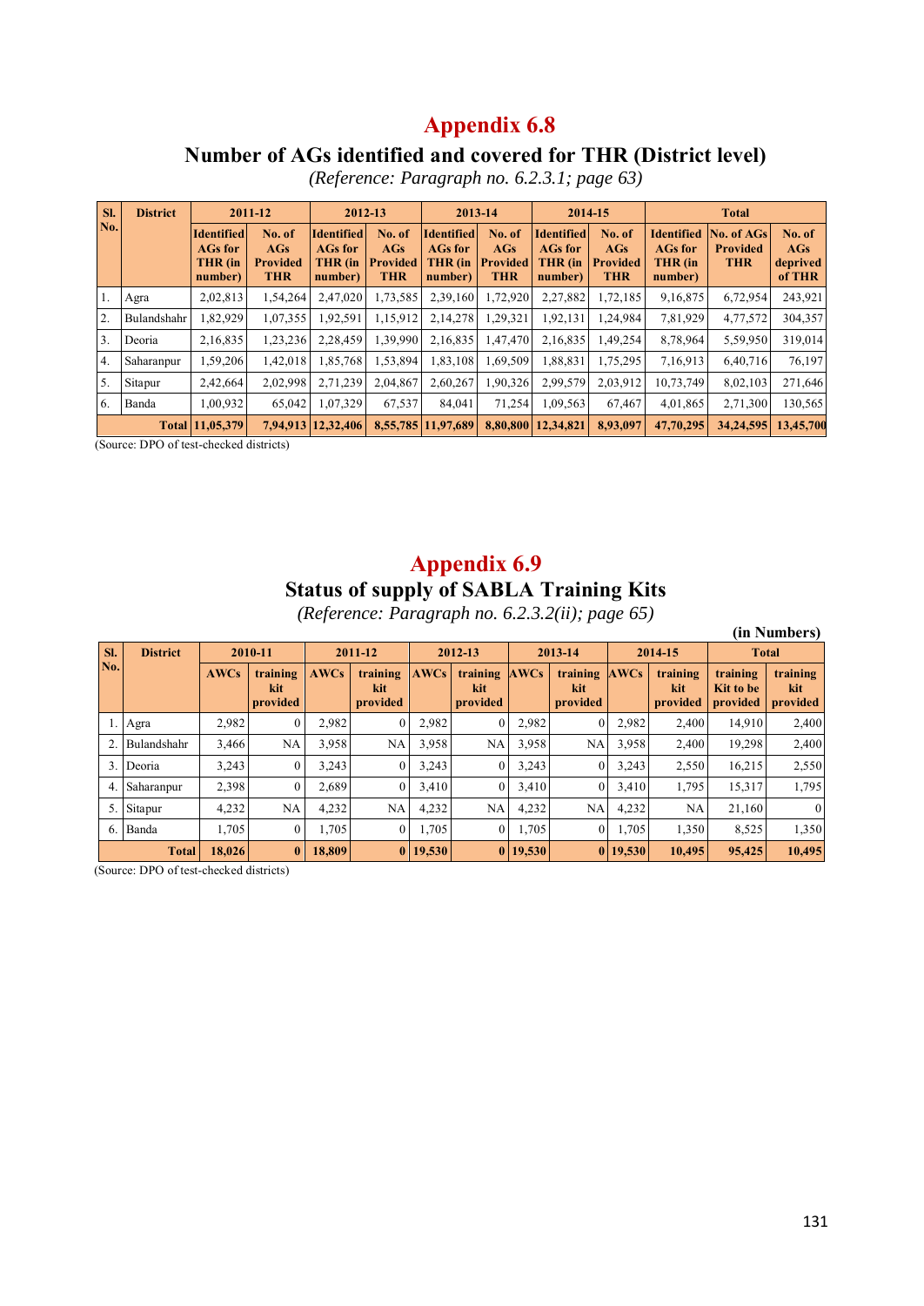# Appendix 6.8

## Number of AGs identified and covered for THR (District level)

*(Reference: Paragraph no. 6.2.3.1; page 63)*

| Sl. No. | District | 2011-12 | | 2012-13 | | 2013-14 | | 2014-15 | | Total | | |
|---|---|---|---|---|---|---|---|---|---|---|---|---|
| | | Identified AGs for THR (in number) | No. of AGs Provided THR | Identified AGs for THR (in number) | No. of AGs Provided THR | Identified AGs for THR (in number) | No. of AGs Provided THR | Identified AGs for THR (in number) | No. of AGs Provided THR | Identified AGs for THR (in number) | No. of AGs Provided THR | No. of AGs deprived of THR |
| 1. | Agra | 2,02,813 | 1,54,264 | 2,47,020 | 1,73,585 | 2,39,160 | 1,72,920 | 2,27,882 | 1,72,185 | 9,16,875 | 6,72,954 | 243,921 |
| 2. | Bulandshahr | 1,82,929 | 1,07,355 | 1,92,591 | 1,15,912 | 2,14,278 | 1,29,321 | 1,92,131 | 1,24,984 | 7,81,929 | 4,77,572 | 304,357 |
| 3. | Deoria | 2,16,835 | 1,23,236 | 2,28,459 | 1,39,990 | 2,16,835 | 1,47,470 | 2,16,835 | 1,49,254 | 8,78,964 | 5,59,950 | 319,014 |
| 4. | Saharanpur | 1,59,206 | 1,42,018 | 1,85,768 | 1,53,894 | 1,83,108 | 1,69,509 | 1,88,831 | 1,75,295 | 7,16,913 | 6,40,716 | 76,197 |
| 5. | Sitapur | 2,42,664 | 2,02,998 | 2,71,239 | 2,04,867 | 2,60,267 | 1,90,326 | 2,99,579 | 2,03,912 | 10,73,749 | 8,02,103 | 271,646 |
| 6. | Banda | 1,00,932 | 65,042 | 1,07,329 | 67,537 | 84,041 | 71,254 | 1,09,563 | 67,467 | 4,01,865 | 2,71,300 | 130,565 |
| | **Total** | **11,05,379** | **7,94,913** | **12,32,406** | **8,55,785** | **11,97,689** | **8,80,800** | **12,34,821** | **8,93,097** | **47,70,295** | **34,24,595** | **13,45,700** |

(Source: DPO of test-checked districts)

# Appendix 6.9

## Status of supply of SABLA Training Kits

*(Reference: Paragraph no. 6.2.3.2(ii); page 65)*

**(in Numbers)**

| Sl. No. | District | 2010-11 | | 2011-12 | | 2012-13 | | 2013-14 | | 2014-15 | | Total | |
|---|---|---|---|---|---|---|---|---|---|---|---|---|---|
| | | AWCs | training kit provided | AWCs | training kit provided | AWCs | training kit provided | AWCs | training kit provided | AWCs | training kit provided | training Kit to be provided | training kit provided |
| 1. | Agra | 2,982 | 0 | 2,982 | 0 | 2,982 | 0 | 2,982 | 0 | 2,982 | 2,400 | 14,910 | 2,400 |
| 2. | Bulandshahr | 3,466 | NA | 3,958 | NA | 3,958 | NA | 3,958 | NA | 3,958 | 2,400 | 19,298 | 2,400 |
| 3. | Deoria | 3,243 | 0 | 3,243 | 0 | 3,243 | 0 | 3,243 | 0 | 3,243 | 2,550 | 16,215 | 2,550 |
| 4. | Saharanpur | 2,398 | 0 | 2,689 | 0 | 3,410 | 0 | 3,410 | 0 | 3,410 | 1,795 | 15,317 | 1,795 |
| 5. | Sitapur | 4,232 | NA | 4,232 | NA | 4,232 | NA | 4,232 | NA | 4,232 | NA | 21,160 | 0 |
| 6. | Banda | 1,705 | 0 | 1,705 | 0 | 1,705 | 0 | 1,705 | 0 | 1,705 | 1,350 | 8,525 | 1,350 |
| | **Total** | **18,026** | **0** | **18,809** | **0** | **19,530** | **0** | **19,530** | **0** | **19,530** | **10,495** | **95,425** | **10,495** |

(Source: DPO of test-checked districts)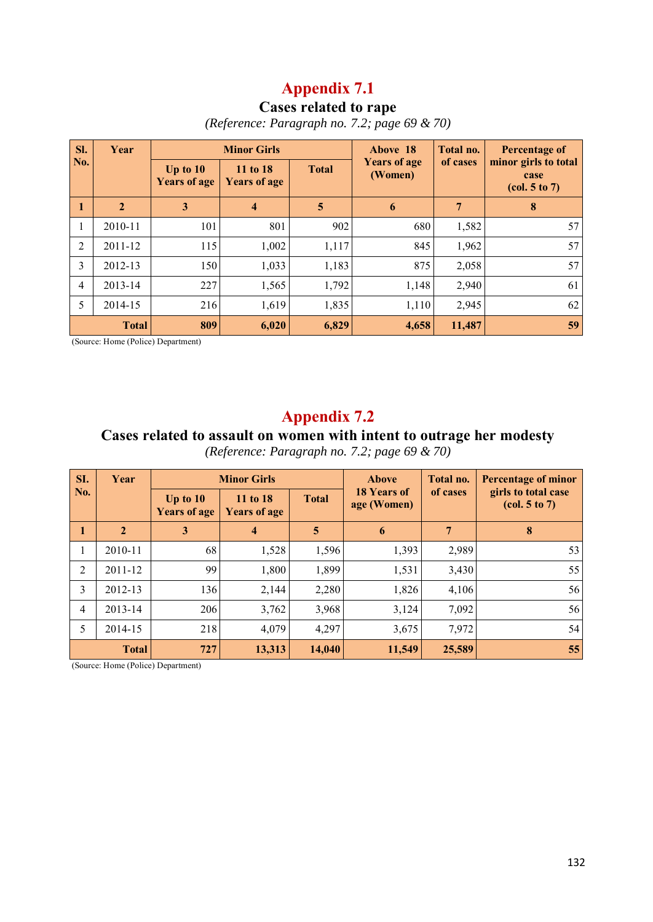# Appendix 7.1

## Cases related to rape

*(Reference: Paragraph no. 7.2; page 69 & 70)*

| Sl. No. | Year | Minor Girls | | | Above 18 Years of age (Women) | Total no. of cases | Percentage of minor girls to total case (col. 5 to 7) |
|---|---|---|---|---|---|---|---|
| | | Up to 10 Years of age | 11 to 18 Years of age | Total | | | |
| **1** | **2** | **3** | **4** | **5** | **6** | **7** | **8** |
| 1 | 2010-11 | 101 | 801 | 902 | 680 | 1,582 | 57 |
| 2 | 2011-12 | 115 | 1,002 | 1,117 | 845 | 1,962 | 57 |
| 3 | 2012-13 | 150 | 1,033 | 1,183 | 875 | 2,058 | 57 |
| 4 | 2013-14 | 227 | 1,565 | 1,792 | 1,148 | 2,940 | 61 |
| 5 | 2014-15 | 216 | 1,619 | 1,835 | 1,110 | 2,945 | 62 |
| | **Total** | **809** | **6,020** | **6,829** | **4,658** | **11,487** | **59** |

(Source: Home (Police) Department)

# Appendix 7.2

## Cases related to assault on women with intent to outrage her modesty

*(Reference: Paragraph no. 7.2; page 69 & 70)*

| SI. No. | Year | Minor Girls | | | Above 18 Years of age (Women) | Total no. of cases | Percentage of minor girls to total case (col. 5 to 7) |
|---|---|---|---|---|---|---|---|
| | | Up to 10 Years of age | 11 to 18 Years of age | Total | | | |
| **1** | **2** | **3** | **4** | **5** | **6** | **7** | **8** |
| 1 | 2010-11 | 68 | 1,528 | 1,596 | 1,393 | 2,989 | 53 |
| 2 | 2011-12 | 99 | 1,800 | 1,899 | 1,531 | 3,430 | 55 |
| 3 | 2012-13 | 136 | 2,144 | 2,280 | 1,826 | 4,106 | 56 |
| 4 | 2013-14 | 206 | 3,762 | 3,968 | 3,124 | 7,092 | 56 |
| 5 | 2014-15 | 218 | 4,079 | 4,297 | 3,675 | 7,972 | 54 |
| | **Total** | **727** | **13,313** | **14,040** | **11,549** | **25,589** | **55** |

(Source: Home (Police) Department)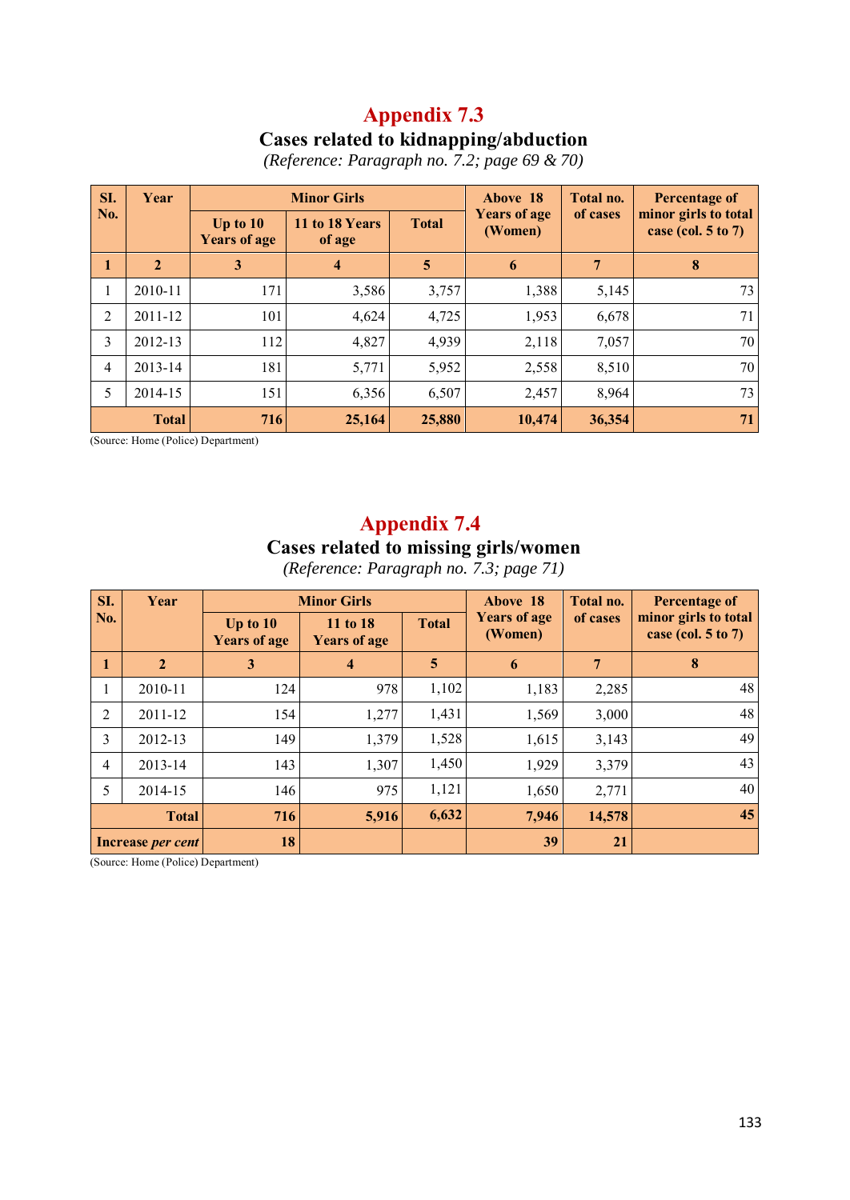# Appendix 7.3

## Cases related to kidnapping/abduction

*(Reference: Paragraph no. 7.2; page 69 & 70)*

| Sl. No. | Year | Minor Girls | | | Above 18 Years of age (Women) | Total no. of cases | Percentage of minor girls to total case (col. 5 to 7) |
|---|---|---|---|---|---|---|---|
| | | Up to 10 Years of age | 11 to 18 Years of age | Total | | | |
| **1** | **2** | **3** | **4** | **5** | **6** | **7** | **8** |
| 1 | 2010-11 | 171 | 3,586 | 3,757 | 1,388 | 5,145 | 73 |
| 2 | 2011-12 | 101 | 4,624 | 4,725 | 1,953 | 6,678 | 71 |
| 3 | 2012-13 | 112 | 4,827 | 4,939 | 2,118 | 7,057 | 70 |
| 4 | 2013-14 | 181 | 5,771 | 5,952 | 2,558 | 8,510 | 70 |
| 5 | 2014-15 | 151 | 6,356 | 6,507 | 2,457 | 8,964 | 73 |
| | **Total** | **716** | **25,164** | **25,880** | **10,474** | **36,354** | **71** |

(Source: Home (Police) Department)

# Appendix 7.4

## Cases related to missing girls/women

*(Reference: Paragraph no. 7.3; page 71)*

| Sl. No. | Year | Minor Girls | | | Above 18 Years of age (Women) | Total no. of cases | Percentage of minor girls to total case (col. 5 to 7) |
|---|---|---|---|---|---|---|---|
| | | Up to 10 Years of age | 11 to 18 Years of age | Total | | | |
| **1** | **2** | **3** | **4** | **5** | **6** | **7** | **8** |
| 1 | 2010-11 | 124 | 978 | 1,102 | 1,183 | 2,285 | 48 |
| 2 | 2011-12 | 154 | 1,277 | 1,431 | 1,569 | 3,000 | 48 |
| 3 | 2012-13 | 149 | 1,379 | 1,528 | 1,615 | 3,143 | 49 |
| 4 | 2013-14 | 143 | 1,307 | 1,450 | 1,929 | 3,379 | 43 |
| 5 | 2014-15 | 146 | 975 | 1,121 | 1,650 | 2,771 | 40 |
| | **Total** | **716** | **5,916** | **6,632** | **7,946** | **14,578** | **45** |
| | **Increase *per cent*** | **18** | | | **39** | **21** | |

(Source: Home (Police) Department)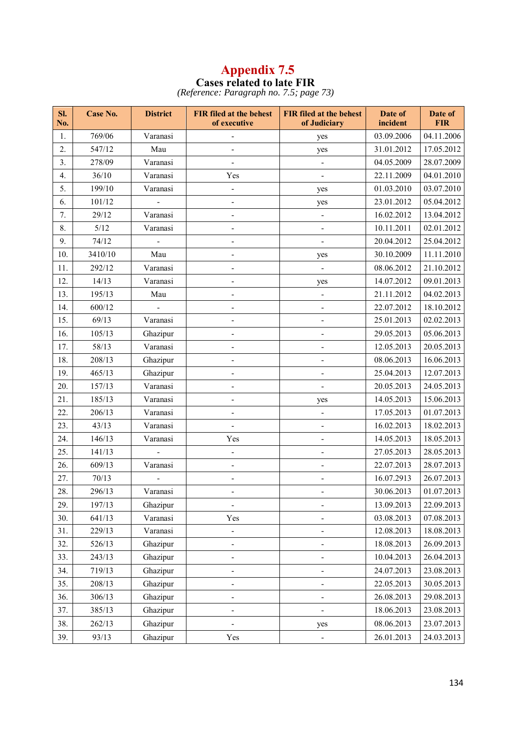# Appendix 7.5

## Cases related to late FIR

*(Reference: Paragraph no. 7.5; page 73)*

| Sl. No. | Case No. | District | FIR filed at the behest of executive | FIR filed at the behest of Judiciary | Date of incident | Date of FIR |
|---|---|---|---|---|---|---|
| 1. | 769/06 | Varanasi | - | yes | 03.09.2006 | 04.11.2006 |
| 2. | 547/12 | Mau | - | yes | 31.01.2012 | 17.05.2012 |
| 3. | 278/09 | Varanasi | - | - | 04.05.2009 | 28.07.2009 |
| 4. | 36/10 | Varanasi | Yes | - | 22.11.2009 | 04.01.2010 |
| 5. | 199/10 | Varanasi | - | yes | 01.03.2010 | 03.07.2010 |
| 6. | 101/12 | - | - | yes | 23.01.2012 | 05.04.2012 |
| 7. | 29/12 | Varanasi | - | - | 16.02.2012 | 13.04.2012 |
| 8. | 5/12 | Varanasi | - | - | 10.11.2011 | 02.01.2012 |
| 9. | 74/12 | - | - | - | 20.04.2012 | 25.04.2012 |
| 10. | 3410/10 | Mau | - | yes | 30.10.2009 | 11.11.2010 |
| 11. | 292/12 | Varanasi | - | - | 08.06.2012 | 21.10.2012 |
| 12. | 14/13 | Varanasi | - | yes | 14.07.2012 | 09.01.2013 |
| 13. | 195/13 | Mau | - | - | 21.11.2012 | 04.02.2013 |
| 14. | 600/12 | - | - | - | 22.07.2012 | 18.10.2012 |
| 15. | 69/13 | Varanasi | - | - | 25.01.2013 | 02.02.2013 |
| 16. | 105/13 | Ghazipur | - | - | 29.05.2013 | 05.06.2013 |
| 17. | 58/13 | Varanasi | - | - | 12.05.2013 | 20.05.2013 |
| 18. | 208/13 | Ghazipur | - | - | 08.06.2013 | 16.06.2013 |
| 19. | 465/13 | Ghazipur | - | - | 25.04.2013 | 12.07.2013 |
| 20. | 157/13 | Varanasi | - | - | 20.05.2013 | 24.05.2013 |
| 21. | 185/13 | Varanasi | - | yes | 14.05.2013 | 15.06.2013 |
| 22. | 206/13 | Varanasi | - | - | 17.05.2013 | 01.07.2013 |
| 23. | 43/13 | Varanasi | - | - | 16.02.2013 | 18.02.2013 |
| 24. | 146/13 | Varanasi | Yes | - | 14.05.2013 | 18.05.2013 |
| 25. | 141/13 | - | - | - | 27.05.2013 | 28.05.2013 |
| 26. | 609/13 | Varanasi | - | - | 22.07.2013 | 28.07.2013 |
| 27. | 70/13 | - | - | - | 16.07.2913 | 26.07.2013 |
| 28. | 296/13 | Varanasi | - | - | 30.06.2013 | 01.07.2013 |
| 29. | 197/13 | Ghazipur | - | - | 13.09.2013 | 22.09.2013 |
| 30. | 641/13 | Varanasi | Yes | - | 03.08.2013 | 07.08.2013 |
| 31. | 229/13 | Varanasi | - | - | 12.08.2013 | 18.08.2013 |
| 32. | 526/13 | Ghazipur | - | - | 18.08.2013 | 26.09.2013 |
| 33. | 243/13 | Ghazipur | - | - | 10.04.2013 | 26.04.2013 |
| 34. | 719/13 | Ghazipur | - | - | 24.07.2013 | 23.08.2013 |
| 35. | 208/13 | Ghazipur | - | - | 22.05.2013 | 30.05.2013 |
| 36. | 306/13 | Ghazipur | - | - | 26.08.2013 | 29.08.2013 |
| 37. | 385/13 | Ghazipur | - | - | 18.06.2013 | 23.08.2013 |
| 38. | 262/13 | Ghazipur | - | yes | 08.06.2013 | 23.07.2013 |
| 39. | 93/13 | Ghazipur | Yes | - | 26.01.2013 | 24.03.2013 |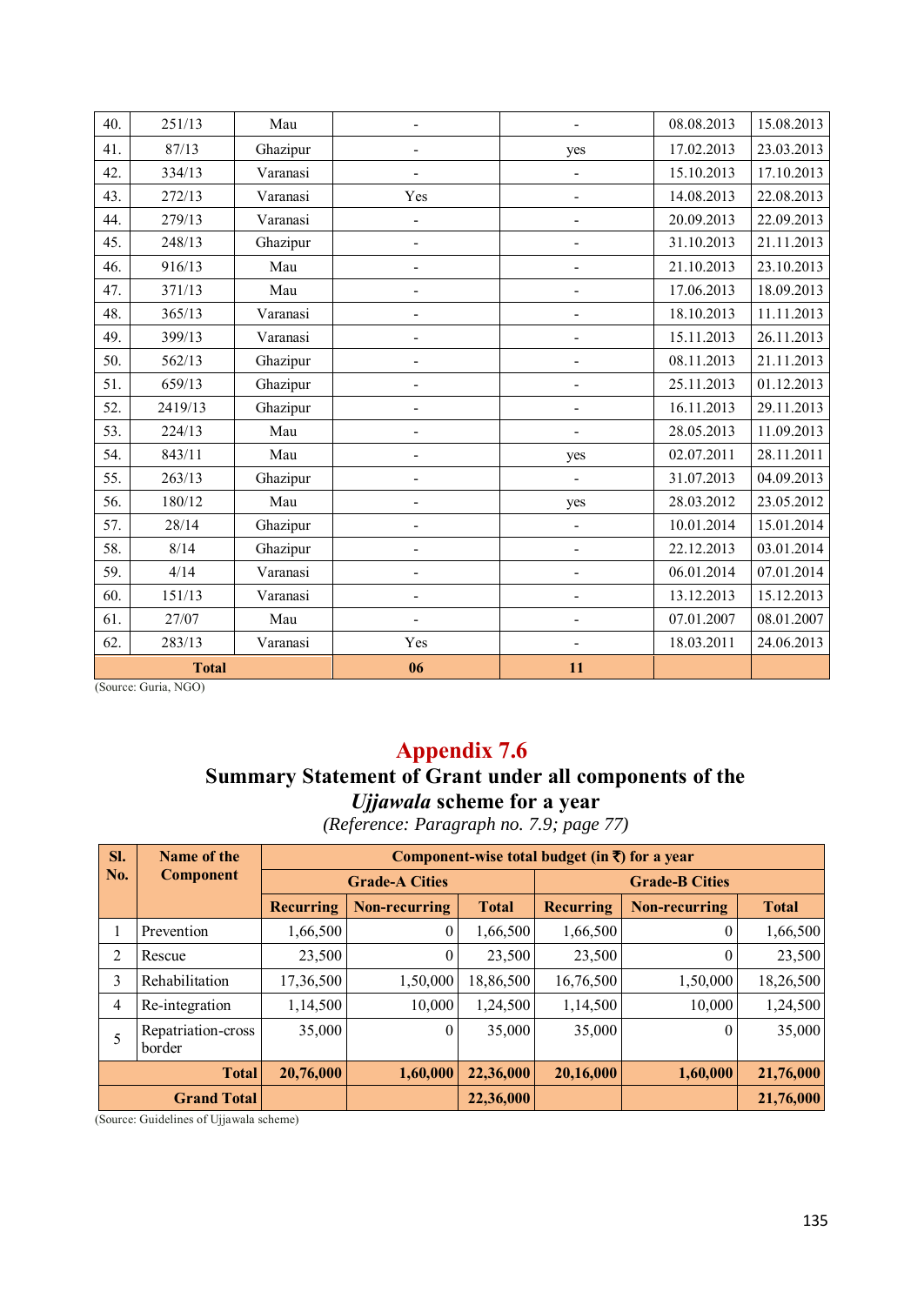| 40. | 251/13 | Mau | - | - | 08.08.2013 | 15.08.2013 |
|---|---|---|---|---|---|---|
| 41. | 87/13 | Ghazipur | - | yes | 17.02.2013 | 23.03.2013 |
| 42. | 334/13 | Varanasi | - | - | 15.10.2013 | 17.10.2013 |
| 43. | 272/13 | Varanasi | Yes | - | 14.08.2013 | 22.08.2013 |
| 44. | 279/13 | Varanasi | - | - | 20.09.2013 | 22.09.2013 |
| 45. | 248/13 | Ghazipur | - | - | 31.10.2013 | 21.11.2013 |
| 46. | 916/13 | Mau | - | - | 21.10.2013 | 23.10.2013 |
| 47. | 371/13 | Mau | - | - | 17.06.2013 | 18.09.2013 |
| 48. | 365/13 | Varanasi | - | - | 18.10.2013 | 11.11.2013 |
| 49. | 399/13 | Varanasi | - | - | 15.11.2013 | 26.11.2013 |
| 50. | 562/13 | Ghazipur | - | - | 08.11.2013 | 21.11.2013 |
| 51. | 659/13 | Ghazipur | - | - | 25.11.2013 | 01.12.2013 |
| 52. | 2419/13 | Ghazipur | - | - | 16.11.2013 | 29.11.2013 |
| 53. | 224/13 | Mau | - | - | 28.05.2013 | 11.09.2013 |
| 54. | 843/11 | Mau | - | yes | 02.07.2011 | 28.11.2011 |
| 55. | 263/13 | Ghazipur | - | - | 31.07.2013 | 04.09.2013 |
| 56. | 180/12 | Mau | - | yes | 28.03.2012 | 23.05.2012 |
| 57. | 28/14 | Ghazipur | - | - | 10.01.2014 | 15.01.2014 |
| 58. | 8/14 | Ghazipur | - | - | 22.12.2013 | 03.01.2014 |
| 59. | 4/14 | Varanasi | - | - | 06.01.2014 | 07.01.2014 |
| 60. | 151/13 | Varanasi | - | - | 13.12.2013 | 15.12.2013 |
| 61. | 27/07 | Mau | - | - | 07.01.2007 | 08.01.2007 |
| 62. | 283/13 | Varanasi | Yes | - | 18.03.2011 | 24.06.2013 |
| **Total** | | | **06** | **11** | | |

(Source: Guria, NGO)

# Appendix 7.6

## Summary Statement of Grant under all components of the *Ujjawala* scheme for a year

*(Reference: Paragraph no. 7.9; page 77)*

| Sl. No. | Name of the Component | Component-wise total budget (in ₹) for a year | | | | | |
|---|---|---|---|---|---|---|---|
| | | Grade-A Cities | | | Grade-B Cities | | |
| | | Recurring | Non-recurring | Total | Recurring | Non-recurring | Total |
| 1 | Prevention | 1,66,500 | 0 | 1,66,500 | 1,66,500 | 0 | 1,66,500 |
| 2 | Rescue | 23,500 | 0 | 23,500 | 23,500 | 0 | 23,500 |
| 3 | Rehabilitation | 17,36,500 | 1,50,000 | 18,86,500 | 16,76,500 | 1,50,000 | 18,26,500 |
| 4 | Re-integration | 1,14,500 | 10,000 | 1,24,500 | 1,14,500 | 10,000 | 1,24,500 |
| 5 | Repatriation-cross border | 35,000 | 0 | 35,000 | 35,000 | 0 | 35,000 |
| | **Total** | **20,76,000** | **1,60,000** | **22,36,000** | **20,16,000** | **1,60,000** | **21,76,000** |
| | **Grand Total** | | | **22,36,000** | | | **21,76,000** |

(Source: Guidelines of Ujjawala scheme)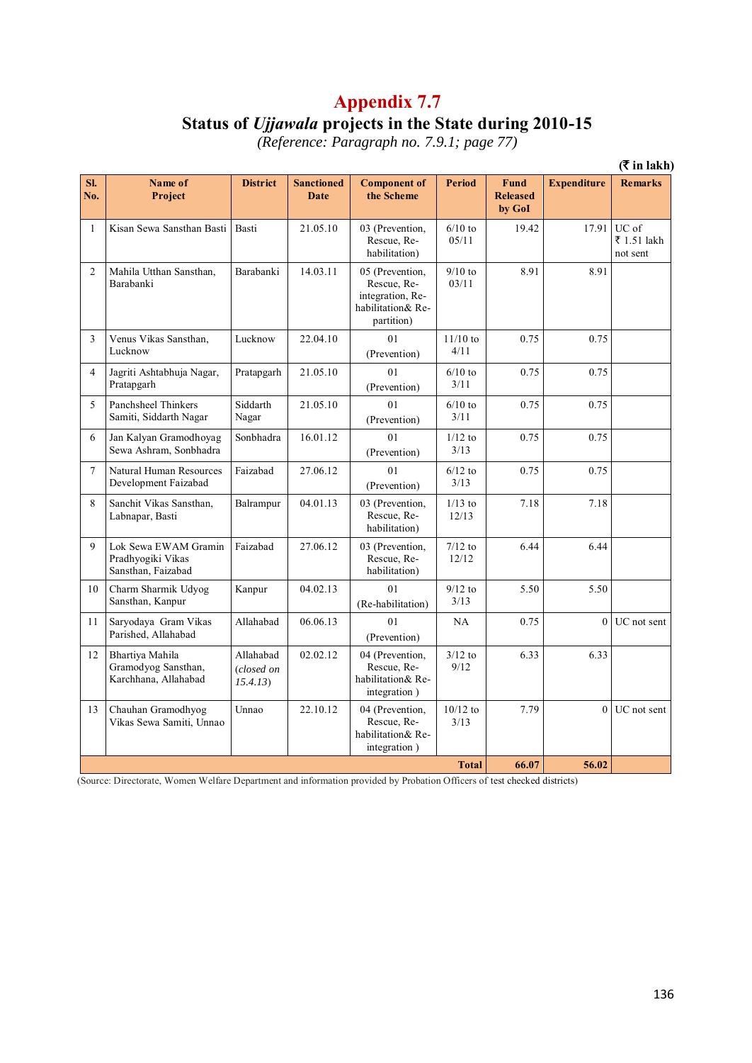# Appendix 7.7

## Status of *Ujjawala* projects in the State during 2010-15

*(Reference: Paragraph no. 7.9.1; page 77)*

**(₹ in lakh)**

| Sl. No. | Name of Project | District | Sanctioned Date | Component of the Scheme | Period | Fund Released by GoI | Expenditure | Remarks |
|---|---|---|---|---|---|---|---|---|
| 1 | Kisan Sewa Sansthan Basti | Basti | 21.05.10 | 03 (Prevention, Rescue, Re-habilitation) | 6/10 to 05/11 | 19.42 | 17.91 | UC of ₹ 1.51 lakh not sent |
| 2 | Mahila Utthan Sansthan, Barabanki | Barabanki | 14.03.11 | 05 (Prevention, Rescue, Re-integration, Re-habilitation& Re-partition) | 9/10 to 03/11 | 8.91 | 8.91 | |
| 3 | Venus Vikas Sansthan, Lucknow | Lucknow | 22.04.10 | 01 (Prevention) | 11/10 to 4/11 | 0.75 | 0.75 | |
| 4 | Jagriti Ashtabhuja Nagar, Pratapgarh | Pratapgarh | 21.05.10 | 01 (Prevention) | 6/10 to 3/11 | 0.75 | 0.75 | |
| 5 | Panchsheel Thinkers Samiti, Siddarth Nagar | Siddarth Nagar | 21.05.10 | 01 (Prevention) | 6/10 to 3/11 | 0.75 | 0.75 | |
| 6 | Jan Kalyan Gramodhoyag Sewa Ashram, Sonbhadra | Sonbhadra | 16.01.12 | 01 (Prevention) | 1/12 to 3/13 | 0.75 | 0.75 | |
| 7 | Natural Human Resources Development Faizabad | Faizabad | 27.06.12 | 01 (Prevention) | 6/12 to 3/13 | 0.75 | 0.75 | |
| 8 | Sanchit Vikas Sansthan, Labnapar, Basti | Balrampur | 04.01.13 | 03 (Prevention, Rescue, Re-habilitation) | 1/13 to 12/13 | 7.18 | 7.18 | |
| 9 | Lok Sewa EWAM Gramin Pradhyogiki Vikas Sansthan, Faizabad | Faizabad | 27.06.12 | 03 (Prevention, Rescue, Re-habilitation) | 7/12 to 12/12 | 6.44 | 6.44 | |
| 10 | Charm Sharmik Udyog Sansthan, Kanpur | Kanpur | 04.02.13 | 01 (Re-habilitation) | 9/12 to 3/13 | 5.50 | 5.50 | |
| 11 | Saryodaya Gram Vikas Parished, Allahabad | Allahabad | 06.06.13 | 01 (Prevention) | NA | 0.75 | 0 | UC not sent |
| 12 | Bhartiya Mahila Gramodyog Sansthan, Karchhana, Allahabad | Allahabad (*closed on 15.4.13*) | 02.02.12 | 04 (Prevention, Rescue, Re-habilitation& Re-integration ) | 3/12 to 9/12 | 6.33 | 6.33 | |
| 13 | Chauhan Gramodhyog Vikas Sewa Samiti, Unnao | Unnao | 22.10.12 | 04 (Prevention, Rescue, Re-habilitation& Re-integration ) | 10/12 to 3/13 | 7.79 | 0 | UC not sent |
| | | | | | **Total** | **66.07** | **56.02** | |

(Source: Directorate, Women Welfare Department and information provided by Probation Officers of test checked districts)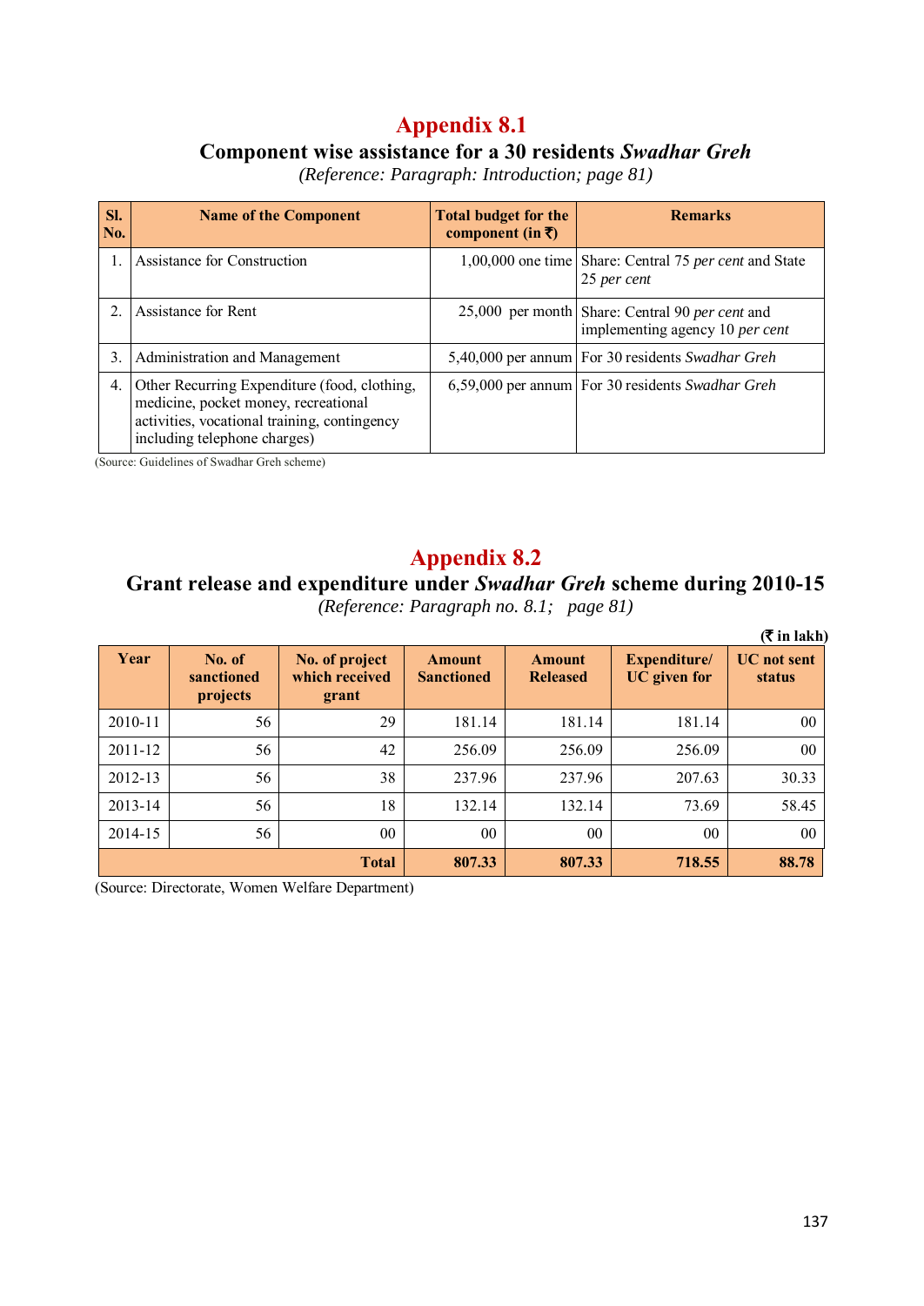# Appendix 8.1

## Component wise assistance for a 30 residents *Swadhar Greh*

*(Reference: Paragraph: Introduction; page 81)*

| Sl. No. | Name of the Component | Total budget for the component (in ₹) | Remarks |
|---|---|---|---|
| 1. | Assistance for Construction | 1,00,000 one time | Share: Central 75 *per cent* and State 25 *per cent* |
| 2. | Assistance for Rent | 25,000 per month | Share: Central 90 *per cent* and implementing agency 10 *per cent* |
| 3. | Administration and Management | 5,40,000 per annum | For 30 residents *Swadhar Greh* |
| 4. | Other Recurring Expenditure (food, clothing, medicine, pocket money, recreational activities, vocational training, contingency including telephone charges) | 6,59,000 per annum | For 30 residents *Swadhar Greh* |

(Source: Guidelines of Swadhar Greh scheme)

# Appendix 8.2

## Grant release and expenditure under *Swadhar Greh* scheme during 2010-15

*(Reference: Paragraph no. 8.1; page 81)*

**(₹ in lakh)**

| Year | No. of sanctioned projects | No. of project which received grant | Amount Sanctioned | Amount Released | Expenditure/ UC given for | UC not sent status |
|---|---|---|---|---|---|---|
| 2010-11 | 56 | 29 | 181.14 | 181.14 | 181.14 | 00 |
| 2011-12 | 56 | 42 | 256.09 | 256.09 | 256.09 | 00 |
| 2012-13 | 56 | 38 | 237.96 | 237.96 | 207.63 | 30.33 |
| 2013-14 | 56 | 18 | 132.14 | 132.14 | 73.69 | 58.45 |
| 2014-15 | 56 | 00 | 00 | 00 | 00 | 00 |
| | | **Total** | **807.33** | **807.33** | **718.55** | **88.78** |

(Source: Directorate, Women Welfare Department)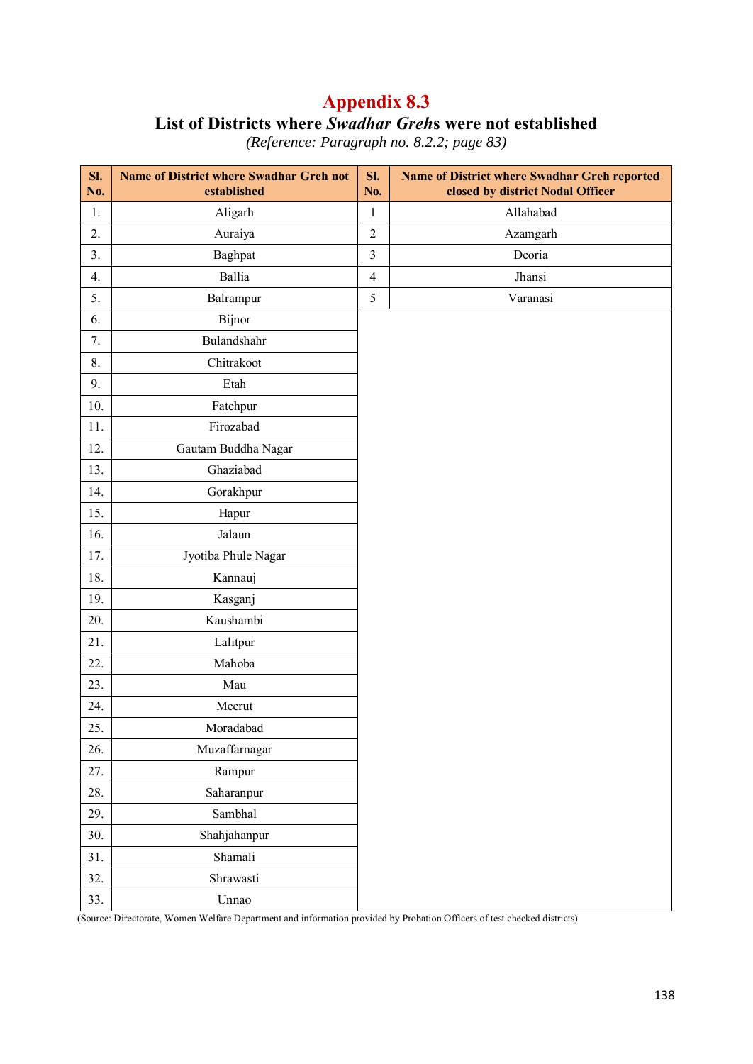# Appendix 8.3

## List of Districts where *Swadhar Greh*s were not established

*(Reference: Paragraph no. 8.2.2; page 83)*

| Sl. No. | Name of District where Swadhar Greh not established | Sl. No. | Name of District where Swadhar Greh reported closed by district Nodal Officer |
|---|---|---|---|
| 1. | Aligarh | 1 | Allahabad |
| 2. | Auraiya | 2 | Azamgarh |
| 3. | Baghpat | 3 | Deoria |
| 4. | Ballia | 4 | Jhansi |
| 5. | Balrampur | 5 | Varanasi |
| 6. | Bijnor | | |
| 7. | Bulandshahr | | |
| 8. | Chitrakoot | | |
| 9. | Etah | | |
| 10. | Fatehpur | | |
| 11. | Firozabad | | |
| 12. | Gautam Buddha Nagar | | |
| 13. | Ghaziabad | | |
| 14. | Gorakhpur | | |
| 15. | Hapur | | |
| 16. | Jalaun | | |
| 17. | Jyotiba Phule Nagar | | |
| 18. | Kannauj | | |
| 19. | Kasganj | | |
| 20. | Kaushambi | | |
| 21. | Lalitpur | | |
| 22. | Mahoba | | |
| 23. | Mau | | |
| 24. | Meerut | | |
| 25. | Moradabad | | |
| 26. | Muzaffarnagar | | |
| 27. | Rampur | | |
| 28. | Saharanpur | | |
| 29. | Sambhal | | |
| 30. | Shahjahanpur | | |
| 31. | Shamali | | |
| 32. | Shrawasti | | |
| 33. | Unnao | | |

(Source: Directorate, Women Welfare Department and information provided by Probation Officers of test checked districts)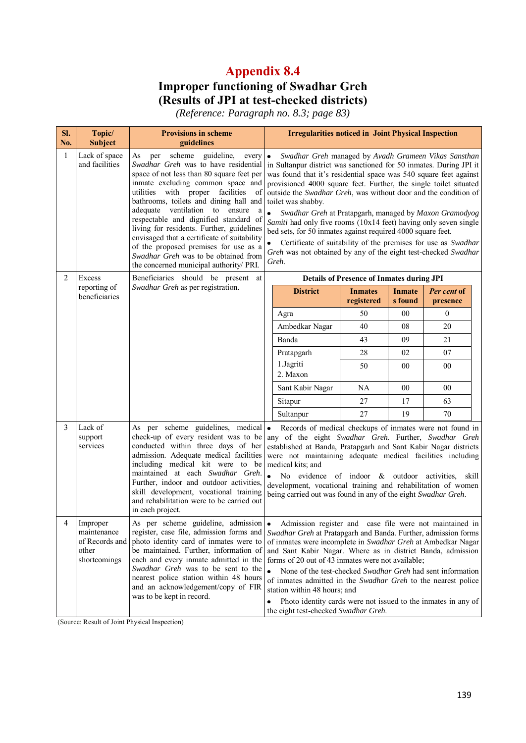# Appendix 8.4

## Improper functioning of Swadhar Greh (Results of JPI at test-checked districts)

*(Reference: Paragraph no. 8.3; page 83)*

| Sl. No. | Topic/ Subject | Provisions in scheme guidelines | Irregularities noticed in Joint Physical Inspection |
|---|---|---|---|
| 1 | Lack of space and facilities | As per scheme guideline, every *Swadhar Greh* was to have residential space of not less than 80 square feet per inmate excluding common space and utilities with proper facilities of bathrooms, toilets and dining hall and adequate ventilation to ensure a respectable and dignified standard of living for residents. Further, guidelines envisaged that a certificate of suitability of the proposed premises for use as a *Swadhar Greh* was to be obtained from the concerned municipal authority/ PRI. | • *Swadhar Greh* managed by *Avadh Grameen Vikas Sansthan* in Sultanpur district was sanctioned for 50 inmates. During JPI it was found that it's residential space was 540 square feet against provisioned 4000 square feet. Further, the single toilet situated outside the *Swadhar Greh*, was without door and the condition of toilet was shabby.<br>• *Swadhar Greh* at Pratapgarh, managed by *Maxon Gramodyog Samiti* had only five rooms (10x14 feet) having only seven single bed sets, for 50 inmates against required 4000 square feet.<br>• Certificate of suitability of the premises for use as *Swadhar Greh* was not obtained by any of the eight test-checked *Swadhar Greh.* |
| 2 | Excess reporting of beneficiaries | Beneficiaries should be present at *Swadhar Greh* as per registration. | **Details of Presence of Inmates during JPI** (see table below) |
| 3 | Lack of support services | As per scheme guidelines, medical check-up of every resident was to be conducted within three days of her admission. Adequate medical facilities including medical kit were to be maintained at each *Swadhar Greh*. Further, indoor and outdoor activities, skill development, vocational training and rehabilitation were to be carried out in each project. | • Records of medical checkups of inmates were not found in any of the eight *Swadhar Greh*. Further, *Swadhar Greh* established at Banda, Pratapgarh and Sant Kabir Nagar districts were not maintaining adequate medical facilities including medical kits; and<br>• No evidence of indoor & outdoor activities, skill development, vocational training and rehabilitation of women being carried out was found in any of the eight *Swadhar Greh*. |
| 4 | Improper maintenance of Records and other shortcomings | As per scheme guideline, admission register, case file, admission forms and photo identity card of inmates were to be maintained. Further, information of each and every inmate admitted in the *Swadhar Greh* was to be sent to the nearest police station within 48 hours and an acknowledgement/copy of FIR was to be kept in record. | • Admission register and case file were not maintained in *Swadhar Greh* at Pratapgarh and Banda. Further, admission forms of inmates were incomplete in *Swadhar Greh* at Ambedkar Nagar and Sant Kabir Nagar. Where as in district Banda, admission forms of 20 out of 43 inmates were not available;<br>• None of the test-checked *Swadhar Greh* had sent information of inmates admitted in the *Swadhar Greh* to the nearest police station within 48 hours; and<br>• Photo identity cards were not issued to the inmates in any of the eight test-checked *Swadhar Greh.* |

**Details of Presence of Inmates during JPI**

| District | Inmates registered | Inmates found | *Per cent* of presence |
|---|---|---|---|
| Agra | 50 | 00 | 0 |
| Ambedkar Nagar | 40 | 08 | 20 |
| Banda | 43 | 09 | 21 |
| Pratapgarh | 28 | 02 | 07 |
| 1.Jagriti<br>2. Maxon | 50 | 00 | 00 |
| Sant Kabir Nagar | NA | 00 | 00 |
| Sitapur | 27 | 17 | 63 |
| Sultanpur | 27 | 19 | 70 |

(Source: Result of Joint Physical Inspection)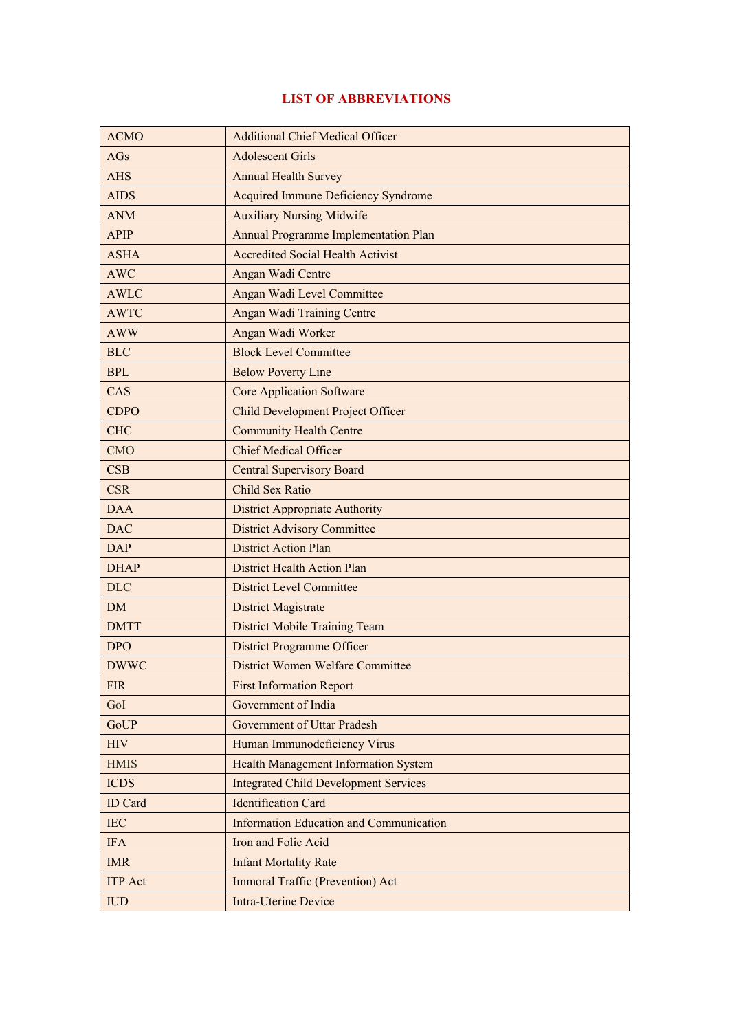# LIST OF ABBREVIATIONS

| | |
|---|---|
| ACMO | Additional Chief Medical Officer |
| AGs | Adolescent Girls |
| AHS | Annual Health Survey |
| AIDS | Acquired Immune Deficiency Syndrome |
| ANM | Auxiliary Nursing Midwife |
| APIP | Annual Programme Implementation Plan |
| ASHA | Accredited Social Health Activist |
| AWC | Angan Wadi Centre |
| AWLC | Angan Wadi Level Committee |
| AWTC | Angan Wadi Training Centre |
| AWW | Angan Wadi Worker |
| BLC | Block Level Committee |
| BPL | Below Poverty Line |
| CAS | Core Application Software |
| CDPO | Child Development Project Officer |
| CHC | Community Health Centre |
| CMO | Chief Medical Officer |
| CSB | Central Supervisory Board |
| CSR | Child Sex Ratio |
| DAA | District Appropriate Authority |
| DAC | District Advisory Committee |
| DAP | District Action Plan |
| DHAP | District Health Action Plan |
| DLC | District Level Committee |
| DM | District Magistrate |
| DMTT | District Mobile Training Team |
| DPO | District Programme Officer |
| DWWC | District Women Welfare Committee |
| FIR | First Information Report |
| GoI | Government of India |
| GoUP | Government of Uttar Pradesh |
| HIV | Human Immunodeficiency Virus |
| HMIS | Health Management Information System |
| ICDS | Integrated Child Development Services |
| ID Card | Identification Card |
| IEC | Information Education and Communication |
| IFA | Iron and Folic Acid |
| IMR | Infant Mortality Rate |
| ITP Act | Immoral Traffic (Prevention) Act |
| IUD | Intra-Uterine Device |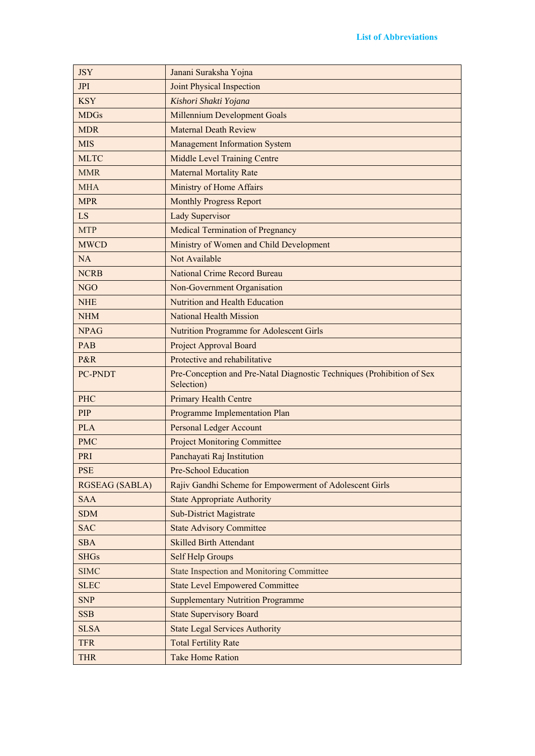| JSY | Janani Suraksha Yojna |
|---|---|
| JPI | Joint Physical Inspection |
| KSY | *Kishori Shakti Yojana* |
| MDGs | Millennium Development Goals |
| MDR | Maternal Death Review |
| MIS | Management Information System |
| MLTC | Middle Level Training Centre |
| MMR | Maternal Mortality Rate |
| MHA | Ministry of Home Affairs |
| MPR | Monthly Progress Report |
| LS | Lady Supervisor |
| MTP | Medical Termination of Pregnancy |
| MWCD | Ministry of Women and Child Development |
| NA | Not Available |
| NCRB | National Crime Record Bureau |
| NGO | Non-Government Organisation |
| NHE | Nutrition and Health Education |
| NHM | National Health Mission |
| NPAG | Nutrition Programme for Adolescent Girls |
| PAB | Project Approval Board |
| P&R | Protective and rehabilitative |
| PC-PNDT | Pre-Conception and Pre-Natal Diagnostic Techniques (Prohibition of Sex Selection) |
| PHC | Primary Health Centre |
| PIP | Programme Implementation Plan |
| PLA | Personal Ledger Account |
| PMC | Project Monitoring Committee |
| PRI | Panchayati Raj Institution |
| PSE | Pre-School Education |
| RGSEAG (SABLA) | Rajiv Gandhi Scheme for Empowerment of Adolescent Girls |
| SAA | State Appropriate Authority |
| SDM | Sub-District Magistrate |
| SAC | State Advisory Committee |
| SBA | Skilled Birth Attendant |
| SHGs | Self Help Groups |
| SIMC | State Inspection and Monitoring Committee |
| SLEC | State Level Empowered Committee |
| SNP | Supplementary Nutrition Programme |
| SSB | State Supervisory Board |
| SLSA | State Legal Services Authority |
| TFR | Total Fertility Rate |
| THR | Take Home Ration |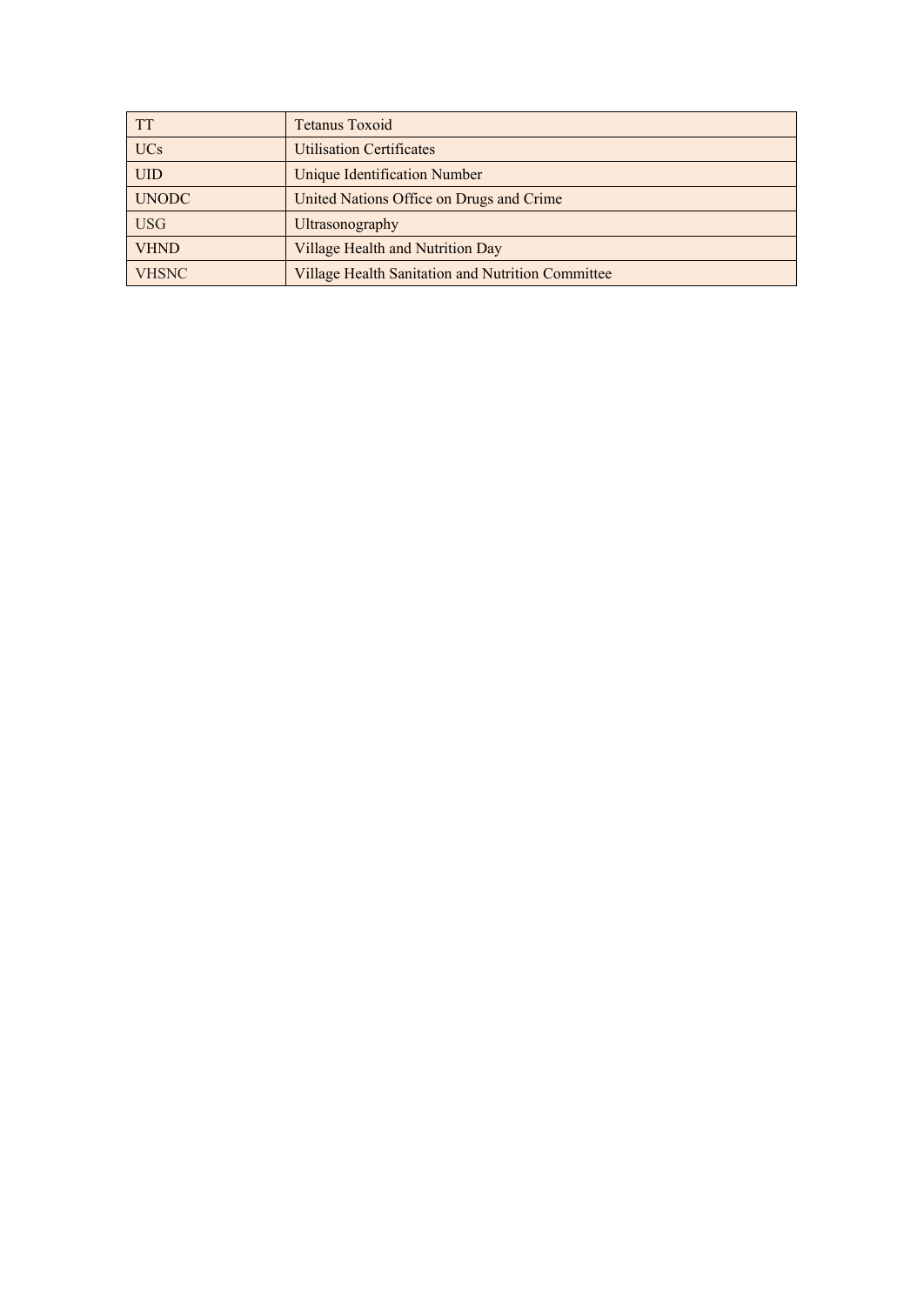| | |
|---|---|
| TT | Tetanus Toxoid |
| UCs | Utilisation Certificates |
| UID | Unique Identification Number |
| UNODC | United Nations Office on Drugs and Crime |
| USG | Ultrasonography |
| VHND | Village Health and Nutrition Day |
| VHSNC | Village Health Sanitation and Nutrition Committee |